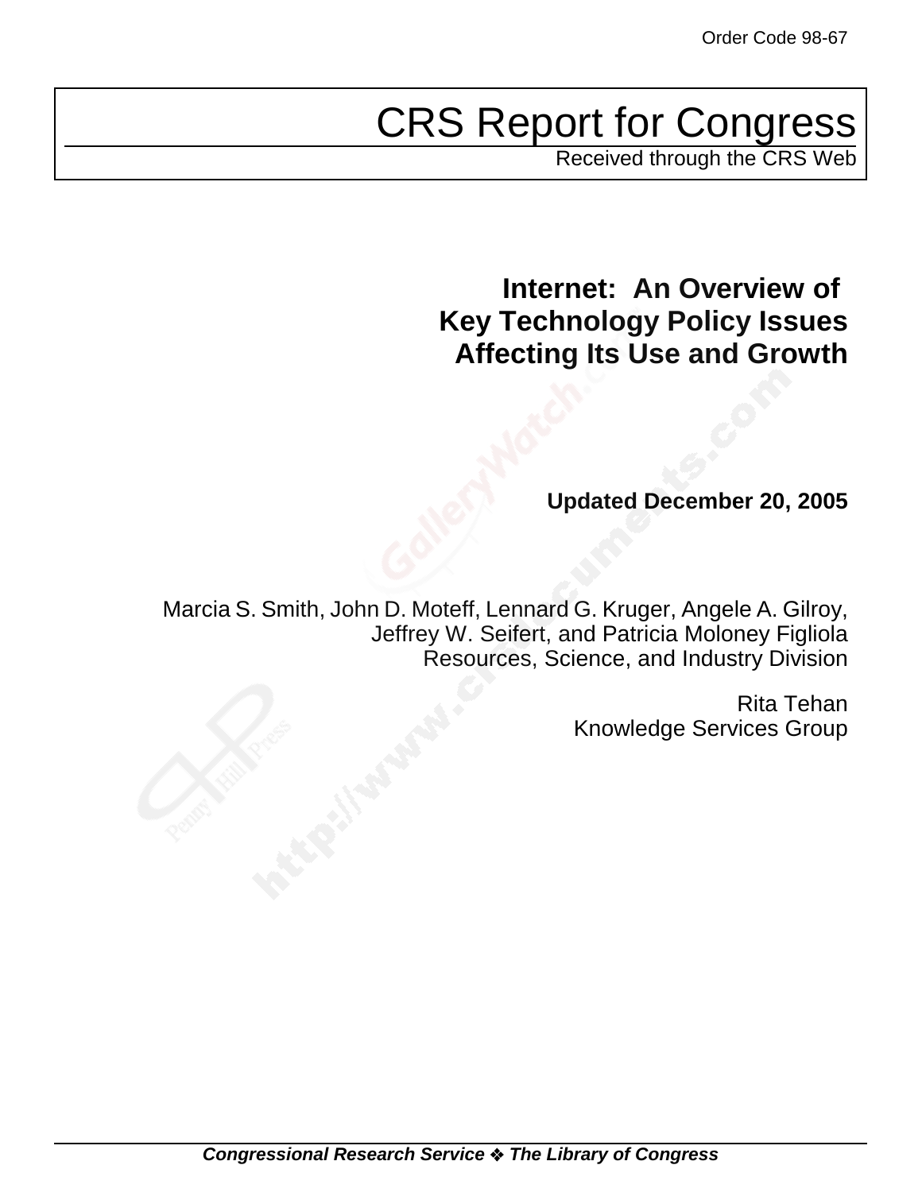Order Code 98-67

# CRS Report for Congress

Received through the CRS Web

## Internet: An Overview of Key Technology Policy Issues Affecting Its Use and Growth

**Updated December 20, 2005**

Marcia S. Smith, John D. Moteff, Lennard G. Kruger, Angele A. Gilroy, Jeffrey W. Seifert, and Patricia Moloney Figliola
Resources, Science, and Industry Division

Rita Tehan
Knowledge Services Group

***Congressional Research Service ❖ The Library of Congress***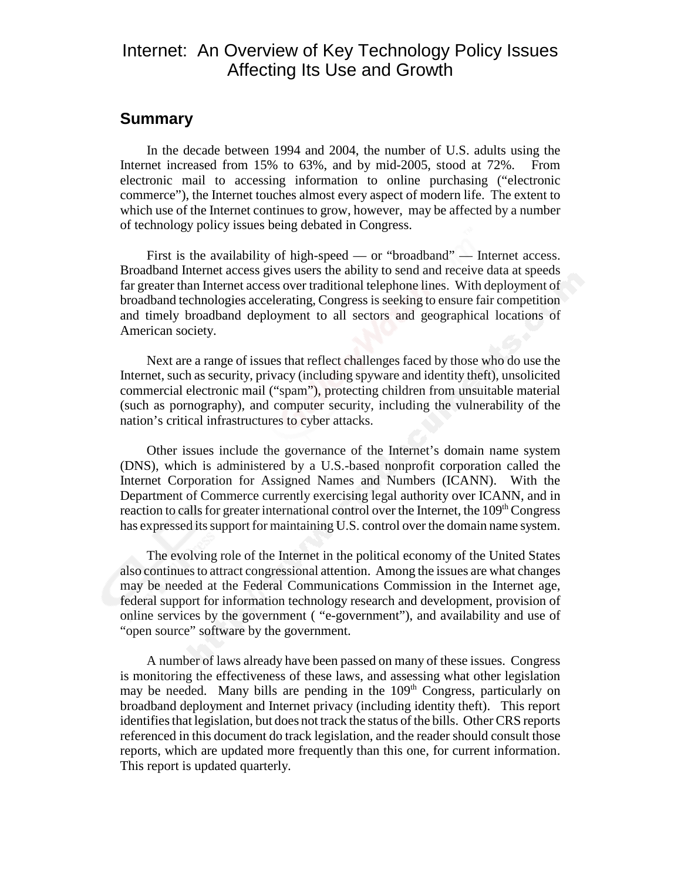# Internet: An Overview of Key Technology Policy Issues Affecting Its Use and Growth

## Summary

In the decade between 1994 and 2004, the number of U.S. adults using the Internet increased from 15% to 63%, and by mid-2005, stood at 72%. From electronic mail to accessing information to online purchasing ("electronic commerce"), the Internet touches almost every aspect of modern life. The extent to which use of the Internet continues to grow, however, may be affected by a number of technology policy issues being debated in Congress.

First is the availability of high-speed — or "broadband" — Internet access. Broadband Internet access gives users the ability to send and receive data at speeds far greater than Internet access over traditional telephone lines. With deployment of broadband technologies accelerating, Congress is seeking to ensure fair competition and timely broadband deployment to all sectors and geographical locations of American society.

Next are a range of issues that reflect challenges faced by those who do use the Internet, such as security, privacy (including spyware and identity theft), unsolicited commercial electronic mail ("spam"), protecting children from unsuitable material (such as pornography), and computer security, including the vulnerability of the nation's critical infrastructures to cyber attacks.

Other issues include the governance of the Internet's domain name system (DNS), which is administered by a U.S.-based nonprofit corporation called the Internet Corporation for Assigned Names and Numbers (ICANN). With the Department of Commerce currently exercising legal authority over ICANN, and in reaction to calls for greater international control over the Internet, the 109th Congress has expressed its support for maintaining U.S. control over the domain name system.

The evolving role of the Internet in the political economy of the United States also continues to attract congressional attention. Among the issues are what changes may be needed at the Federal Communications Commission in the Internet age, federal support for information technology research and development, provision of online services by the government ( "e-government"), and availability and use of "open source" software by the government.

A number of laws already have been passed on many of these issues. Congress is monitoring the effectiveness of these laws, and assessing what other legislation may be needed. Many bills are pending in the 109th Congress, particularly on broadband deployment and Internet privacy (including identity theft). This report identifies that legislation, but does not track the status of the bills. Other CRS reports referenced in this document do track legislation, and the reader should consult those reports, which are updated more frequently than this one, for current information. This report is updated quarterly.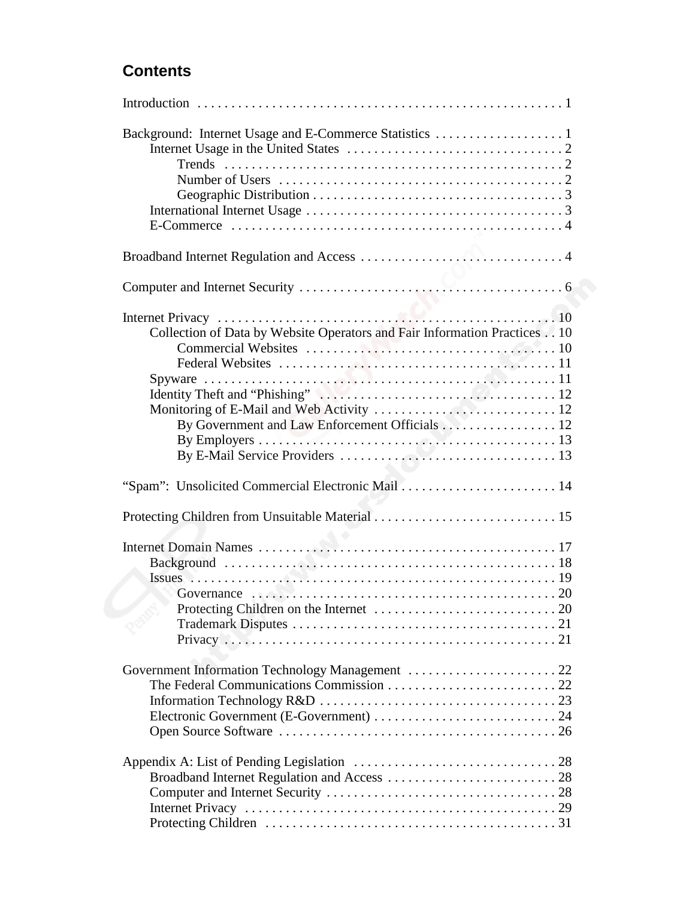## Contents

Introduction . . . . . . . . . . . . . . . . . . . . . . . . . . . . . . . . . . . . . . . . . . . . . . . . . . . . . 1

Background: Internet Usage and E-Commerce Statistics . . . . . . . . . . . . . . . . . . . 1
- Internet Usage in the United States . . . . . . . . . . . . . . . . . . . . . . . . . . . . . . . . 2
  - Trends . . . . . . . . . . . . . . . . . . . . . . . . . . . . . . . . . . . . . . . . . . . . . . . . . . . 2
  - Number of Users . . . . . . . . . . . . . . . . . . . . . . . . . . . . . . . . . . . . . . . . . . 2
  - Geographic Distribution . . . . . . . . . . . . . . . . . . . . . . . . . . . . . . . . . . . . . 3
- International Internet Usage . . . . . . . . . . . . . . . . . . . . . . . . . . . . . . . . . . . . . . 3
- E-Commerce . . . . . . . . . . . . . . . . . . . . . . . . . . . . . . . . . . . . . . . . . . . . . . . . . 4

Broadband Internet Regulation and Access . . . . . . . . . . . . . . . . . . . . . . . . . . . . . . 4

Computer and Internet Security . . . . . . . . . . . . . . . . . . . . . . . . . . . . . . . . . . . . . . . 6

Internet Privacy . . . . . . . . . . . . . . . . . . . . . . . . . . . . . . . . . . . . . . . . . . . . . . . . . . . 10
- Collection of Data by Website Operators and Fair Information Practices . . 10
  - Commercial Websites . . . . . . . . . . . . . . . . . . . . . . . . . . . . . . . . . . . . . 10
  - Federal Websites . . . . . . . . . . . . . . . . . . . . . . . . . . . . . . . . . . . . . . . . . 11
- Spyware . . . . . . . . . . . . . . . . . . . . . . . . . . . . . . . . . . . . . . . . . . . . . . . . . . . . 11
- Identity Theft and "Phishing" . . . . . . . . . . . . . . . . . . . . . . . . . . . . . . . . . . . 12
- Monitoring of E-Mail and Web Activity . . . . . . . . . . . . . . . . . . . . . . . . . . . 12
  - By Government and Law Enforcement Officials . . . . . . . . . . . . . . . . . 12
  - By Employers . . . . . . . . . . . . . . . . . . . . . . . . . . . . . . . . . . . . . . . . . . . . 13
  - By E-Mail Service Providers . . . . . . . . . . . . . . . . . . . . . . . . . . . . . . . . 13

"Spam": Unsolicited Commercial Electronic Mail . . . . . . . . . . . . . . . . . . . . . . . 14

Protecting Children from Unsuitable Material . . . . . . . . . . . . . . . . . . . . . . . . . . . 15

Internet Domain Names . . . . . . . . . . . . . . . . . . . . . . . . . . . . . . . . . . . . . . . . . . . . 17
- Background . . . . . . . . . . . . . . . . . . . . . . . . . . . . . . . . . . . . . . . . . . . . . . . . . 18
- Issues . . . . . . . . . . . . . . . . . . . . . . . . . . . . . . . . . . . . . . . . . . . . . . . . . . . . . . 19
  - Governance . . . . . . . . . . . . . . . . . . . . . . . . . . . . . . . . . . . . . . . . . . . . . . 20
  - Protecting Children on the Internet . . . . . . . . . . . . . . . . . . . . . . . . . . . 20
  - Trademark Disputes . . . . . . . . . . . . . . . . . . . . . . . . . . . . . . . . . . . . . . . 21
  - Privacy . . . . . . . . . . . . . . . . . . . . . . . . . . . . . . . . . . . . . . . . . . . . . . . . . 21

Government Information Technology Management . . . . . . . . . . . . . . . . . . . . . . 22
- The Federal Communications Commission . . . . . . . . . . . . . . . . . . . . . . . . . 22
- Information Technology R&D . . . . . . . . . . . . . . . . . . . . . . . . . . . . . . . . . . . 23
- Electronic Government (E-Government) . . . . . . . . . . . . . . . . . . . . . . . . . . . 24
- Open Source Software . . . . . . . . . . . . . . . . . . . . . . . . . . . . . . . . . . . . . . . . . 26

Appendix A: List of Pending Legislation . . . . . . . . . . . . . . . . . . . . . . . . . . . . . . 28
- Broadband Internet Regulation and Access . . . . . . . . . . . . . . . . . . . . . . . . . 28
- Computer and Internet Security . . . . . . . . . . . . . . . . . . . . . . . . . . . . . . . . . . 28
- Internet Privacy . . . . . . . . . . . . . . . . . . . . . . . . . . . . . . . . . . . . . . . . . . . . . . 29
- Protecting Children . . . . . . . . . . . . . . . . . . . . . . . . . . . . . . . . . . . . . . . . . . . 31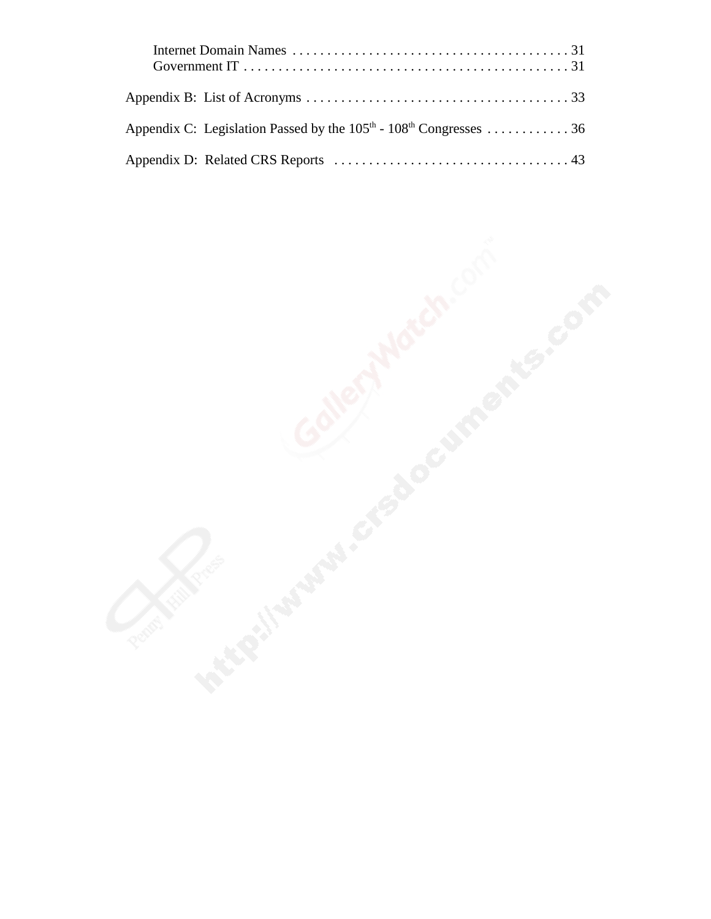Internet Domain Names . . . . . . . . . . . . . . . . . . . . . . . . . . . . . . . . . . . . . . . . 31
Government IT . . . . . . . . . . . . . . . . . . . . . . . . . . . . . . . . . . . . . . . . . . . . . . . 31

Appendix B: List of Acronyms . . . . . . . . . . . . . . . . . . . . . . . . . . . . . . . . . . . . . . 33

Appendix C: Legislation Passed by the 105th - 108th Congresses . . . . . . . . . . . . 36

Appendix D: Related CRS Reports . . . . . . . . . . . . . . . . . . . . . . . . . . . . . . . . . . 43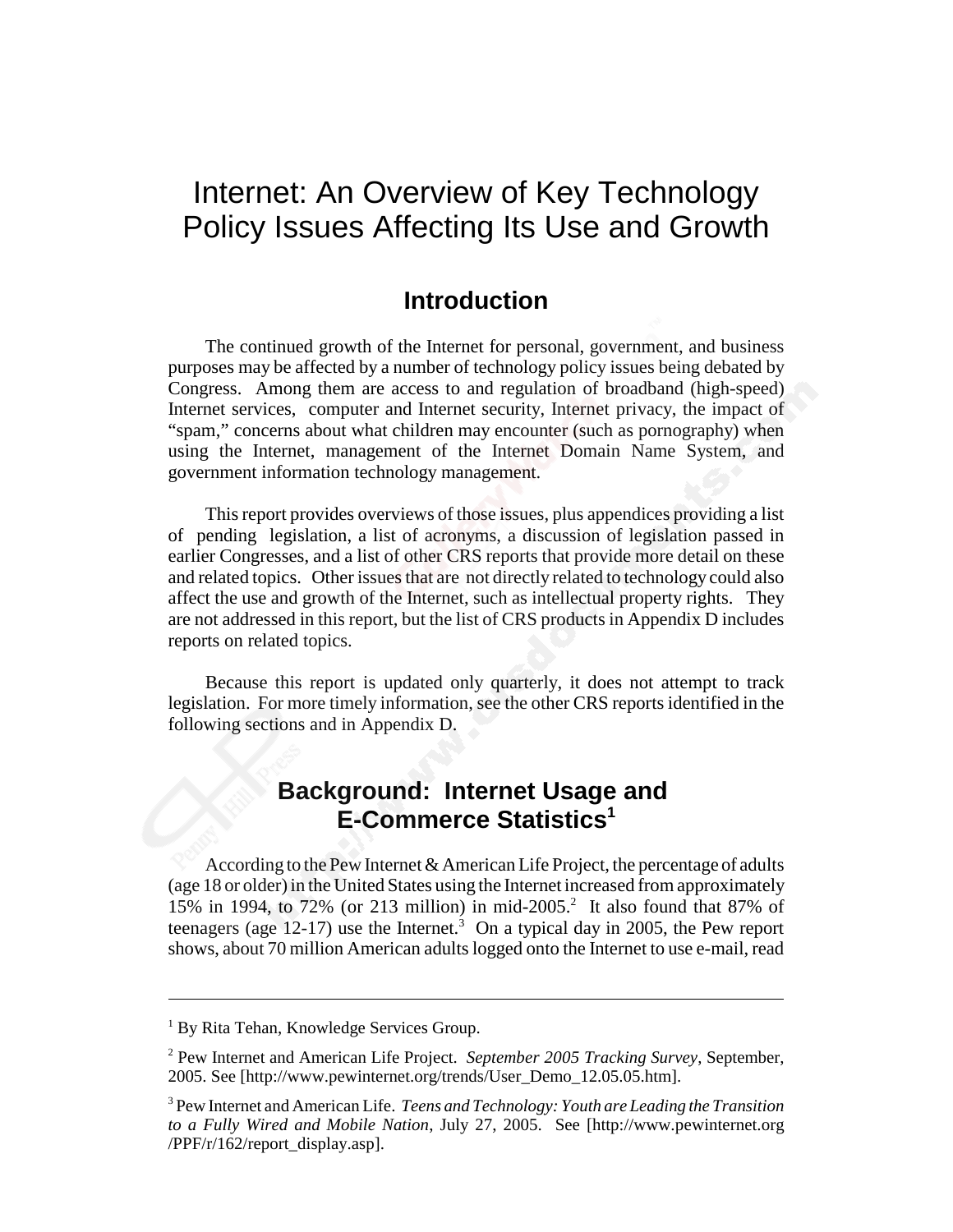# Internet: An Overview of Key Technology Policy Issues Affecting Its Use and Growth

## Introduction

The continued growth of the Internet for personal, government, and business purposes may be affected by a number of technology policy issues being debated by Congress. Among them are access to and regulation of broadband (high-speed) Internet services, computer and Internet security, Internet privacy, the impact of "spam," concerns about what children may encounter (such as pornography) when using the Internet, management of the Internet Domain Name System, and government information technology management.

This report provides overviews of those issues, plus appendices providing a list of pending legislation, a list of acronyms, a discussion of legislation passed in earlier Congresses, and a list of other CRS reports that provide more detail on these and related topics. Other issues that are not directly related to technology could also affect the use and growth of the Internet, such as intellectual property rights. They are not addressed in this report, but the list of CRS products in Appendix D includes reports on related topics.

Because this report is updated only quarterly, it does not attempt to track legislation. For more timely information, see the other CRS reports identified in the following sections and in Appendix D.

## Background: Internet Usage and E-Commerce Statistics[1]

According to the Pew Internet & American Life Project, the percentage of adults (age 18 or older) in the United States using the Internet increased from approximately 15% in 1994, to 72% (or 213 million) in mid-2005.[2] It also found that 87% of teenagers (age 12-17) use the Internet.[3] On a typical day in 2005, the Pew report shows, about 70 million American adults logged onto the Internet to use e-mail, read

---

[1] By Rita Tehan, Knowledge Services Group.

[2] Pew Internet and American Life Project. *September 2005 Tracking Survey*, September, 2005. See [http://www.pewinternet.org/trends/User_Demo_12.05.05.htm].

[3] Pew Internet and American Life. *Teens and Technology: Youth are Leading the Transition to a Fully Wired and Mobile Nation*, July 27, 2005. See [http://www.pewinternet.org /PPF/r/162/report_display.asp].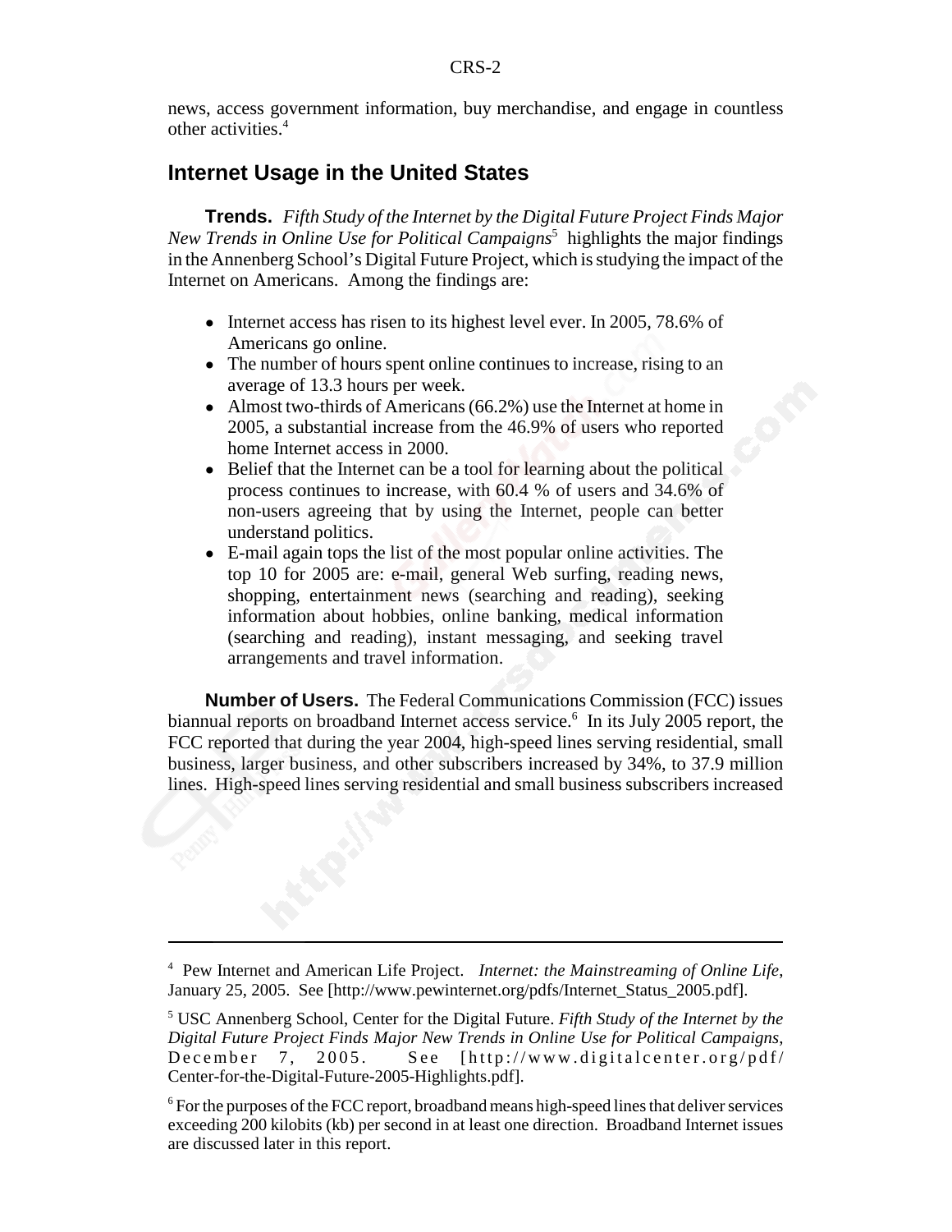news, access government information, buy merchandise, and engage in countless other activities.[4]

## Internet Usage in the United States

**Trends.** *Fifth Study of the Internet by the Digital Future Project Finds Major New Trends in Online Use for Political Campaigns*[5] highlights the major findings in the Annenberg School's Digital Future Project, which is studying the impact of the Internet on Americans. Among the findings are:

- Internet access has risen to its highest level ever. In 2005, 78.6% of Americans go online.
- The number of hours spent online continues to increase, rising to an average of 13.3 hours per week.
- Almost two-thirds of Americans (66.2%) use the Internet at home in 2005, a substantial increase from the 46.9% of users who reported home Internet access in 2000.
- Belief that the Internet can be a tool for learning about the political process continues to increase, with 60.4 % of users and 34.6% of non-users agreeing that by using the Internet, people can better understand politics.
- E-mail again tops the list of the most popular online activities. The top 10 for 2005 are: e-mail, general Web surfing, reading news, shopping, entertainment news (searching and reading), seeking information about hobbies, online banking, medical information (searching and reading), instant messaging, and seeking travel arrangements and travel information.

**Number of Users.** The Federal Communications Commission (FCC) issues biannual reports on broadband Internet access service.[6] In its July 2005 report, the FCC reported that during the year 2004, high-speed lines serving residential, small business, larger business, and other subscribers increased by 34%, to 37.9 million lines. High-speed lines serving residential and small business subscribers increased

---

[4] Pew Internet and American Life Project. *Internet: the Mainstreaming of Online Life*, January 25, 2005. See [http://www.pewinternet.org/pdfs/Internet_Status_2005.pdf].

[5] USC Annenberg School, Center for the Digital Future. *Fifth Study of the Internet by the Digital Future Project Finds Major New Trends in Online Use for Political Campaigns*, December 7, 2005. See [http://www.digitalcenter.org/pdf/Center-for-the-Digital-Future-2005-Highlights.pdf].

[6] For the purposes of the FCC report, broadband means high-speed lines that deliver services exceeding 200 kilobits (kb) per second in at least one direction. Broadband Internet issues are discussed later in this report.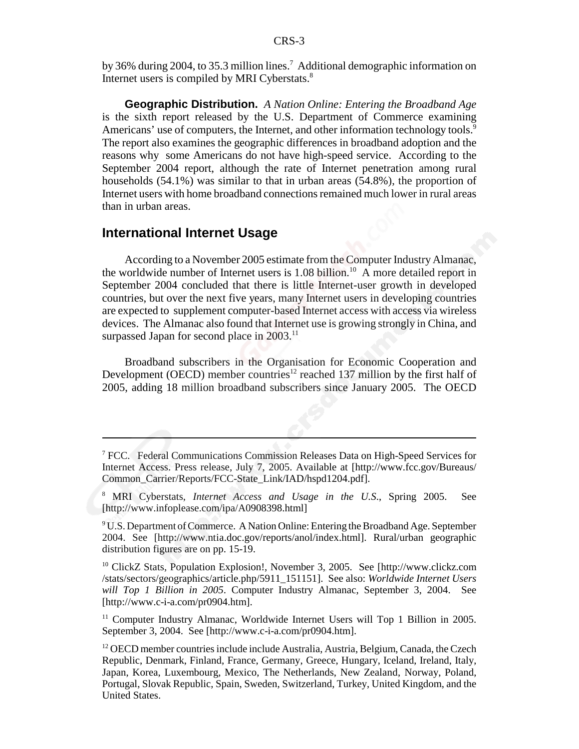by 36% during 2004, to 35.3 million lines.[7] Additional demographic information on Internet users is compiled by MRI Cyberstats.[8]

**Geographic Distribution.** *A Nation Online: Entering the Broadband Age* is the sixth report released by the U.S. Department of Commerce examining Americans' use of computers, the Internet, and other information technology tools.[9] The report also examines the geographic differences in broadband adoption and the reasons why some Americans do not have high-speed service. According to the September 2004 report, although the rate of Internet penetration among rural households (54.1%) was similar to that in urban areas (54.8%), the proportion of Internet users with home broadband connections remained much lower in rural areas than in urban areas.

## International Internet Usage

According to a November 2005 estimate from the Computer Industry Almanac, the worldwide number of Internet users is 1.08 billion.[10] A more detailed report in September 2004 concluded that there is little Internet-user growth in developed countries, but over the next five years, many Internet users in developing countries are expected to supplement computer-based Internet access with access via wireless devices. The Almanac also found that Internet use is growing strongly in China, and surpassed Japan for second place in 2003.[11]

Broadband subscribers in the Organisation for Economic Cooperation and Development (OECD) member countries[12] reached 137 million by the first half of 2005, adding 18 million broadband subscribers since January 2005. The OECD

---

[7] FCC. Federal Communications Commission Releases Data on High-Speed Services for Internet Access. Press release, July 7, 2005. Available at [http://www.fcc.gov/Bureaus/Common_Carrier/Reports/FCC-State_Link/IAD/hspd1204.pdf].

[8] MRI Cyberstats, *Internet Access and Usage in the U.S.*, Spring 2005. See [http://www.infoplease.com/ipa/A0908398.html]

[9] U.S. Department of Commerce. A Nation Online: Entering the Broadband Age. September 2004. See [http://www.ntia.doc.gov/reports/anol/index.html]. Rural/urban geographic distribution figures are on pp. 15-19.

[10] ClickZ Stats, Population Explosion!, November 3, 2005. See [http://www.clickz.com/stats/sectors/geographics/article.php/5911_151151]. See also: *Worldwide Internet Users will Top 1 Billion in 2005*. Computer Industry Almanac, September 3, 2004. See [http://www.c-i-a.com/pr0904.htm].

[11] Computer Industry Almanac, Worldwide Internet Users will Top 1 Billion in 2005. September 3, 2004. See [http://www.c-i-a.com/pr0904.htm].

[12] OECD member countries include include Australia, Austria, Belgium, Canada, the Czech Republic, Denmark, Finland, France, Germany, Greece, Hungary, Iceland, Ireland, Italy, Japan, Korea, Luxembourg, Mexico, The Netherlands, New Zealand, Norway, Poland, Portugal, Slovak Republic, Spain, Sweden, Switzerland, Turkey, United Kingdom, and the United States.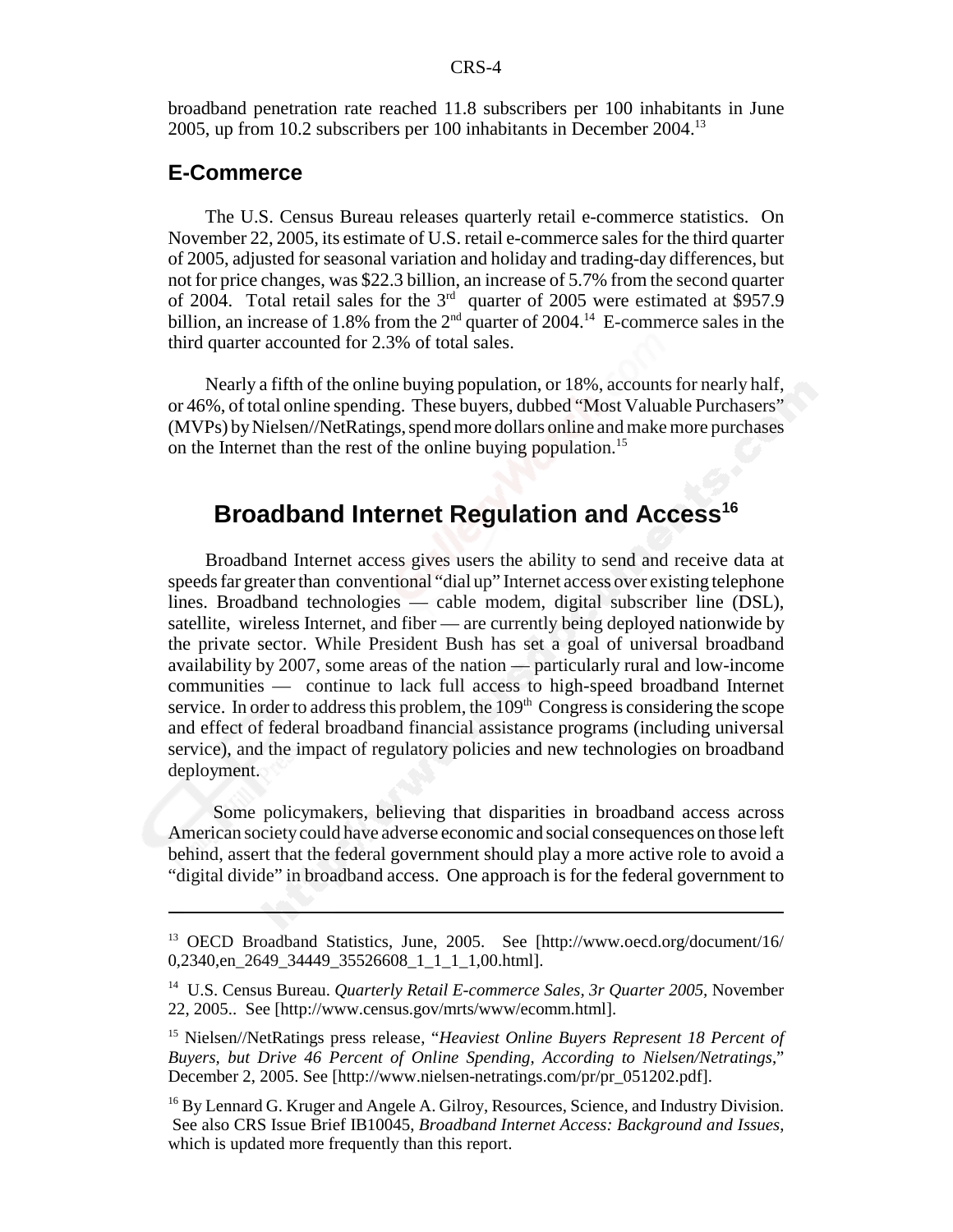broadband penetration rate reached 11.8 subscribers per 100 inhabitants in June 2005, up from 10.2 subscribers per 100 inhabitants in December 2004.[13]

## E-Commerce

The U.S. Census Bureau releases quarterly retail e-commerce statistics. On November 22, 2005, its estimate of U.S. retail e-commerce sales for the third quarter of 2005, adjusted for seasonal variation and holiday and trading-day differences, but not for price changes, was $22.3 billion, an increase of 5.7% from the second quarter of 2004. Total retail sales for the 3rd quarter of 2005 were estimated at $957.9 billion, an increase of 1.8% from the 2nd quarter of 2004.[14] E-commerce sales in the third quarter accounted for 2.3% of total sales.

Nearly a fifth of the online buying population, or 18%, accounts for nearly half, or 46%, of total online spending. These buyers, dubbed "Most Valuable Purchasers" (MVPs) by Nielsen//NetRatings, spend more dollars online and make more purchases on the Internet than the rest of the online buying population.[15]

# Broadband Internet Regulation and Access[16]

Broadband Internet access gives users the ability to send and receive data at speeds far greater than conventional "dial up" Internet access over existing telephone lines. Broadband technologies — cable modem, digital subscriber line (DSL), satellite, wireless Internet, and fiber — are currently being deployed nationwide by the private sector. While President Bush has set a goal of universal broadband availability by 2007, some areas of the nation — particularly rural and low-income communities — continue to lack full access to high-speed broadband Internet service. In order to address this problem, the 109th Congress is considering the scope and effect of federal broadband financial assistance programs (including universal service), and the impact of regulatory policies and new technologies on broadband deployment.

Some policymakers, believing that disparities in broadband access across American society could have adverse economic and social consequences on those left behind, assert that the federal government should play a more active role to avoid a "digital divide" in broadband access. One approach is for the federal government to

---

[13] OECD Broadband Statistics, June, 2005. See [http://www.oecd.org/document/16/0,2340,en_2649_34449_35526608_1_1_1_1,00.html].

[14] U.S. Census Bureau. *Quarterly Retail E-commerce Sales, 3r Quarter 2005,* November 22, 2005.. See [http://www.census.gov/mrts/www/ecomm.html].

[15] Nielsen//NetRatings press release, "*Heaviest Online Buyers Represent 18 Percent of Buyers, but Drive 46 Percent of Online Spending, According to Nielsen/Netratings*," December 2, 2005. See [http://www.nielsen-netratings.com/pr/pr_051202.pdf].

[16] By Lennard G. Kruger and Angele A. Gilroy, Resources, Science, and Industry Division. See also CRS Issue Brief IB10045, *Broadband Internet Access: Background and Issues,* which is updated more frequently than this report.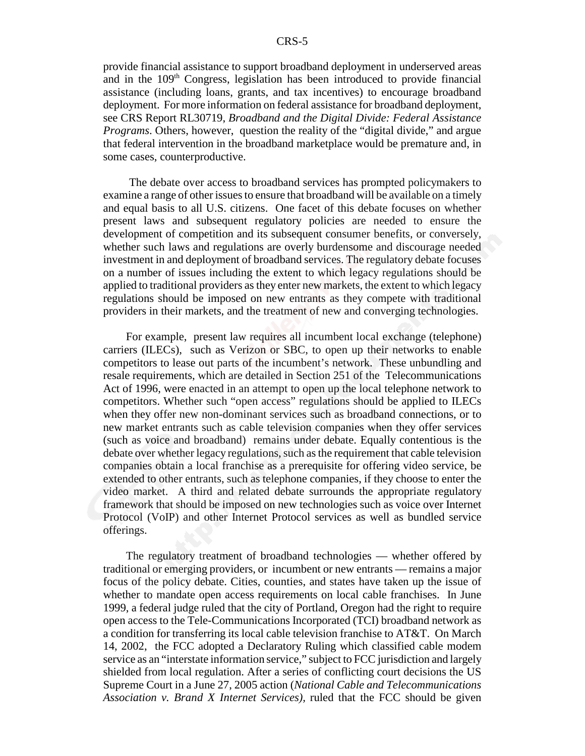provide financial assistance to support broadband deployment in underserved areas and in the 109th Congress, legislation has been introduced to provide financial assistance (including loans, grants, and tax incentives) to encourage broadband deployment. For more information on federal assistance for broadband deployment, see CRS Report RL30719, *Broadband and the Digital Divide: Federal Assistance Programs*. Others, however, question the reality of the "digital divide," and argue that federal intervention in the broadband marketplace would be premature and, in some cases, counterproductive.

The debate over access to broadband services has prompted policymakers to examine a range of other issues to ensure that broadband will be available on a timely and equal basis to all U.S. citizens. One facet of this debate focuses on whether present laws and subsequent regulatory policies are needed to ensure the development of competition and its subsequent consumer benefits, or conversely, whether such laws and regulations are overly burdensome and discourage needed investment in and deployment of broadband services. The regulatory debate focuses on a number of issues including the extent to which legacy regulations should be applied to traditional providers as they enter new markets, the extent to which legacy regulations should be imposed on new entrants as they compete with traditional providers in their markets, and the treatment of new and converging technologies.

For example, present law requires all incumbent local exchange (telephone) carriers (ILECs), such as Verizon or SBC, to open up their networks to enable competitors to lease out parts of the incumbent's network. These unbundling and resale requirements, which are detailed in Section 251 of the Telecommunications Act of 1996, were enacted in an attempt to open up the local telephone network to competitors. Whether such "open access" regulations should be applied to ILECs when they offer new non-dominant services such as broadband connections, or to new market entrants such as cable television companies when they offer services (such as voice and broadband) remains under debate. Equally contentious is the debate over whether legacy regulations, such as the requirement that cable television companies obtain a local franchise as a prerequisite for offering video service, be extended to other entrants, such as telephone companies, if they choose to enter the video market. A third and related debate surrounds the appropriate regulatory framework that should be imposed on new technologies such as voice over Internet Protocol (VoIP) and other Internet Protocol services as well as bundled service offerings.

The regulatory treatment of broadband technologies — whether offered by traditional or emerging providers, or incumbent or new entrants — remains a major focus of the policy debate. Cities, counties, and states have taken up the issue of whether to mandate open access requirements on local cable franchises. In June 1999, a federal judge ruled that the city of Portland, Oregon had the right to require open access to the Tele-Communications Incorporated (TCI) broadband network as a condition for transferring its local cable television franchise to AT&T. On March 14, 2002, the FCC adopted a Declaratory Ruling which classified cable modem service as an "interstate information service," subject to FCC jurisdiction and largely shielded from local regulation. After a series of conflicting court decisions the US Supreme Court in a June 27, 2005 action (*National Cable and Telecommunications Association v. Brand X Internet Services),* ruled that the FCC should be given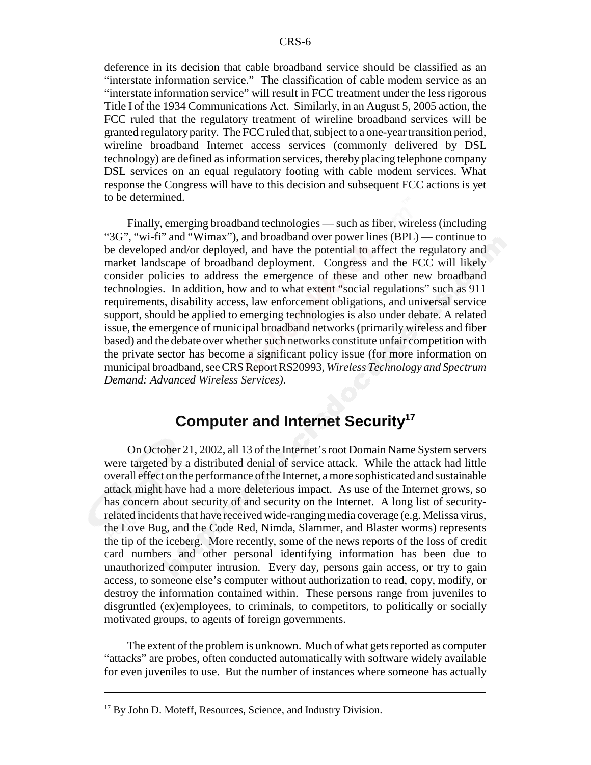deference in its decision that cable broadband service should be classified as an "interstate information service." The classification of cable modem service as an "interstate information service" will result in FCC treatment under the less rigorous Title I of the 1934 Communications Act. Similarly, in an August 5, 2005 action, the FCC ruled that the regulatory treatment of wireline broadband services will be granted regulatory parity. The FCC ruled that, subject to a one-year transition period, wireline broadband Internet access services (commonly delivered by DSL technology) are defined as information services, thereby placing telephone company DSL services on an equal regulatory footing with cable modem services. What response the Congress will have to this decision and subsequent FCC actions is yet to be determined.

Finally, emerging broadband technologies — such as fiber, wireless (including "3G", "wi-fi" and "Wimax"), and broadband over power lines (BPL) — continue to be developed and/or deployed, and have the potential to affect the regulatory and market landscape of broadband deployment. Congress and the FCC will likely consider policies to address the emergence of these and other new broadband technologies. In addition, how and to what extent "social regulations" such as 911 requirements, disability access, law enforcement obligations, and universal service support, should be applied to emerging technologies is also under debate. A related issue, the emergence of municipal broadband networks (primarily wireless and fiber based) and the debate over whether such networks constitute unfair competition with the private sector has become a significant policy issue (for more information on municipal broadband, see CRS Report RS20993, *Wireless Technology and Spectrum Demand: Advanced Wireless Services).*

## Computer and Internet Security[17]

On October 21, 2002, all 13 of the Internet's root Domain Name System servers were targeted by a distributed denial of service attack. While the attack had little overall effect on the performance of the Internet, a more sophisticated and sustainable attack might have had a more deleterious impact. As use of the Internet grows, so has concern about security of and security on the Internet. A long list of security-related incidents that have received wide-ranging media coverage (e.g. Melissa virus, the Love Bug, and the Code Red, Nimda, Slammer, and Blaster worms) represents the tip of the iceberg. More recently, some of the news reports of the loss of credit card numbers and other personal identifying information has been due to unauthorized computer intrusion. Every day, persons gain access, or try to gain access, to someone else's computer without authorization to read, copy, modify, or destroy the information contained within. These persons range from juveniles to disgruntled (ex)employees, to criminals, to competitors, to politically or socially motivated groups, to agents of foreign governments.

The extent of the problem is unknown. Much of what gets reported as computer "attacks" are probes, often conducted automatically with software widely available for even juveniles to use. But the number of instances where someone has actually

---

[17] By John D. Moteff, Resources, Science, and Industry Division.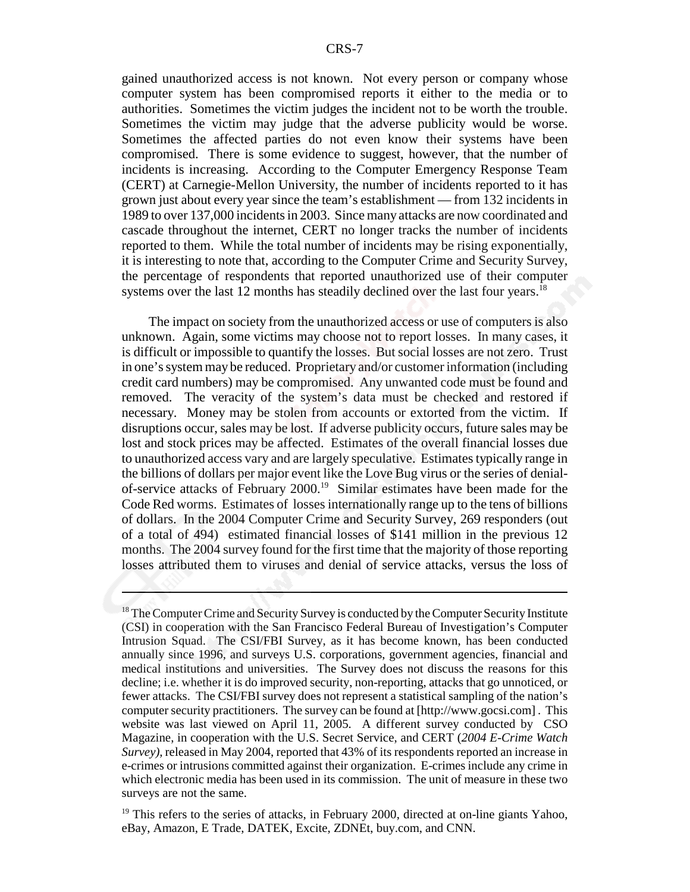gained unauthorized access is not known. Not every person or company whose computer system has been compromised reports it either to the media or to authorities. Sometimes the victim judges the incident not to be worth the trouble. Sometimes the victim may judge that the adverse publicity would be worse. Sometimes the affected parties do not even know their systems have been compromised. There is some evidence to suggest, however, that the number of incidents is increasing. According to the Computer Emergency Response Team (CERT) at Carnegie-Mellon University, the number of incidents reported to it has grown just about every year since the team's establishment — from 132 incidents in 1989 to over 137,000 incidents in 2003. Since many attacks are now coordinated and cascade throughout the internet, CERT no longer tracks the number of incidents reported to them. While the total number of incidents may be rising exponentially, it is interesting to note that, according to the Computer Crime and Security Survey, the percentage of respondents that reported unauthorized use of their computer systems over the last 12 months has steadily declined over the last four years.[18]

The impact on society from the unauthorized access or use of computers is also unknown. Again, some victims may choose not to report losses. In many cases, it is difficult or impossible to quantify the losses. But social losses are not zero. Trust in one's system may be reduced. Proprietary and/or customer information (including credit card numbers) may be compromised. Any unwanted code must be found and removed. The veracity of the system's data must be checked and restored if necessary. Money may be stolen from accounts or extorted from the victim. If disruptions occur, sales may be lost. If adverse publicity occurs, future sales may be lost and stock prices may be affected. Estimates of the overall financial losses due to unauthorized access vary and are largely speculative. Estimates typically range in the billions of dollars per major event like the Love Bug virus or the series of denial-of-service attacks of February 2000.[19] Similar estimates have been made for the Code Red worms. Estimates of losses internationally range up to the tens of billions of dollars. In the 2004 Computer Crime and Security Survey, 269 responders (out of a total of 494) estimated financial losses of $141 million in the previous 12 months. The 2004 survey found for the first time that the majority of those reporting losses attributed them to viruses and denial of service attacks, versus the loss of

---

[18] The Computer Crime and Security Survey is conducted by the Computer Security Institute (CSI) in cooperation with the San Francisco Federal Bureau of Investigation's Computer Intrusion Squad. The CSI/FBI Survey, as it has become known, has been conducted annually since 1996, and surveys U.S. corporations, government agencies, financial and medical institutions and universities. The Survey does not discuss the reasons for this decline; i.e. whether it is do improved security, non-reporting, attacks that go unnoticed, or fewer attacks. The CSI/FBI survey does not represent a statistical sampling of the nation's computer security practitioners. The survey can be found at [http://www.gocsi.com] . This website was last viewed on April 11, 2005. A different survey conducted by CSO Magazine, in cooperation with the U.S. Secret Service, and CERT (*2004 E-Crime Watch Survey)*, released in May 2004, reported that 43% of its respondents reported an increase in e-crimes or intrusions committed against their organization. E-crimes include any crime in which electronic media has been used in its commission. The unit of measure in these two surveys are not the same.

[19] This refers to the series of attacks, in February 2000, directed at on-line giants Yahoo, eBay, Amazon, E Trade, DATEK, Excite, ZDNEt, buy.com, and CNN.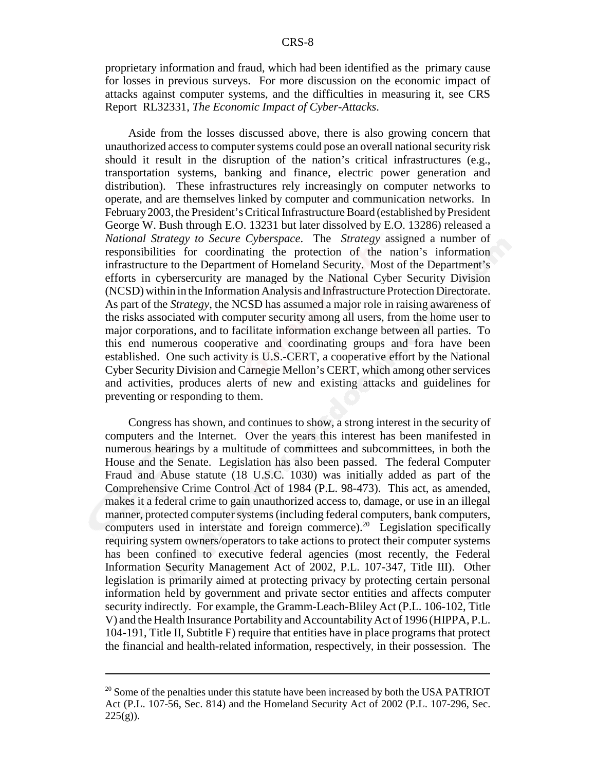proprietary information and fraud, which had been identified as the primary cause for losses in previous surveys. For more discussion on the economic impact of attacks against computer systems, and the difficulties in measuring it, see CRS Report RL32331, *The Economic Impact of Cyber-Attacks*.

Aside from the losses discussed above, there is also growing concern that unauthorized access to computer systems could pose an overall national security risk should it result in the disruption of the nation's critical infrastructures (e.g., transportation systems, banking and finance, electric power generation and distribution). These infrastructures rely increasingly on computer networks to operate, and are themselves linked by computer and communication networks. In February 2003, the President's Critical Infrastructure Board (established by President George W. Bush through E.O. 13231 but later dissolved by E.O. 13286) released a *National Strategy to Secure Cyberspace*. The *Strategy* assigned a number of responsibilities for coordinating the protection of the nation's information infrastructure to the Department of Homeland Security. Most of the Department's efforts in cybersercurity are managed by the National Cyber Security Division (NCSD) within in the Information Analysis and Infrastructure Protection Directorate. As part of the *Strategy*, the NCSD has assumed a major role in raising awareness of the risks associated with computer security among all users, from the home user to major corporations, and to facilitate information exchange between all parties. To this end numerous cooperative and coordinating groups and fora have been established. One such activity is U.S.-CERT, a cooperative effort by the National Cyber Security Division and Carnegie Mellon's CERT, which among other services and activities, produces alerts of new and existing attacks and guidelines for preventing or responding to them.

Congress has shown, and continues to show, a strong interest in the security of computers and the Internet. Over the years this interest has been manifested in numerous hearings by a multitude of committees and subcommittees, in both the House and the Senate. Legislation has also been passed. The federal Computer Fraud and Abuse statute (18 U.S.C. 1030) was initially added as part of the Comprehensive Crime Control Act of 1984 (P.L. 98-473). This act, as amended, makes it a federal crime to gain unauthorized access to, damage, or use in an illegal manner, protected computer systems (including federal computers, bank computers, computers used in interstate and foreign commerce).[20] Legislation specifically requiring system owners/operators to take actions to protect their computer systems has been confined to executive federal agencies (most recently, the Federal Information Security Management Act of 2002, P.L. 107-347, Title III). Other legislation is primarily aimed at protecting privacy by protecting certain personal information held by government and private sector entities and affects computer security indirectly. For example, the Gramm-Leach-Bliley Act (P.L. 106-102, Title V) and the Health Insurance Portability and Accountability Act of 1996 (HIPPA, P.L. 104-191, Title II, Subtitle F) require that entities have in place programs that protect the financial and health-related information, respectively, in their possession. The

---

[20] Some of the penalties under this statute have been increased by both the USA PATRIOT Act (P.L. 107-56, Sec. 814) and the Homeland Security Act of 2002 (P.L. 107-296, Sec. 225(g)).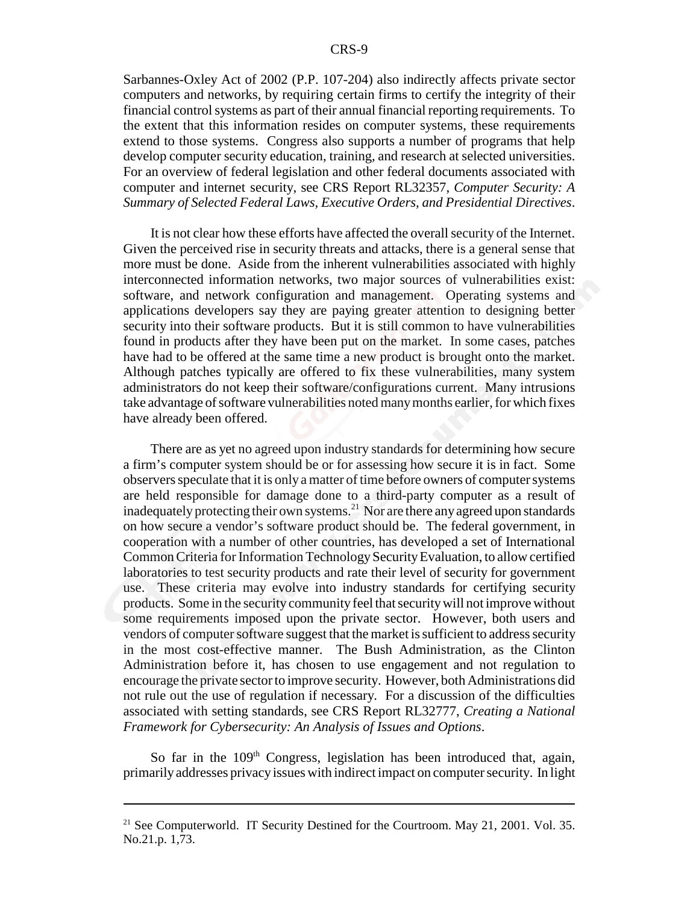Sarbannes-Oxley Act of 2002 (P.P. 107-204) also indirectly affects private sector computers and networks, by requiring certain firms to certify the integrity of their financial control systems as part of their annual financial reporting requirements. To the extent that this information resides on computer systems, these requirements extend to those systems. Congress also supports a number of programs that help develop computer security education, training, and research at selected universities. For an overview of federal legislation and other federal documents associated with computer and internet security, see CRS Report RL32357, *Computer Security: A Summary of Selected Federal Laws, Executive Orders, and Presidential Directives*.

It is not clear how these efforts have affected the overall security of the Internet. Given the perceived rise in security threats and attacks, there is a general sense that more must be done. Aside from the inherent vulnerabilities associated with highly interconnected information networks, two major sources of vulnerabilities exist: software, and network configuration and management. Operating systems and applications developers say they are paying greater attention to designing better security into their software products. But it is still common to have vulnerabilities found in products after they have been put on the market. In some cases, patches have had to be offered at the same time a new product is brought onto the market. Although patches typically are offered to fix these vulnerabilities, many system administrators do not keep their software/configurations current. Many intrusions take advantage of software vulnerabilities noted many months earlier, for which fixes have already been offered.

There are as yet no agreed upon industry standards for determining how secure a firm's computer system should be or for assessing how secure it is in fact. Some observers speculate that it is only a matter of time before owners of computer systems are held responsible for damage done to a third-party computer as a result of inadequately protecting their own systems.[21] Nor are there any agreed upon standards on how secure a vendor's software product should be. The federal government, in cooperation with a number of other countries, has developed a set of International Common Criteria for Information Technology Security Evaluation, to allow certified laboratories to test security products and rate their level of security for government use. These criteria may evolve into industry standards for certifying security products. Some in the security community feel that security will not improve without some requirements imposed upon the private sector. However, both users and vendors of computer software suggest that the market is sufficient to address security in the most cost-effective manner. The Bush Administration, as the Clinton Administration before it, has chosen to use engagement and not regulation to encourage the private sector to improve security. However, both Administrations did not rule out the use of regulation if necessary. For a discussion of the difficulties associated with setting standards, see CRS Report RL32777, *Creating a National Framework for Cybersecurity: An Analysis of Issues and Options*.

So far in the 109th Congress, legislation has been introduced that, again, primarily addresses privacy issues with indirect impact on computer security. In light

---

[21] See Computerworld. IT Security Destined for the Courtroom. May 21, 2001. Vol. 35. No.21.p. 1,73.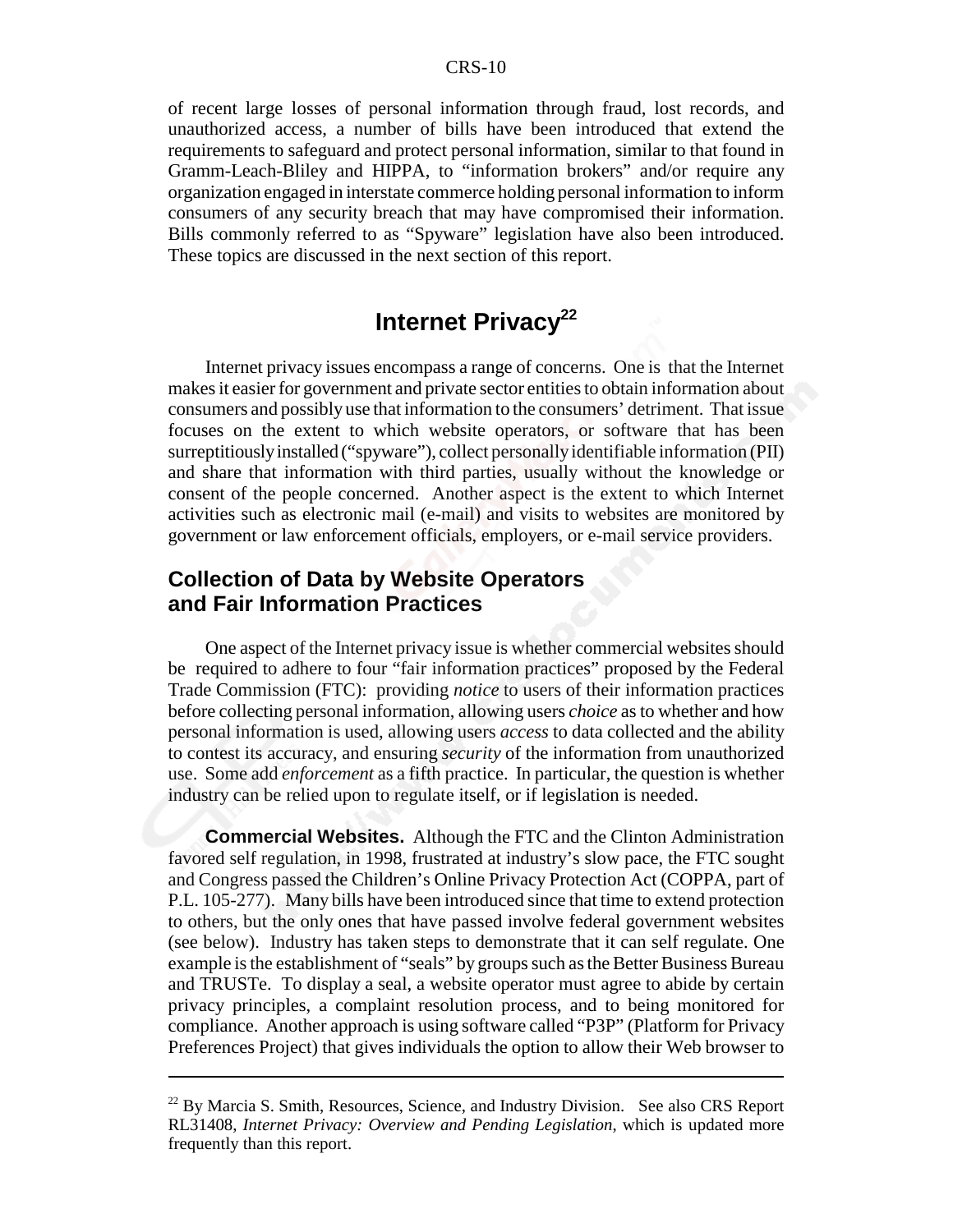of recent large losses of personal information through fraud, lost records, and unauthorized access, a number of bills have been introduced that extend the requirements to safeguard and protect personal information, similar to that found in Gramm-Leach-Bliley and HIPPA, to "information brokers" and/or require any organization engaged in interstate commerce holding personal information to inform consumers of any security breach that may have compromised their information. Bills commonly referred to as "Spyware" legislation have also been introduced. These topics are discussed in the next section of this report.

## Internet Privacy[22]

Internet privacy issues encompass a range of concerns. One is that the Internet makes it easier for government and private sector entities to obtain information about consumers and possibly use that information to the consumers' detriment. That issue focuses on the extent to which website operators, or software that has been surreptitiously installed ("spyware"), collect personally identifiable information (PII) and share that information with third parties, usually without the knowledge or consent of the people concerned. Another aspect is the extent to which Internet activities such as electronic mail (e-mail) and visits to websites are monitored by government or law enforcement officials, employers, or e-mail service providers.

### Collection of Data by Website Operators and Fair Information Practices

One aspect of the Internet privacy issue is whether commercial websites should be required to adhere to four "fair information practices" proposed by the Federal Trade Commission (FTC): providing *notice* to users of their information practices before collecting personal information, allowing users *choice* as to whether and how personal information is used, allowing users *access* to data collected and the ability to contest its accuracy, and ensuring *security* of the information from unauthorized use. Some add *enforcement* as a fifth practice. In particular, the question is whether industry can be relied upon to regulate itself, or if legislation is needed.

**Commercial Websites.** Although the FTC and the Clinton Administration favored self regulation, in 1998, frustrated at industry's slow pace, the FTC sought and Congress passed the Children's Online Privacy Protection Act (COPPA, part of P.L. 105-277). Many bills have been introduced since that time to extend protection to others, but the only ones that have passed involve federal government websites (see below). Industry has taken steps to demonstrate that it can self regulate. One example is the establishment of "seals" by groups such as the Better Business Bureau and TRUSTe. To display a seal, a website operator must agree to abide by certain privacy principles, a complaint resolution process, and to being monitored for compliance. Another approach is using software called "P3P" (Platform for Privacy Preferences Project) that gives individuals the option to allow their Web browser to

---

[22] By Marcia S. Smith, Resources, Science, and Industry Division. See also CRS Report RL31408, *Internet Privacy: Overview and Pending Legislation*, which is updated more frequently than this report.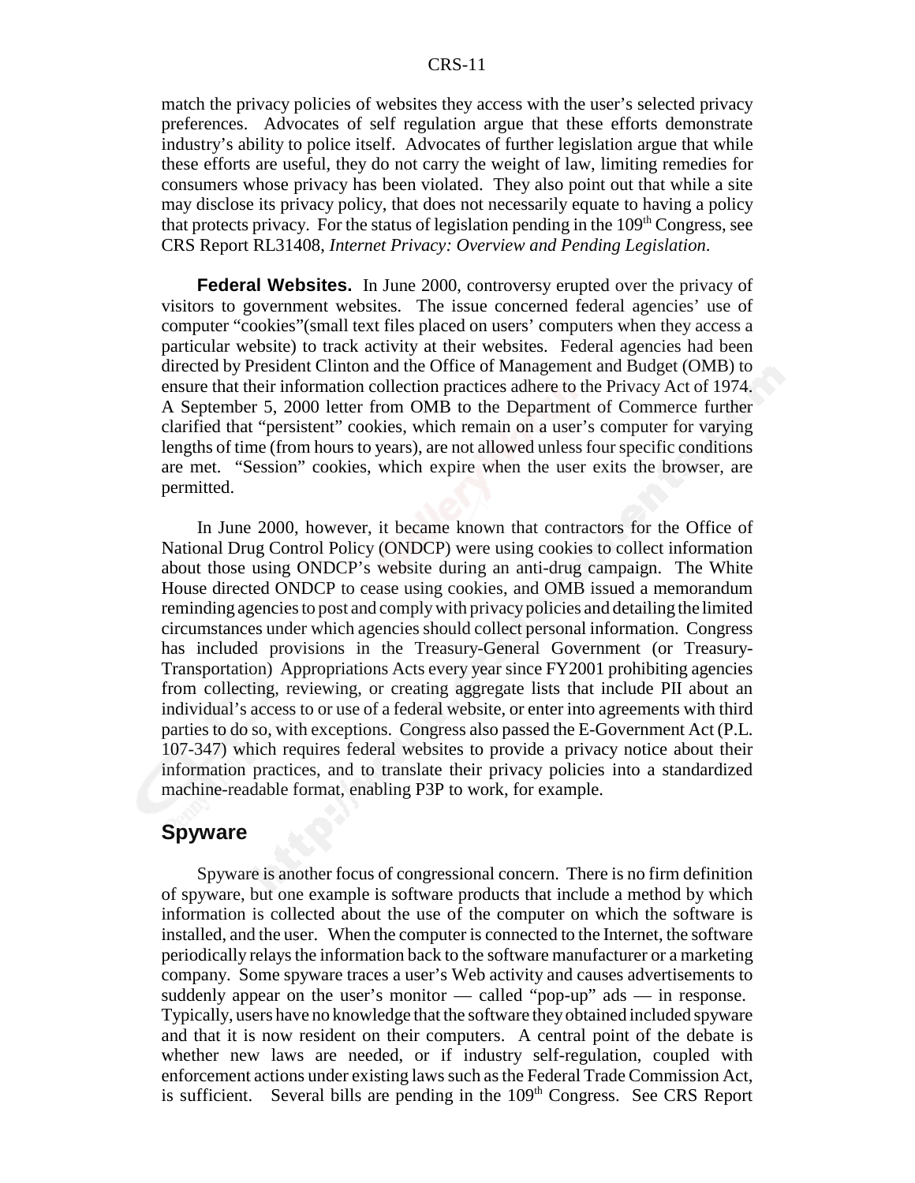match the privacy policies of websites they access with the user's selected privacy preferences. Advocates of self regulation argue that these efforts demonstrate industry's ability to police itself. Advocates of further legislation argue that while these efforts are useful, they do not carry the weight of law, limiting remedies for consumers whose privacy has been violated. They also point out that while a site may disclose its privacy policy, that does not necessarily equate to having a policy that protects privacy. For the status of legislation pending in the 109th Congress, see CRS Report RL31408, *Internet Privacy: Overview and Pending Legislation*.

**Federal Websites.** In June 2000, controversy erupted over the privacy of visitors to government websites. The issue concerned federal agencies' use of computer "cookies"(small text files placed on users' computers when they access a particular website) to track activity at their websites. Federal agencies had been directed by President Clinton and the Office of Management and Budget (OMB) to ensure that their information collection practices adhere to the Privacy Act of 1974. A September 5, 2000 letter from OMB to the Department of Commerce further clarified that "persistent" cookies, which remain on a user's computer for varying lengths of time (from hours to years), are not allowed unless four specific conditions are met. "Session" cookies, which expire when the user exits the browser, are permitted.

In June 2000, however, it became known that contractors for the Office of National Drug Control Policy (ONDCP) were using cookies to collect information about those using ONDCP's website during an anti-drug campaign. The White House directed ONDCP to cease using cookies, and OMB issued a memorandum reminding agencies to post and comply with privacy policies and detailing the limited circumstances under which agencies should collect personal information. Congress has included provisions in the Treasury-General Government (or Treasury-Transportation) Appropriations Acts every year since FY2001 prohibiting agencies from collecting, reviewing, or creating aggregate lists that include PII about an individual's access to or use of a federal website, or enter into agreements with third parties to do so, with exceptions. Congress also passed the E-Government Act (P.L. 107-347) which requires federal websites to provide a privacy notice about their information practices, and to translate their privacy policies into a standardized machine-readable format, enabling P3P to work, for example.

## Spyware

Spyware is another focus of congressional concern. There is no firm definition of spyware, but one example is software products that include a method by which information is collected about the use of the computer on which the software is installed, and the user. When the computer is connected to the Internet, the software periodically relays the information back to the software manufacturer or a marketing company. Some spyware traces a user's Web activity and causes advertisements to suddenly appear on the user's monitor — called "pop-up" ads — in response. Typically, users have no knowledge that the software they obtained included spyware and that it is now resident on their computers. A central point of the debate is whether new laws are needed, or if industry self-regulation, coupled with enforcement actions under existing laws such as the Federal Trade Commission Act, is sufficient. Several bills are pending in the 109th Congress. See CRS Report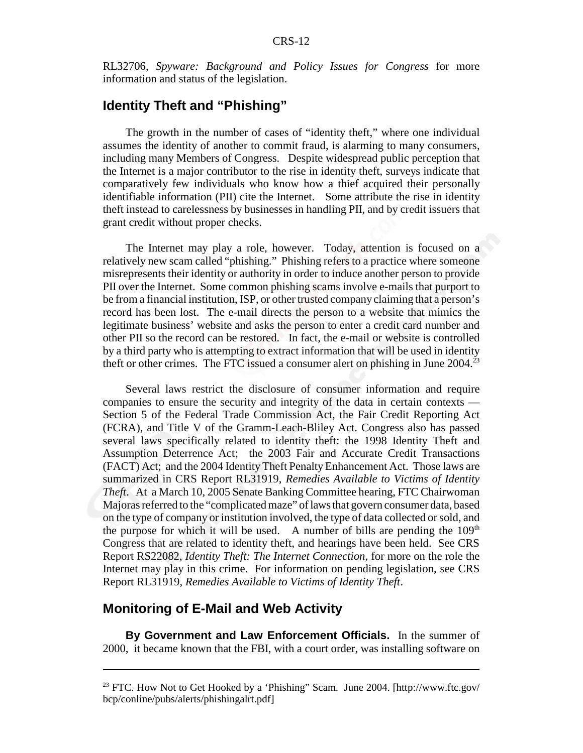RL32706, *Spyware: Background and Policy Issues for Congress* for more information and status of the legislation.

## Identity Theft and "Phishing"

The growth in the number of cases of "identity theft," where one individual assumes the identity of another to commit fraud, is alarming to many consumers, including many Members of Congress. Despite widespread public perception that the Internet is a major contributor to the rise in identity theft, surveys indicate that comparatively few individuals who know how a thief acquired their personally identifiable information (PII) cite the Internet. Some attribute the rise in identity theft instead to carelessness by businesses in handling PII, and by credit issuers that grant credit without proper checks.

The Internet may play a role, however. Today, attention is focused on a relatively new scam called "phishing." Phishing refers to a practice where someone misrepresents their identity or authority in order to induce another person to provide PII over the Internet. Some common phishing scams involve e-mails that purport to be from a financial institution, ISP, or other trusted company claiming that a person's record has been lost. The e-mail directs the person to a website that mimics the legitimate business' website and asks the person to enter a credit card number and other PII so the record can be restored. In fact, the e-mail or website is controlled by a third party who is attempting to extract information that will be used in identity theft or other crimes. The FTC issued a consumer alert on phishing in June 2004.[23]

Several laws restrict the disclosure of consumer information and require companies to ensure the security and integrity of the data in certain contexts — Section 5 of the Federal Trade Commission Act, the Fair Credit Reporting Act (FCRA), and Title V of the Gramm-Leach-Bliley Act. Congress also has passed several laws specifically related to identity theft: the 1998 Identity Theft and Assumption Deterrence Act; the 2003 Fair and Accurate Credit Transactions (FACT) Act; and the 2004 Identity Theft Penalty Enhancement Act. Those laws are summarized in CRS Report RL31919, *Remedies Available to Victims of Identity Theft*. At a March 10, 2005 Senate Banking Committee hearing, FTC Chairwoman Majoras referred to the "complicated maze" of laws that govern consumer data, based on the type of company or institution involved, the type of data collected or sold, and the purpose for which it will be used. A number of bills are pending the 109th Congress that are related to identity theft, and hearings have been held. See CRS Report RS22082, *Identity Theft: The Internet Connection*, for more on the role the Internet may play in this crime. For information on pending legislation, see CRS Report RL31919, *Remedies Available to Victims of Identity Theft*.

## Monitoring of E-Mail and Web Activity

**By Government and Law Enforcement Officials.** In the summer of 2000, it became known that the FBI, with a court order, was installing software on

---

[23] FTC. How Not to Get Hooked by a 'Phishing" Scam. June 2004. [http://www.ftc.gov/bcp/conline/pubs/alerts/phishingalrt.pdf]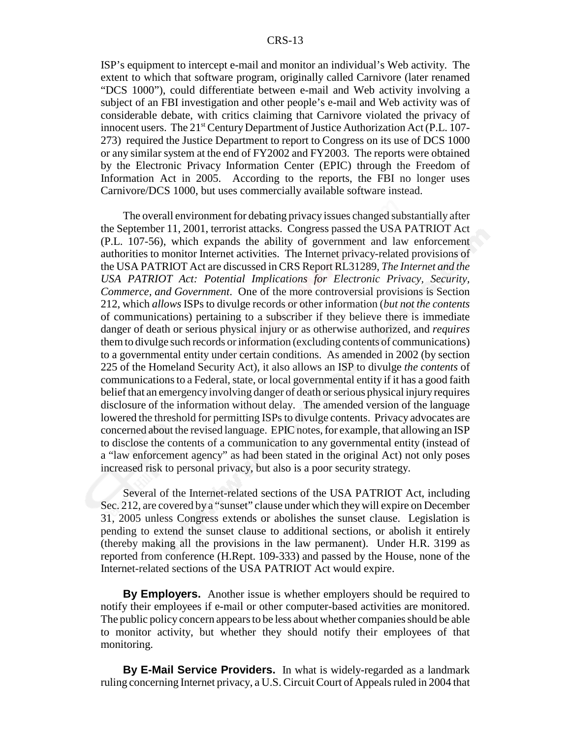ISP's equipment to intercept e-mail and monitor an individual's Web activity. The extent to which that software program, originally called Carnivore (later renamed "DCS 1000"), could differentiate between e-mail and Web activity involving a subject of an FBI investigation and other people's e-mail and Web activity was of considerable debate, with critics claiming that Carnivore violated the privacy of innocent users. The 21st Century Department of Justice Authorization Act (P.L. 107-273) required the Justice Department to report to Congress on its use of DCS 1000 or any similar system at the end of FY2002 and FY2003. The reports were obtained by the Electronic Privacy Information Center (EPIC) through the Freedom of Information Act in 2005. According to the reports, the FBI no longer uses Carnivore/DCS 1000, but uses commercially available software instead.

The overall environment for debating privacy issues changed substantially after the September 11, 2001, terrorist attacks. Congress passed the USA PATRIOT Act (P.L. 107-56), which expands the ability of government and law enforcement authorities to monitor Internet activities. The Internet privacy-related provisions of the USA PATRIOT Act are discussed in CRS Report RL31289, *The Internet and the USA PATRIOT Act: Potential Implications for Electronic Privacy, Security, Commerce, and Government*. One of the more controversial provisions is Section 212, which *allows* ISPs to divulge records or other information (*but not the contents* of communications) pertaining to a subscriber if they believe there is immediate danger of death or serious physical injury or as otherwise authorized, and *requires* them to divulge such records or information (excluding contents of communications) to a governmental entity under certain conditions. As amended in 2002 (by section 225 of the Homeland Security Act), it also allows an ISP to divulge *the contents* of communications to a Federal, state, or local governmental entity if it has a good faith belief that an emergency involving danger of death or serious physical injury requires disclosure of the information without delay. The amended version of the language lowered the threshold for permitting ISPs to divulge contents. Privacy advocates are concerned about the revised language. EPIC notes, for example, that allowing an ISP to disclose the contents of a communication to any governmental entity (instead of a "law enforcement agency" as had been stated in the original Act) not only poses increased risk to personal privacy, but also is a poor security strategy.

Several of the Internet-related sections of the USA PATRIOT Act, including Sec. 212, are covered by a "sunset" clause under which they will expire on December 31, 2005 unless Congress extends or abolishes the sunset clause. Legislation is pending to extend the sunset clause to additional sections, or abolish it entirely (thereby making all the provisions in the law permanent). Under H.R. 3199 as reported from conference (H.Rept. 109-333) and passed by the House, none of the Internet-related sections of the USA PATRIOT Act would expire.

**By Employers.** Another issue is whether employers should be required to notify their employees if e-mail or other computer-based activities are monitored. The public policy concern appears to be less about whether companies should be able to monitor activity, but whether they should notify their employees of that monitoring.

**By E-Mail Service Providers.** In what is widely-regarded as a landmark ruling concerning Internet privacy, a U.S. Circuit Court of Appeals ruled in 2004 that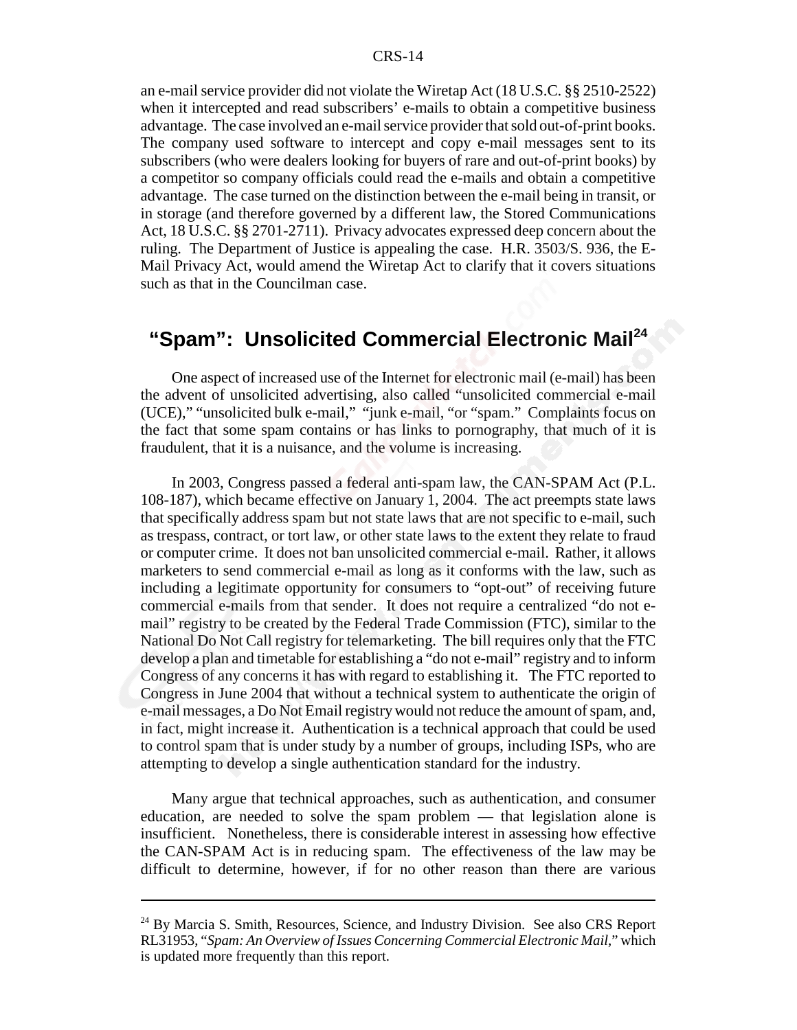an e-mail service provider did not violate the Wiretap Act (18 U.S.C. §§ 2510-2522) when it intercepted and read subscribers' e-mails to obtain a competitive business advantage. The case involved an e-mail service provider that sold out-of-print books. The company used software to intercept and copy e-mail messages sent to its subscribers (who were dealers looking for buyers of rare and out-of-print books) by a competitor so company officials could read the e-mails and obtain a competitive advantage. The case turned on the distinction between the e-mail being in transit, or in storage (and therefore governed by a different law, the Stored Communications Act, 18 U.S.C. §§ 2701-2711). Privacy advocates expressed deep concern about the ruling. The Department of Justice is appealing the case. H.R. 3503/S. 936, the E-Mail Privacy Act, would amend the Wiretap Act to clarify that it covers situations such as that in the Councilman case.

## "Spam": Unsolicited Commercial Electronic Mail[24]

One aspect of increased use of the Internet for electronic mail (e-mail) has been the advent of unsolicited advertising, also called "unsolicited commercial e-mail (UCE)," "unsolicited bulk e-mail," "junk e-mail, "or "spam." Complaints focus on the fact that some spam contains or has links to pornography, that much of it is fraudulent, that it is a nuisance, and the volume is increasing.

In 2003, Congress passed a federal anti-spam law, the CAN-SPAM Act (P.L. 108-187), which became effective on January 1, 2004. The act preempts state laws that specifically address spam but not state laws that are not specific to e-mail, such as trespass, contract, or tort law, or other state laws to the extent they relate to fraud or computer crime. It does not ban unsolicited commercial e-mail. Rather, it allows marketers to send commercial e-mail as long as it conforms with the law, such as including a legitimate opportunity for consumers to "opt-out" of receiving future commercial e-mails from that sender. It does not require a centralized "do not e-mail" registry to be created by the Federal Trade Commission (FTC), similar to the National Do Not Call registry for telemarketing. The bill requires only that the FTC develop a plan and timetable for establishing a "do not e-mail" registry and to inform Congress of any concerns it has with regard to establishing it. The FTC reported to Congress in June 2004 that without a technical system to authenticate the origin of e-mail messages, a Do Not Email registry would not reduce the amount of spam, and, in fact, might increase it. Authentication is a technical approach that could be used to control spam that is under study by a number of groups, including ISPs, who are attempting to develop a single authentication standard for the industry.

Many argue that technical approaches, such as authentication, and consumer education, are needed to solve the spam problem — that legislation alone is insufficient. Nonetheless, there is considerable interest in assessing how effective the CAN-SPAM Act is in reducing spam. The effectiveness of the law may be difficult to determine, however, if for no other reason than there are various

---

[24] By Marcia S. Smith, Resources, Science, and Industry Division. See also CRS Report RL31953, "*Spam: An Overview of Issues Concerning Commercial Electronic Mail*," which is updated more frequently than this report.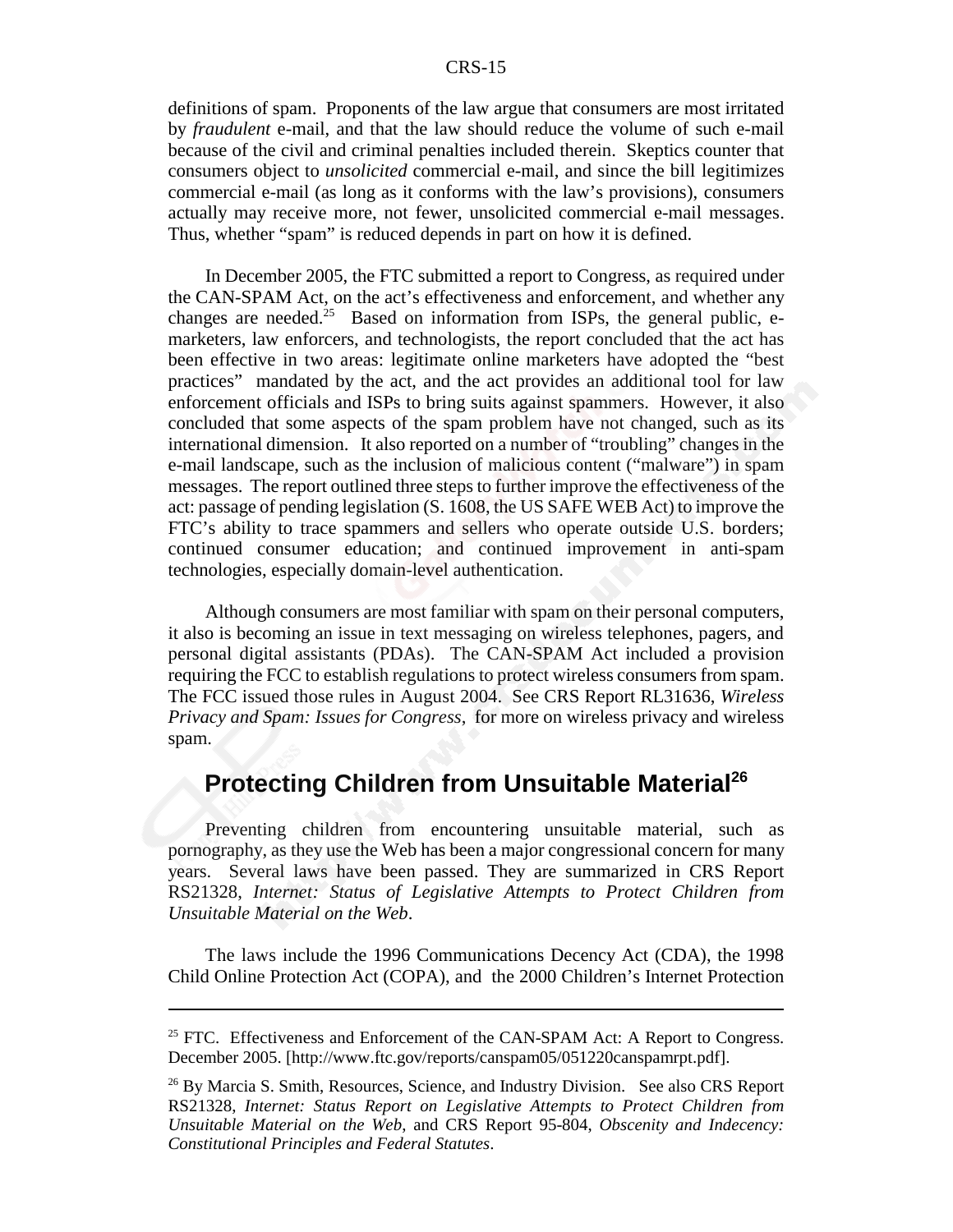definitions of spam. Proponents of the law argue that consumers are most irritated by *fraudulent* e-mail, and that the law should reduce the volume of such e-mail because of the civil and criminal penalties included therein. Skeptics counter that consumers object to *unsolicited* commercial e-mail, and since the bill legitimizes commercial e-mail (as long as it conforms with the law's provisions), consumers actually may receive more, not fewer, unsolicited commercial e-mail messages. Thus, whether "spam" is reduced depends in part on how it is defined.

In December 2005, the FTC submitted a report to Congress, as required under the CAN-SPAM Act, on the act's effectiveness and enforcement, and whether any changes are needed.[25] Based on information from ISPs, the general public, e-marketers, law enforcers, and technologists, the report concluded that the act has been effective in two areas: legitimate online marketers have adopted the "best practices" mandated by the act, and the act provides an additional tool for law enforcement officials and ISPs to bring suits against spammers. However, it also concluded that some aspects of the spam problem have not changed, such as its international dimension. It also reported on a number of "troubling" changes in the e-mail landscape, such as the inclusion of malicious content ("malware") in spam messages. The report outlined three steps to further improve the effectiveness of the act: passage of pending legislation (S. 1608, the US SAFE WEB Act) to improve the FTC's ability to trace spammers and sellers who operate outside U.S. borders; continued consumer education; and continued improvement in anti-spam technologies, especially domain-level authentication.

Although consumers are most familiar with spam on their personal computers, it also is becoming an issue in text messaging on wireless telephones, pagers, and personal digital assistants (PDAs). The CAN-SPAM Act included a provision requiring the FCC to establish regulations to protect wireless consumers from spam. The FCC issued those rules in August 2004. See CRS Report RL31636, *Wireless Privacy and Spam: Issues for Congress*, for more on wireless privacy and wireless spam.

## Protecting Children from Unsuitable Material[26]

Preventing children from encountering unsuitable material, such as pornography, as they use the Web has been a major congressional concern for many years. Several laws have been passed. They are summarized in CRS Report RS21328, *Internet: Status of Legislative Attempts to Protect Children from Unsuitable Material on the Web*.

The laws include the 1996 Communications Decency Act (CDA), the 1998 Child Online Protection Act (COPA), and the 2000 Children's Internet Protection

---

[25] FTC. Effectiveness and Enforcement of the CAN-SPAM Act: A Report to Congress. December 2005. [http://www.ftc.gov/reports/canspam05/051220canspamrpt.pdf].

[26] By Marcia S. Smith, Resources, Science, and Industry Division. See also CRS Report RS21328, *Internet: Status Report on Legislative Attempts to Protect Children from Unsuitable Material on the Web*, and CRS Report 95-804, *Obscenity and Indecency: Constitutional Principles and Federal Statutes*.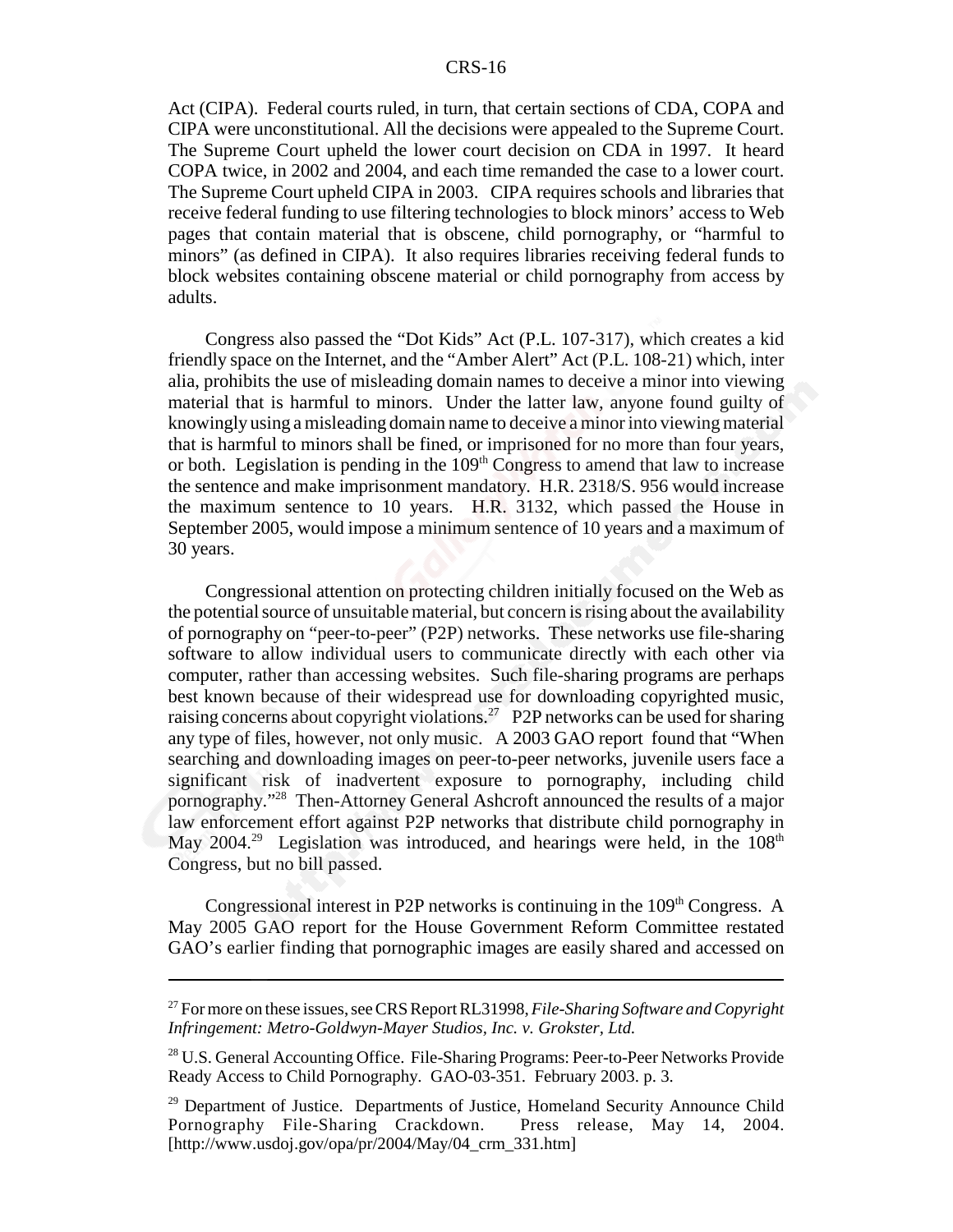Act (CIPA). Federal courts ruled, in turn, that certain sections of CDA, COPA and CIPA were unconstitutional. All the decisions were appealed to the Supreme Court. The Supreme Court upheld the lower court decision on CDA in 1997. It heard COPA twice, in 2002 and 2004, and each time remanded the case to a lower court. The Supreme Court upheld CIPA in 2003. CIPA requires schools and libraries that receive federal funding to use filtering technologies to block minors' access to Web pages that contain material that is obscene, child pornography, or "harmful to minors" (as defined in CIPA). It also requires libraries receiving federal funds to block websites containing obscene material or child pornography from access by adults.

Congress also passed the "Dot Kids" Act (P.L. 107-317), which creates a kid friendly space on the Internet, and the "Amber Alert" Act (P.L. 108-21) which, inter alia, prohibits the use of misleading domain names to deceive a minor into viewing material that is harmful to minors. Under the latter law, anyone found guilty of knowingly using a misleading domain name to deceive a minor into viewing material that is harmful to minors shall be fined, or imprisoned for no more than four years, or both. Legislation is pending in the 109th Congress to amend that law to increase the sentence and make imprisonment mandatory. H.R. 2318/S. 956 would increase the maximum sentence to 10 years. H.R. 3132, which passed the House in September 2005, would impose a minimum sentence of 10 years and a maximum of 30 years.

Congressional attention on protecting children initially focused on the Web as the potential source of unsuitable material, but concern is rising about the availability of pornography on "peer-to-peer" (P2P) networks. These networks use file-sharing software to allow individual users to communicate directly with each other via computer, rather than accessing websites. Such file-sharing programs are perhaps best known because of their widespread use for downloading copyrighted music, raising concerns about copyright violations.[27] P2P networks can be used for sharing any type of files, however, not only music. A 2003 GAO report found that "When searching and downloading images on peer-to-peer networks, juvenile users face a significant risk of inadvertent exposure to pornography, including child pornography."[28] Then-Attorney General Ashcroft announced the results of a major law enforcement effort against P2P networks that distribute child pornography in May 2004.[29] Legislation was introduced, and hearings were held, in the 108th Congress, but no bill passed.

Congressional interest in P2P networks is continuing in the 109th Congress. A May 2005 GAO report for the House Government Reform Committee restated GAO's earlier finding that pornographic images are easily shared and accessed on

---

[27] For more on these issues, see CRS Report RL31998, *File-Sharing Software and Copyright Infringement: Metro-Goldwyn-Mayer Studios, Inc. v. Grokster, Ltd.*

[28] U.S. General Accounting Office. File-Sharing Programs: Peer-to-Peer Networks Provide Ready Access to Child Pornography. GAO-03-351. February 2003. p. 3.

[29] Department of Justice. Departments of Justice, Homeland Security Announce Child Pornography File-Sharing Crackdown. Press release, May 14, 2004. [http://www.usdoj.gov/opa/pr/2004/May/04_crm_331.htm]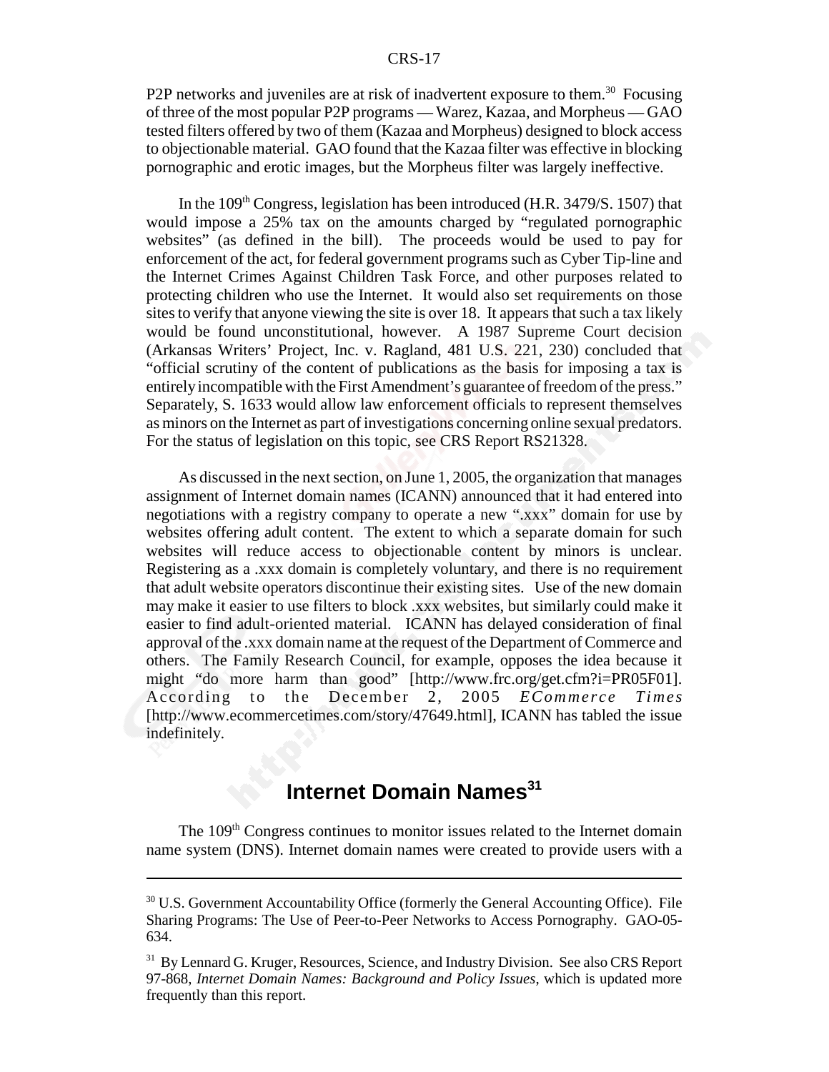P2P networks and juveniles are at risk of inadvertent exposure to them.[30] Focusing of three of the most popular P2P programs — Warez, Kazaa, and Morpheus — GAO tested filters offered by two of them (Kazaa and Morpheus) designed to block access to objectionable material. GAO found that the Kazaa filter was effective in blocking pornographic and erotic images, but the Morpheus filter was largely ineffective.

In the 109th Congress, legislation has been introduced (H.R. 3479/S. 1507) that would impose a 25% tax on the amounts charged by "regulated pornographic websites" (as defined in the bill). The proceeds would be used to pay for enforcement of the act, for federal government programs such as Cyber Tip-line and the Internet Crimes Against Children Task Force, and other purposes related to protecting children who use the Internet. It would also set requirements on those sites to verify that anyone viewing the site is over 18. It appears that such a tax likely would be found unconstitutional, however. A 1987 Supreme Court decision (Arkansas Writers' Project, Inc. v. Ragland, 481 U.S. 221, 230) concluded that "official scrutiny of the content of publications as the basis for imposing a tax is entirely incompatible with the First Amendment's guarantee of freedom of the press." Separately, S. 1633 would allow law enforcement officials to represent themselves as minors on the Internet as part of investigations concerning online sexual predators. For the status of legislation on this topic, see CRS Report RS21328.

As discussed in the next section, on June 1, 2005, the organization that manages assignment of Internet domain names (ICANN) announced that it had entered into negotiations with a registry company to operate a new ".xxx" domain for use by websites offering adult content. The extent to which a separate domain for such websites will reduce access to objectionable content by minors is unclear. Registering as a .xxx domain is completely voluntary, and there is no requirement that adult website operators discontinue their existing sites. Use of the new domain may make it easier to use filters to block .xxx websites, but similarly could make it easier to find adult-oriented material. ICANN has delayed consideration of final approval of the .xxx domain name at the request of the Department of Commerce and others. The Family Research Council, for example, opposes the idea because it might "do more harm than good" [http://www.frc.org/get.cfm?i=PR05F01]. According to the December 2, 2005 *ECommerce Times* [http://www.ecommercetimes.com/story/47649.html], ICANN has tabled the issue indefinitely.

## Internet Domain Names[31]

The 109th Congress continues to monitor issues related to the Internet domain name system (DNS). Internet domain names were created to provide users with a

---

[30] U.S. Government Accountability Office (formerly the General Accounting Office). File Sharing Programs: The Use of Peer-to-Peer Networks to Access Pornography. GAO-05-634.

[31] By Lennard G. Kruger, Resources, Science, and Industry Division. See also CRS Report 97-868, *Internet Domain Names: Background and Policy Issues*, which is updated more frequently than this report.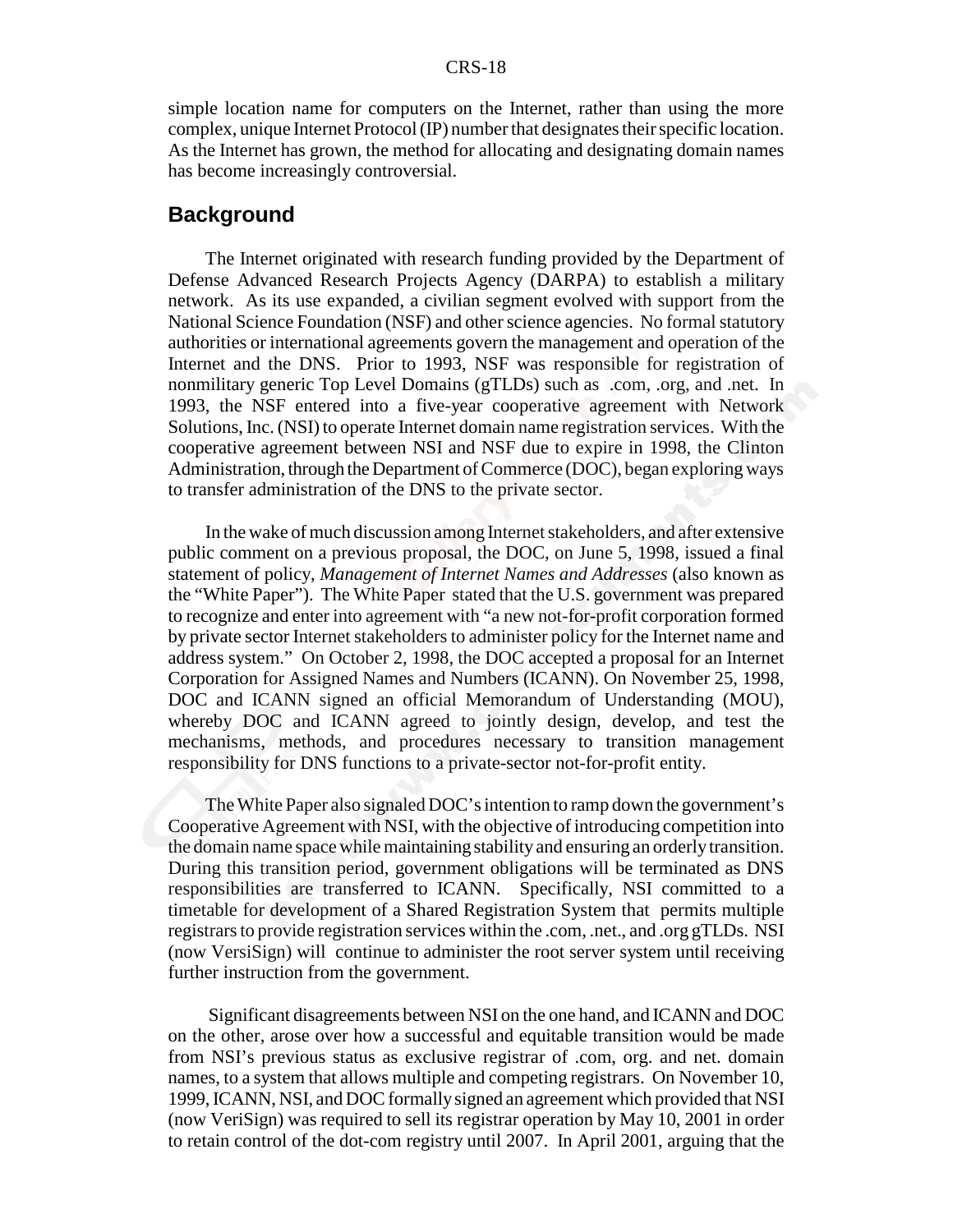simple location name for computers on the Internet, rather than using the more complex, unique Internet Protocol (IP) number that designates their specific location. As the Internet has grown, the method for allocating and designating domain names has become increasingly controversial.

## Background

The Internet originated with research funding provided by the Department of Defense Advanced Research Projects Agency (DARPA) to establish a military network. As its use expanded, a civilian segment evolved with support from the National Science Foundation (NSF) and other science agencies. No formal statutory authorities or international agreements govern the management and operation of the Internet and the DNS. Prior to 1993, NSF was responsible for registration of nonmilitary generic Top Level Domains (gTLDs) such as .com, .org, and .net. In 1993, the NSF entered into a five-year cooperative agreement with Network Solutions, Inc. (NSI) to operate Internet domain name registration services. With the cooperative agreement between NSI and NSF due to expire in 1998, the Clinton Administration, through the Department of Commerce (DOC), began exploring ways to transfer administration of the DNS to the private sector.

In the wake of much discussion among Internet stakeholders, and after extensive public comment on a previous proposal, the DOC, on June 5, 1998, issued a final statement of policy, *Management of Internet Names and Addresses* (also known as the "White Paper"). The White Paper stated that the U.S. government was prepared to recognize and enter into agreement with "a new not-for-profit corporation formed by private sector Internet stakeholders to administer policy for the Internet name and address system." On October 2, 1998, the DOC accepted a proposal for an Internet Corporation for Assigned Names and Numbers (ICANN). On November 25, 1998, DOC and ICANN signed an official Memorandum of Understanding (MOU), whereby DOC and ICANN agreed to jointly design, develop, and test the mechanisms, methods, and procedures necessary to transition management responsibility for DNS functions to a private-sector not-for-profit entity.

The White Paper also signaled DOC's intention to ramp down the government's Cooperative Agreement with NSI, with the objective of introducing competition into the domain name space while maintaining stability and ensuring an orderly transition. During this transition period, government obligations will be terminated as DNS responsibilities are transferred to ICANN. Specifically, NSI committed to a timetable for development of a Shared Registration System that permits multiple registrars to provide registration services within the .com, .net., and .org gTLDs. NSI (now VersiSign) will continue to administer the root server system until receiving further instruction from the government.

Significant disagreements between NSI on the one hand, and ICANN and DOC on the other, arose over how a successful and equitable transition would be made from NSI's previous status as exclusive registrar of .com, org. and net. domain names, to a system that allows multiple and competing registrars. On November 10, 1999, ICANN, NSI, and DOC formally signed an agreement which provided that NSI (now VeriSign) was required to sell its registrar operation by May 10, 2001 in order to retain control of the dot-com registry until 2007. In April 2001, arguing that the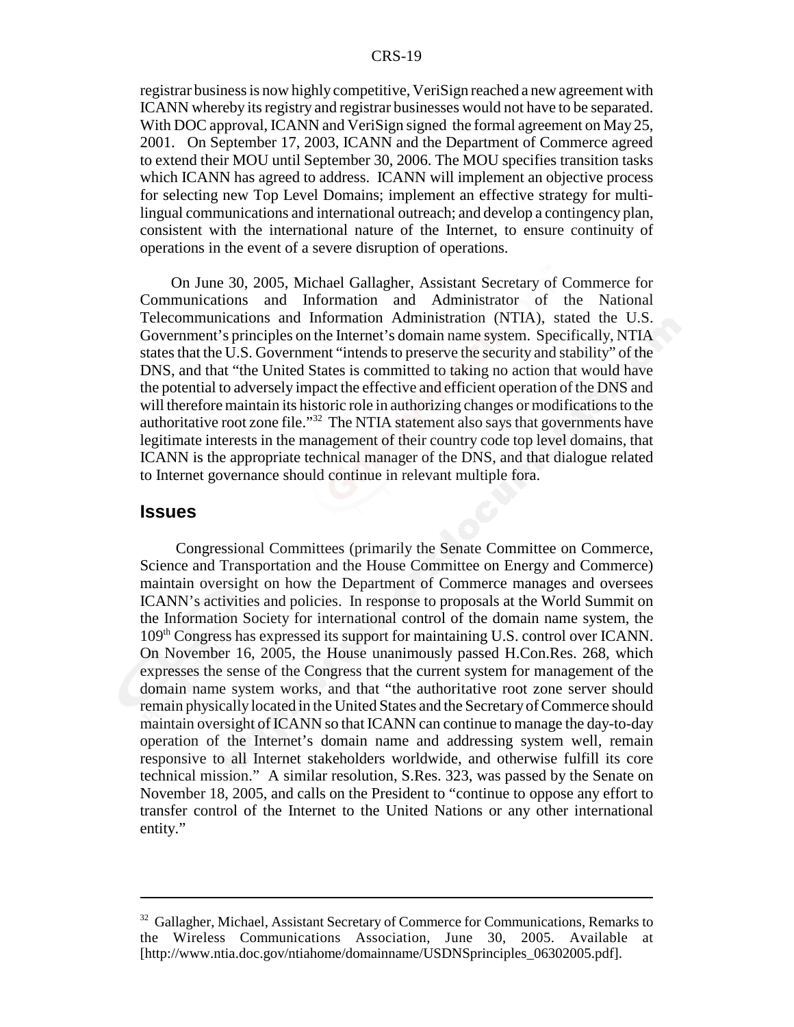registrar business is now highly competitive, VeriSign reached a new agreement with ICANN whereby its registry and registrar businesses would not have to be separated. With DOC approval, ICANN and VeriSign signed the formal agreement on May 25, 2001. On September 17, 2003, ICANN and the Department of Commerce agreed to extend their MOU until September 30, 2006. The MOU specifies transition tasks which ICANN has agreed to address. ICANN will implement an objective process for selecting new Top Level Domains; implement an effective strategy for multi-lingual communications and international outreach; and develop a contingency plan, consistent with the international nature of the Internet, to ensure continuity of operations in the event of a severe disruption of operations.

On June 30, 2005, Michael Gallagher, Assistant Secretary of Commerce for Communications and Information and Administrator of the National Telecommunications and Information Administration (NTIA), stated the U.S. Government's principles on the Internet's domain name system. Specifically, NTIA states that the U.S. Government "intends to preserve the security and stability" of the DNS, and that "the United States is committed to taking no action that would have the potential to adversely impact the effective and efficient operation of the DNS and will therefore maintain its historic role in authorizing changes or modifications to the authoritative root zone file."[32] The NTIA statement also says that governments have legitimate interests in the management of their country code top level domains, that ICANN is the appropriate technical manager of the DNS, and that dialogue related to Internet governance should continue in relevant multiple fora.

## Issues

Congressional Committees (primarily the Senate Committee on Commerce, Science and Transportation and the House Committee on Energy and Commerce) maintain oversight on how the Department of Commerce manages and oversees ICANN's activities and policies. In response to proposals at the World Summit on the Information Society for international control of the domain name system, the 109th Congress has expressed its support for maintaining U.S. control over ICANN. On November 16, 2005, the House unanimously passed H.Con.Res. 268, which expresses the sense of the Congress that the current system for management of the domain name system works, and that "the authoritative root zone server should remain physically located in the United States and the Secretary of Commerce should maintain oversight of ICANN so that ICANN can continue to manage the day-to-day operation of the Internet's domain name and addressing system well, remain responsive to all Internet stakeholders worldwide, and otherwise fulfill its core technical mission." A similar resolution, S.Res. 323, was passed by the Senate on November 18, 2005, and calls on the President to "continue to oppose any effort to transfer control of the Internet to the United Nations or any other international entity."

---

[32] Gallagher, Michael, Assistant Secretary of Commerce for Communications, Remarks to the Wireless Communications Association, June 30, 2005. Available at [http://www.ntia.doc.gov/ntiahome/domainname/USDNSprinciples_06302005.pdf].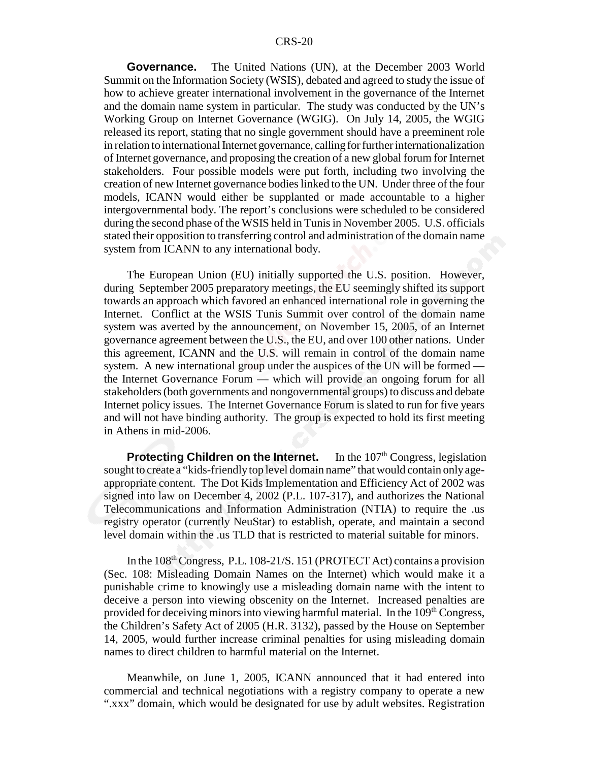**Governance.** The United Nations (UN), at the December 2003 World Summit on the Information Society (WSIS), debated and agreed to study the issue of how to achieve greater international involvement in the governance of the Internet and the domain name system in particular. The study was conducted by the UN's Working Group on Internet Governance (WGIG). On July 14, 2005, the WGIG released its report, stating that no single government should have a preeminent role in relation to international Internet governance, calling for further internationalization of Internet governance, and proposing the creation of a new global forum for Internet stakeholders. Four possible models were put forth, including two involving the creation of new Internet governance bodies linked to the UN. Under three of the four models, ICANN would either be supplanted or made accountable to a higher intergovernmental body. The report's conclusions were scheduled to be considered during the second phase of the WSIS held in Tunis in November 2005. U.S. officials stated their opposition to transferring control and administration of the domain name system from ICANN to any international body.

The European Union (EU) initially supported the U.S. position. However, during September 2005 preparatory meetings, the EU seemingly shifted its support towards an approach which favored an enhanced international role in governing the Internet. Conflict at the WSIS Tunis Summit over control of the domain name system was averted by the announcement, on November 15, 2005, of an Internet governance agreement between the U.S., the EU, and over 100 other nations. Under this agreement, ICANN and the U.S. will remain in control of the domain name system. A new international group under the auspices of the UN will be formed — the Internet Governance Forum — which will provide an ongoing forum for all stakeholders (both governments and nongovernmental groups) to discuss and debate Internet policy issues. The Internet Governance Forum is slated to run for five years and will not have binding authority. The group is expected to hold its first meeting in Athens in mid-2006.

**Protecting Children on the Internet.** In the 107th Congress, legislation sought to create a "kids-friendly top level domain name" that would contain only age-appropriate content. The Dot Kids Implementation and Efficiency Act of 2002 was signed into law on December 4, 2002 (P.L. 107-317), and authorizes the National Telecommunications and Information Administration (NTIA) to require the .us registry operator (currently NeuStar) to establish, operate, and maintain a second level domain within the .us TLD that is restricted to material suitable for minors.

In the 108th Congress, P.L. 108-21/S. 151 (PROTECT Act) contains a provision (Sec. 108: Misleading Domain Names on the Internet) which would make it a punishable crime to knowingly use a misleading domain name with the intent to deceive a person into viewing obscenity on the Internet. Increased penalties are provided for deceiving minors into viewing harmful material. In the 109th Congress, the Children's Safety Act of 2005 (H.R. 3132), passed by the House on September 14, 2005, would further increase criminal penalties for using misleading domain names to direct children to harmful material on the Internet.

Meanwhile, on June 1, 2005, ICANN announced that it had entered into commercial and technical negotiations with a registry company to operate a new ".xxx" domain, which would be designated for use by adult websites. Registration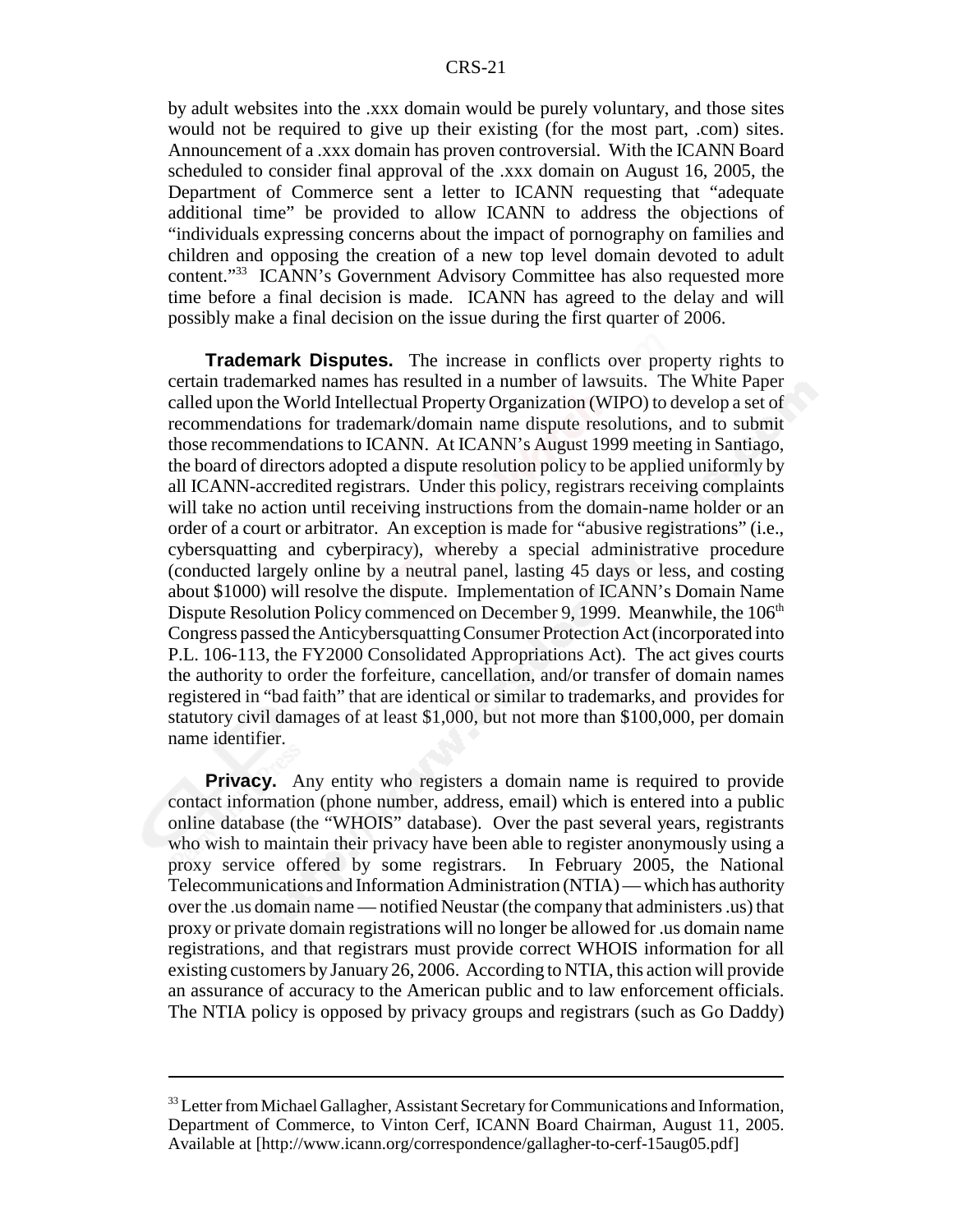by adult websites into the .xxx domain would be purely voluntary, and those sites would not be required to give up their existing (for the most part, .com) sites. Announcement of a .xxx domain has proven controversial. With the ICANN Board scheduled to consider final approval of the .xxx domain on August 16, 2005, the Department of Commerce sent a letter to ICANN requesting that "adequate additional time" be provided to allow ICANN to address the objections of "individuals expressing concerns about the impact of pornography on families and children and opposing the creation of a new top level domain devoted to adult content."[33] ICANN's Government Advisory Committee has also requested more time before a final decision is made. ICANN has agreed to the delay and will possibly make a final decision on the issue during the first quarter of 2006.

**Trademark Disputes.** The increase in conflicts over property rights to certain trademarked names has resulted in a number of lawsuits. The White Paper called upon the World Intellectual Property Organization (WIPO) to develop a set of recommendations for trademark/domain name dispute resolutions, and to submit those recommendations to ICANN. At ICANN's August 1999 meeting in Santiago, the board of directors adopted a dispute resolution policy to be applied uniformly by all ICANN-accredited registrars. Under this policy, registrars receiving complaints will take no action until receiving instructions from the domain-name holder or an order of a court or arbitrator. An exception is made for "abusive registrations" (i.e., cybersquatting and cyberpiracy), whereby a special administrative procedure (conducted largely online by a neutral panel, lasting 45 days or less, and costing about $1000) will resolve the dispute. Implementation of ICANN's Domain Name Dispute Resolution Policy commenced on December 9, 1999. Meanwhile, the 106th Congress passed the Anticybersquatting Consumer Protection Act (incorporated into P.L. 106-113, the FY2000 Consolidated Appropriations Act). The act gives courts the authority to order the forfeiture, cancellation, and/or transfer of domain names registered in "bad faith" that are identical or similar to trademarks, and provides for statutory civil damages of at least $1,000, but not more than $100,000, per domain name identifier.

**Privacy.** Any entity who registers a domain name is required to provide contact information (phone number, address, email) which is entered into a public online database (the "WHOIS" database). Over the past several years, registrants who wish to maintain their privacy have been able to register anonymously using a proxy service offered by some registrars. In February 2005, the National Telecommunications and Information Administration (NTIA) — which has authority over the .us domain name — notified Neustar (the company that administers .us) that proxy or private domain registrations will no longer be allowed for .us domain name registrations, and that registrars must provide correct WHOIS information for all existing customers by January 26, 2006. According to NTIA, this action will provide an assurance of accuracy to the American public and to law enforcement officials. The NTIA policy is opposed by privacy groups and registrars (such as Go Daddy)

---

[33] Letter from Michael Gallagher, Assistant Secretary for Communications and Information, Department of Commerce, to Vinton Cerf, ICANN Board Chairman, August 11, 2005. Available at [http://www.icann.org/correspondence/gallagher-to-cerf-15aug05.pdf]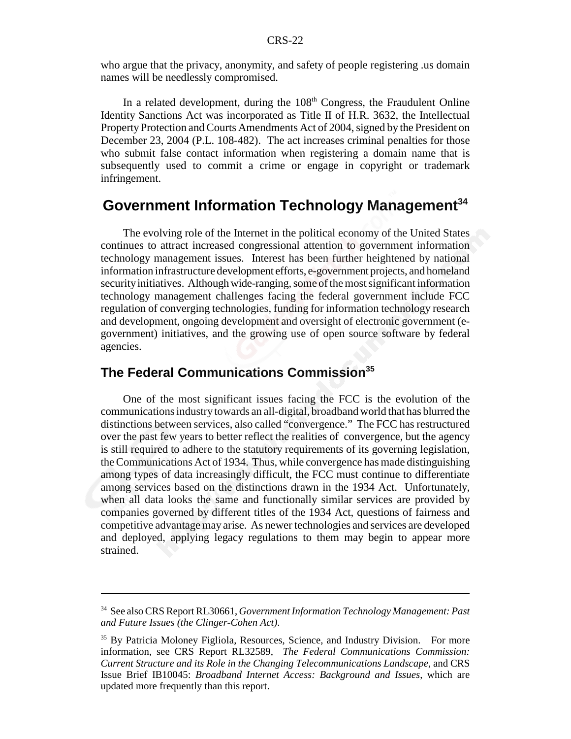who argue that the privacy, anonymity, and safety of people registering .us domain names will be needlessly compromised.

In a related development, during the 108th Congress, the Fraudulent Online Identity Sanctions Act was incorporated as Title II of H.R. 3632, the Intellectual Property Protection and Courts Amendments Act of 2004, signed by the President on December 23, 2004 (P.L. 108-482). The act increases criminal penalties for those who submit false contact information when registering a domain name that is subsequently used to commit a crime or engage in copyright or trademark infringement.

## Government Information Technology Management[34]

The evolving role of the Internet in the political economy of the United States continues to attract increased congressional attention to government information technology management issues. Interest has been further heightened by national information infrastructure development efforts, e-government projects, and homeland security initiatives. Although wide-ranging, some of the most significant information technology management challenges facing the federal government include FCC regulation of converging technologies, funding for information technology research and development, ongoing development and oversight of electronic government (e-government) initiatives, and the growing use of open source software by federal agencies.

### The Federal Communications Commission[35]

One of the most significant issues facing the FCC is the evolution of the communications industry towards an all-digital, broadband world that has blurred the distinctions between services, also called "convergence." The FCC has restructured over the past few years to better reflect the realities of convergence, but the agency is still required to adhere to the statutory requirements of its governing legislation, the Communications Act of 1934. Thus, while convergence has made distinguishing among types of data increasingly difficult, the FCC must continue to differentiate among services based on the distinctions drawn in the 1934 Act. Unfortunately, when all data looks the same and functionally similar services are provided by companies governed by different titles of the 1934 Act, questions of fairness and competitive advantage may arise. As newer technologies and services are developed and deployed, applying legacy regulations to them may begin to appear more strained.

---

[34] See also CRS Report RL30661, *Government Information Technology Management: Past and Future Issues (the Clinger-Cohen Act)*.

[35] By Patricia Moloney Figliola, Resources, Science, and Industry Division. For more information, see CRS Report RL32589, *The Federal Communications Commission: Current Structure and its Role in the Changing Telecommunications Landscape*, and CRS Issue Brief IB10045: *Broadband Internet Access: Background and Issues*, which are updated more frequently than this report.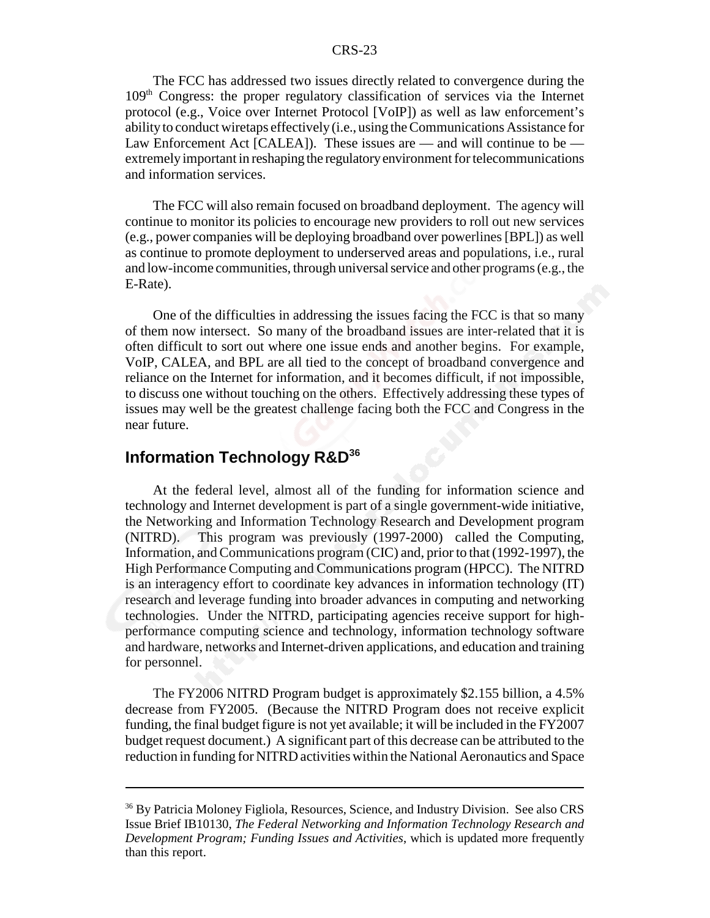The FCC has addressed two issues directly related to convergence during the 109th Congress: the proper regulatory classification of services via the Internet protocol (e.g., Voice over Internet Protocol [VoIP]) as well as law enforcement's ability to conduct wiretaps effectively (i.e., using the Communications Assistance for Law Enforcement Act [CALEA]). These issues are — and will continue to be — extremely important in reshaping the regulatory environment for telecommunications and information services.

The FCC will also remain focused on broadband deployment. The agency will continue to monitor its policies to encourage new providers to roll out new services (e.g., power companies will be deploying broadband over powerlines [BPL]) as well as continue to promote deployment to underserved areas and populations, i.e., rural and low-income communities, through universal service and other programs (e.g., the E-Rate).

One of the difficulties in addressing the issues facing the FCC is that so many of them now intersect. So many of the broadband issues are inter-related that it is often difficult to sort out where one issue ends and another begins. For example, VoIP, CALEA, and BPL are all tied to the concept of broadband convergence and reliance on the Internet for information, and it becomes difficult, if not impossible, to discuss one without touching on the others. Effectively addressing these types of issues may well be the greatest challenge facing both the FCC and Congress in the near future.

## Information Technology R&D[36]

At the federal level, almost all of the funding for information science and technology and Internet development is part of a single government-wide initiative, the Networking and Information Technology Research and Development program (NITRD). This program was previously (1997-2000) called the Computing, Information, and Communications program (CIC) and, prior to that (1992-1997), the High Performance Computing and Communications program (HPCC). The NITRD is an interagency effort to coordinate key advances in information technology (IT) research and leverage funding into broader advances in computing and networking technologies. Under the NITRD, participating agencies receive support for high-performance computing science and technology, information technology software and hardware, networks and Internet-driven applications, and education and training for personnel.

The FY2006 NITRD Program budget is approximately $2.155 billion, a 4.5% decrease from FY2005. (Because the NITRD Program does not receive explicit funding, the final budget figure is not yet available; it will be included in the FY2007 budget request document.) A significant part of this decrease can be attributed to the reduction in funding for NITRD activities within the National Aeronautics and Space

---

[36] By Patricia Moloney Figliola, Resources, Science, and Industry Division. See also CRS Issue Brief IB10130, *The Federal Networking and Information Technology Research and Development Program; Funding Issues and Activities*, which is updated more frequently than this report.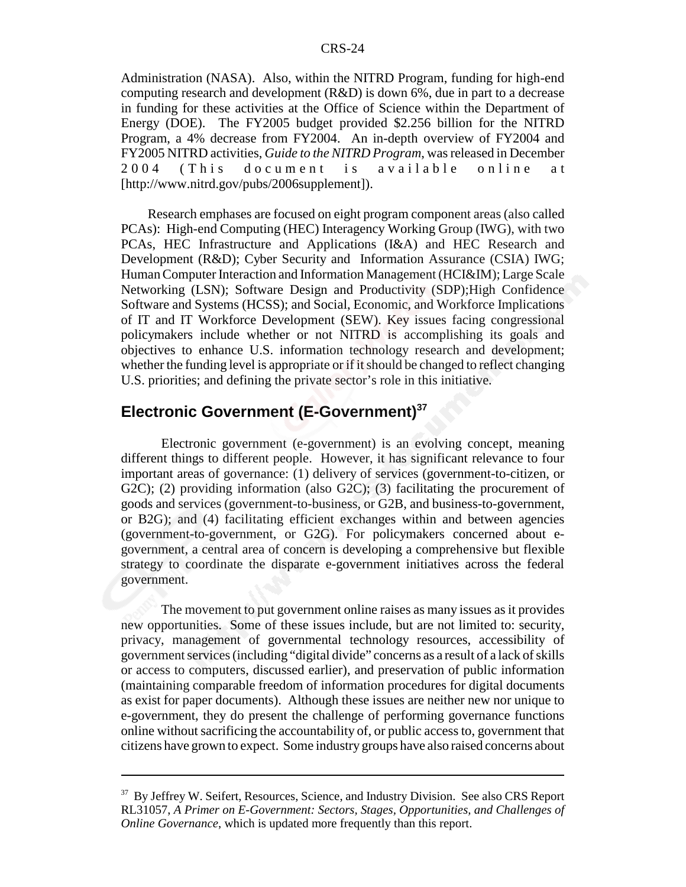Administration (NASA). Also, within the NITRD Program, funding for high-end computing research and development (R&D) is down 6%, due in part to a decrease in funding for these activities at the Office of Science within the Department of Energy (DOE). The FY2005 budget provided $2.256 billion for the NITRD Program, a 4% decrease from FY2004. An in-depth overview of FY2004 and FY2005 NITRD activities, *Guide to the NITRD Program*, was released in December 2004 (This document is available online at [http://www.nitrd.gov/pubs/2006supplement]).

Research emphases are focused on eight program component areas (also called PCAs): High-end Computing (HEC) Interagency Working Group (IWG), with two PCAs, HEC Infrastructure and Applications (I&A) and HEC Research and Development (R&D); Cyber Security and Information Assurance (CSIA) IWG; Human Computer Interaction and Information Management (HCI&IM); Large Scale Networking (LSN); Software Design and Productivity (SDP);High Confidence Software and Systems (HCSS); and Social, Economic, and Workforce Implications of IT and IT Workforce Development (SEW). Key issues facing congressional policymakers include whether or not NITRD is accomplishing its goals and objectives to enhance U.S. information technology research and development; whether the funding level is appropriate or if it should be changed to reflect changing U.S. priorities; and defining the private sector's role in this initiative.

## Electronic Government (E-Government)[37]

Electronic government (e-government) is an evolving concept, meaning different things to different people. However, it has significant relevance to four important areas of governance: (1) delivery of services (government-to-citizen, or G2C); (2) providing information (also G2C); (3) facilitating the procurement of goods and services (government-to-business, or G2B, and business-to-government, or B2G); and (4) facilitating efficient exchanges within and between agencies (government-to-government, or G2G). For policymakers concerned about e-government, a central area of concern is developing a comprehensive but flexible strategy to coordinate the disparate e-government initiatives across the federal government.

The movement to put government online raises as many issues as it provides new opportunities. Some of these issues include, but are not limited to: security, privacy, management of governmental technology resources, accessibility of government services (including "digital divide" concerns as a result of a lack of skills or access to computers, discussed earlier), and preservation of public information (maintaining comparable freedom of information procedures for digital documents as exist for paper documents). Although these issues are neither new nor unique to e-government, they do present the challenge of performing governance functions online without sacrificing the accountability of, or public access to, government that citizens have grown to expect. Some industry groups have also raised concerns about

---

[37] By Jeffrey W. Seifert, Resources, Science, and Industry Division. See also CRS Report RL31057, *A Primer on E-Government: Sectors, Stages, Opportunities, and Challenges of Online Governance*, which is updated more frequently than this report.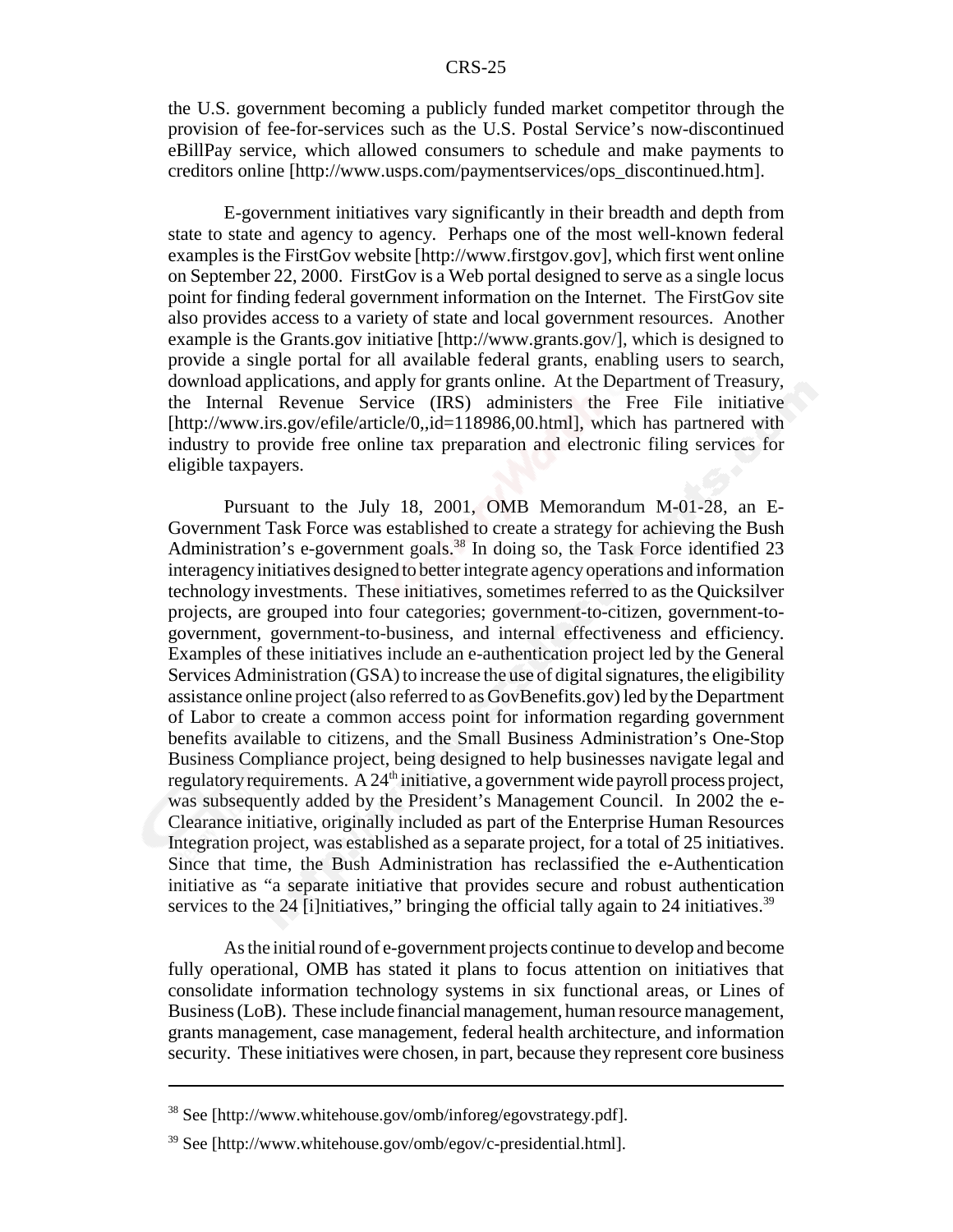the U.S. government becoming a publicly funded market competitor through the provision of fee-for-services such as the U.S. Postal Service's now-discontinued eBillPay service, which allowed consumers to schedule and make payments to creditors online [http://www.usps.com/paymentservices/ops_discontinued.htm].

E-government initiatives vary significantly in their breadth and depth from state to state and agency to agency. Perhaps one of the most well-known federal examples is the FirstGov website [http://www.firstgov.gov], which first went online on September 22, 2000. FirstGov is a Web portal designed to serve as a single locus point for finding federal government information on the Internet. The FirstGov site also provides access to a variety of state and local government resources. Another example is the Grants.gov initiative [http://www.grants.gov/], which is designed to provide a single portal for all available federal grants, enabling users to search, download applications, and apply for grants online. At the Department of Treasury, the Internal Revenue Service (IRS) administers the Free File initiative [http://www.irs.gov/efile/article/0,,id=118986,00.html], which has partnered with industry to provide free online tax preparation and electronic filing services for eligible taxpayers.

Pursuant to the July 18, 2001, OMB Memorandum M-01-28, an E-Government Task Force was established to create a strategy for achieving the Bush Administration's e-government goals.[38] In doing so, the Task Force identified 23 interagency initiatives designed to better integrate agency operations and information technology investments. These initiatives, sometimes referred to as the Quicksilver projects, are grouped into four categories; government-to-citizen, government-to-government, government-to-business, and internal effectiveness and efficiency. Examples of these initiatives include an e-authentication project led by the General Services Administration (GSA) to increase the use of digital signatures, the eligibility assistance online project (also referred to as GovBenefits.gov) led by the Department of Labor to create a common access point for information regarding government benefits available to citizens, and the Small Business Administration's One-Stop Business Compliance project, being designed to help businesses navigate legal and regulatory requirements. A 24th initiative, a government wide payroll process project, was subsequently added by the President's Management Council. In 2002 the e-Clearance initiative, originally included as part of the Enterprise Human Resources Integration project, was established as a separate project, for a total of 25 initiatives. Since that time, the Bush Administration has reclassified the e-Authentication initiative as "a separate initiative that provides secure and robust authentication services to the 24 [i]nitiatives," bringing the official tally again to 24 initiatives.[39]

As the initial round of e-government projects continue to develop and become fully operational, OMB has stated it plans to focus attention on initiatives that consolidate information technology systems in six functional areas, or Lines of Business (LoB). These include financial management, human resource management, grants management, case management, federal health architecture, and information security. These initiatives were chosen, in part, because they represent core business

---

[38] See [http://www.whitehouse.gov/omb/inforeg/egovstrategy.pdf].

[39] See [http://www.whitehouse.gov/omb/egov/c-presidential.html].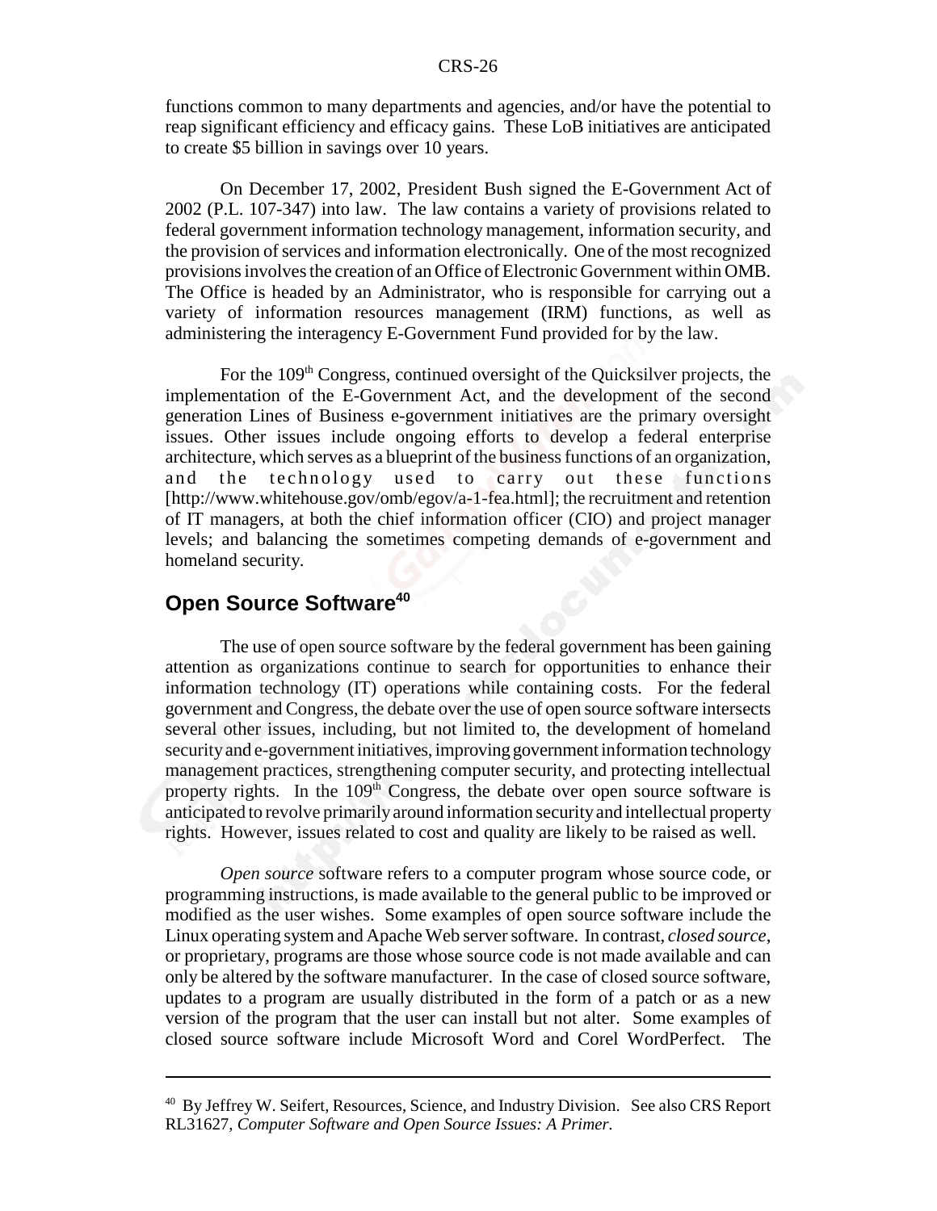functions common to many departments and agencies, and/or have the potential to reap significant efficiency and efficacy gains. These LoB initiatives are anticipated to create $5 billion in savings over 10 years.

On December 17, 2002, President Bush signed the E-Government Act of 2002 (P.L. 107-347) into law. The law contains a variety of provisions related to federal government information technology management, information security, and the provision of services and information electronically. One of the most recognized provisions involves the creation of an Office of Electronic Government within OMB. The Office is headed by an Administrator, who is responsible for carrying out a variety of information resources management (IRM) functions, as well as administering the interagency E-Government Fund provided for by the law.

For the 109th Congress, continued oversight of the Quicksilver projects, the implementation of the E-Government Act, and the development of the second generation Lines of Business e-government initiatives are the primary oversight issues. Other issues include ongoing efforts to develop a federal enterprise architecture, which serves as a blueprint of the business functions of an organization, and the technology used to carry out these functions [http://www.whitehouse.gov/omb/egov/a-1-fea.html]; the recruitment and retention of IT managers, at both the chief information officer (CIO) and project manager levels; and balancing the sometimes competing demands of e-government and homeland security.

## Open Source Software[40]

The use of open source software by the federal government has been gaining attention as organizations continue to search for opportunities to enhance their information technology (IT) operations while containing costs. For the federal government and Congress, the debate over the use of open source software intersects several other issues, including, but not limited to, the development of homeland security and e-government initiatives, improving government information technology management practices, strengthening computer security, and protecting intellectual property rights. In the 109th Congress, the debate over open source software is anticipated to revolve primarily around information security and intellectual property rights. However, issues related to cost and quality are likely to be raised as well.

*Open source* software refers to a computer program whose source code, or programming instructions, is made available to the general public to be improved or modified as the user wishes. Some examples of open source software include the Linux operating system and Apache Web server software. In contrast, *closed source*, or proprietary, programs are those whose source code is not made available and can only be altered by the software manufacturer. In the case of closed source software, updates to a program are usually distributed in the form of a patch or as a new version of the program that the user can install but not alter. Some examples of closed source software include Microsoft Word and Corel WordPerfect. The

---

[40] By Jeffrey W. Seifert, Resources, Science, and Industry Division. See also CRS Report RL31627, *Computer Software and Open Source Issues: A Primer*.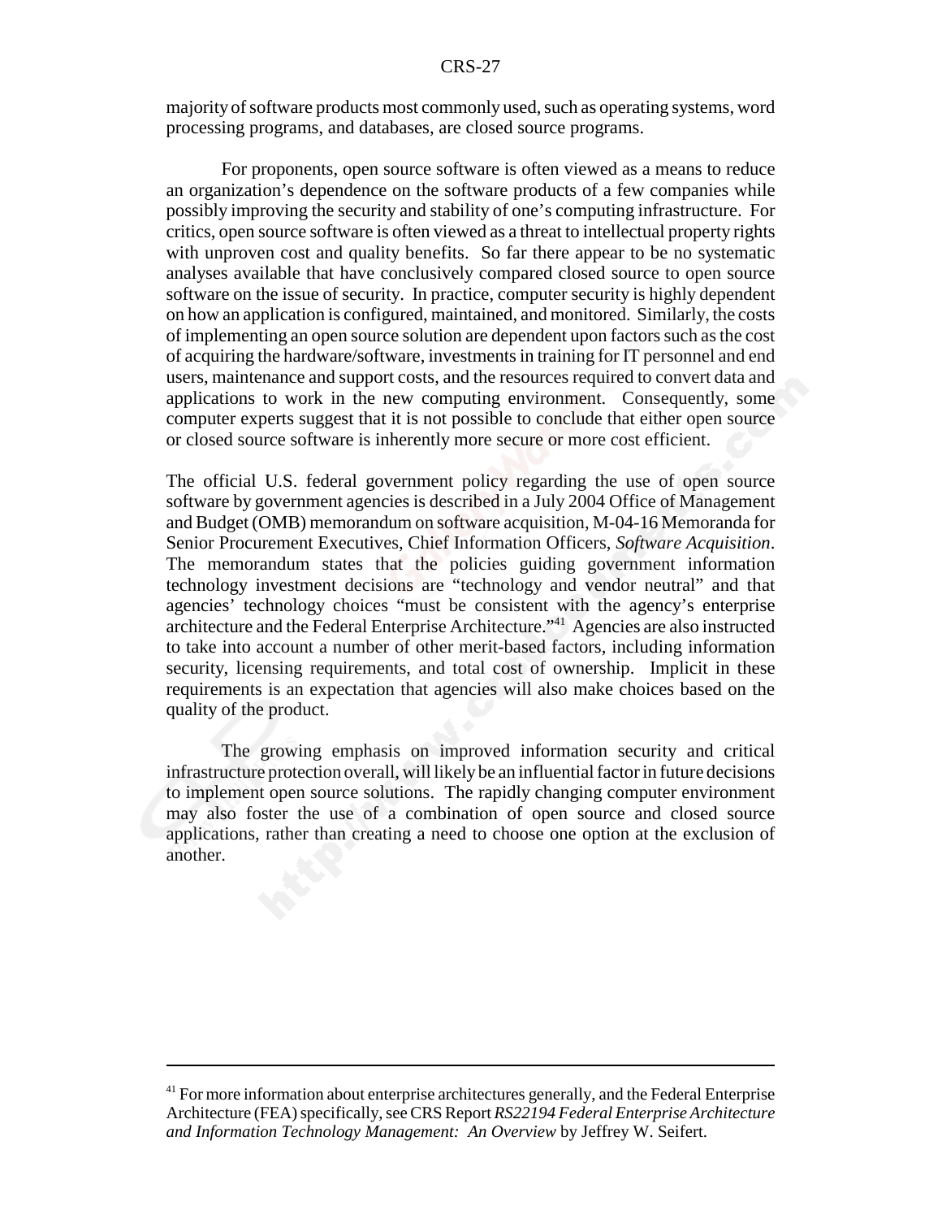majority of software products most commonly used, such as operating systems, word processing programs, and databases, are closed source programs.

For proponents, open source software is often viewed as a means to reduce an organization's dependence on the software products of a few companies while possibly improving the security and stability of one's computing infrastructure. For critics, open source software is often viewed as a threat to intellectual property rights with unproven cost and quality benefits. So far there appear to be no systematic analyses available that have conclusively compared closed source to open source software on the issue of security. In practice, computer security is highly dependent on how an application is configured, maintained, and monitored. Similarly, the costs of implementing an open source solution are dependent upon factors such as the cost of acquiring the hardware/software, investments in training for IT personnel and end users, maintenance and support costs, and the resources required to convert data and applications to work in the new computing environment. Consequently, some computer experts suggest that it is not possible to conclude that either open source or closed source software is inherently more secure or more cost efficient.

The official U.S. federal government policy regarding the use of open source software by government agencies is described in a July 2004 Office of Management and Budget (OMB) memorandum on software acquisition, M-04-16 Memoranda for Senior Procurement Executives, Chief Information Officers, *Software Acquisition*. The memorandum states that the policies guiding government information technology investment decisions are "technology and vendor neutral" and that agencies' technology choices "must be consistent with the agency's enterprise architecture and the Federal Enterprise Architecture."[41] Agencies are also instructed to take into account a number of other merit-based factors, including information security, licensing requirements, and total cost of ownership. Implicit in these requirements is an expectation that agencies will also make choices based on the quality of the product.

The growing emphasis on improved information security and critical infrastructure protection overall, will likely be an influential factor in future decisions to implement open source solutions. The rapidly changing computer environment may also foster the use of a combination of open source and closed source applications, rather than creating a need to choose one option at the exclusion of another.

---

[41] For more information about enterprise architectures generally, and the Federal Enterprise Architecture (FEA) specifically, see CRS Report *RS22194 Federal Enterprise Architecture and Information Technology Management: An Overview* by Jeffrey W. Seifert.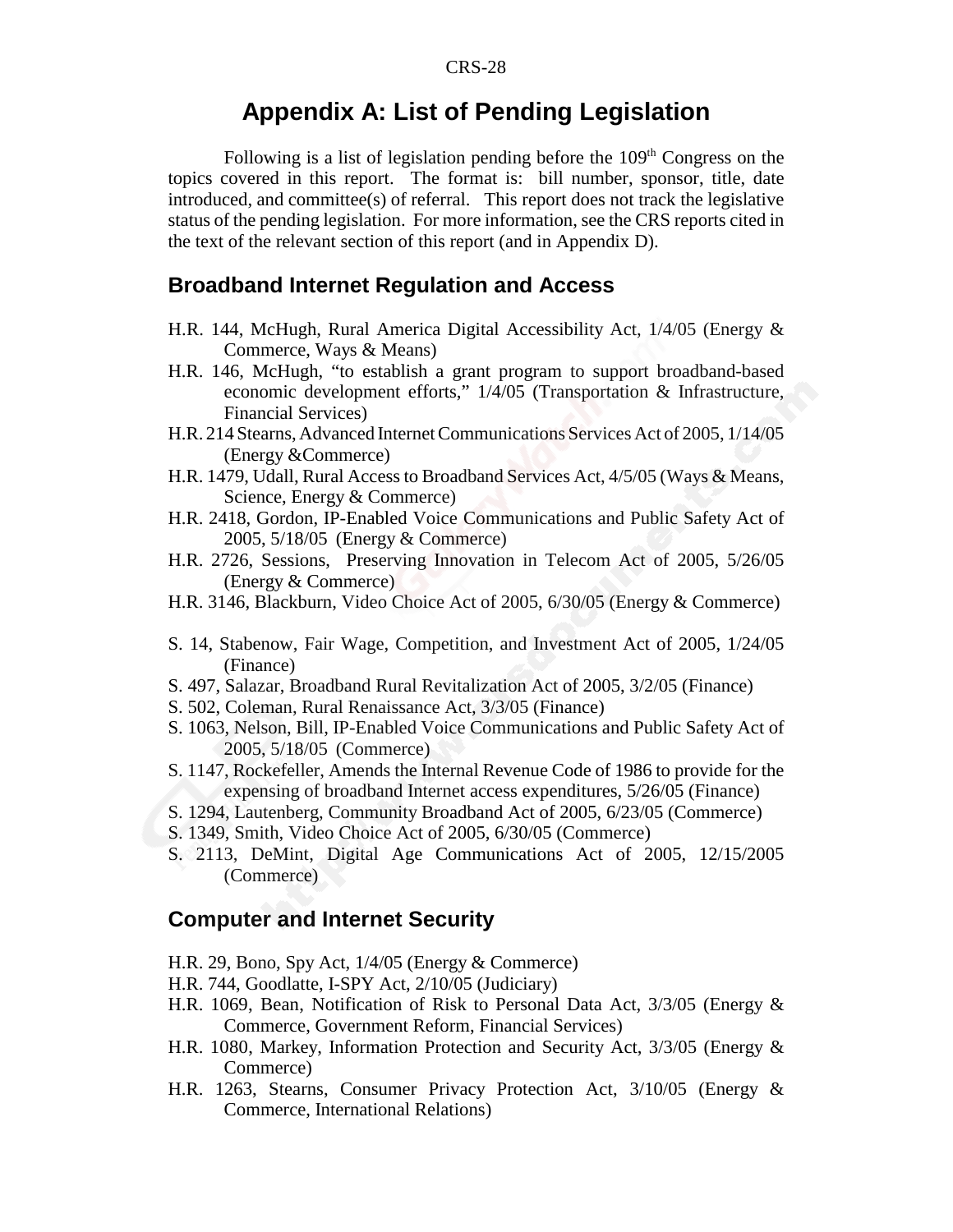# Appendix A: List of Pending Legislation

Following is a list of legislation pending before the 109th Congress on the topics covered in this report. The format is: bill number, sponsor, title, date introduced, and committee(s) of referral. This report does not track the legislative status of the pending legislation. For more information, see the CRS reports cited in the text of the relevant section of this report (and in Appendix D).

## Broadband Internet Regulation and Access

H.R. 144, McHugh, Rural America Digital Accessibility Act, 1/4/05 (Energy & Commerce, Ways & Means)
H.R. 146, McHugh, "to establish a grant program to support broadband-based economic development efforts," 1/4/05 (Transportation & Infrastructure, Financial Services)
H.R. 214 Stearns, Advanced Internet Communications Services Act of 2005, 1/14/05 (Energy &Commerce)
H.R. 1479, Udall, Rural Access to Broadband Services Act, 4/5/05 (Ways & Means, Science, Energy & Commerce)
H.R. 2418, Gordon, IP-Enabled Voice Communications and Public Safety Act of 2005, 5/18/05 (Energy & Commerce)
H.R. 2726, Sessions, Preserving Innovation in Telecom Act of 2005, 5/26/05 (Energy & Commerce)
H.R. 3146, Blackburn, Video Choice Act of 2005, 6/30/05 (Energy & Commerce)

S. 14, Stabenow, Fair Wage, Competition, and Investment Act of 2005, 1/24/05 (Finance)
S. 497, Salazar, Broadband Rural Revitalization Act of 2005, 3/2/05 (Finance)
S. 502, Coleman, Rural Renaissance Act, 3/3/05 (Finance)
S. 1063, Nelson, Bill, IP-Enabled Voice Communications and Public Safety Act of 2005, 5/18/05 (Commerce)
S. 1147, Rockefeller, Amends the Internal Revenue Code of 1986 to provide for the expensing of broadband Internet access expenditures, 5/26/05 (Finance)
S. 1294, Lautenberg, Community Broadband Act of 2005, 6/23/05 (Commerce)
S. 1349, Smith, Video Choice Act of 2005, 6/30/05 (Commerce)
S. 2113, DeMint, Digital Age Communications Act of 2005, 12/15/2005 (Commerce)

## Computer and Internet Security

H.R. 29, Bono, Spy Act, 1/4/05 (Energy & Commerce)
H.R. 744, Goodlatte, I-SPY Act, 2/10/05 (Judiciary)
H.R. 1069, Bean, Notification of Risk to Personal Data Act, 3/3/05 (Energy & Commerce, Government Reform, Financial Services)
H.R. 1080, Markey, Information Protection and Security Act, 3/3/05 (Energy & Commerce)
H.R. 1263, Stearns, Consumer Privacy Protection Act, 3/10/05 (Energy & Commerce, International Relations)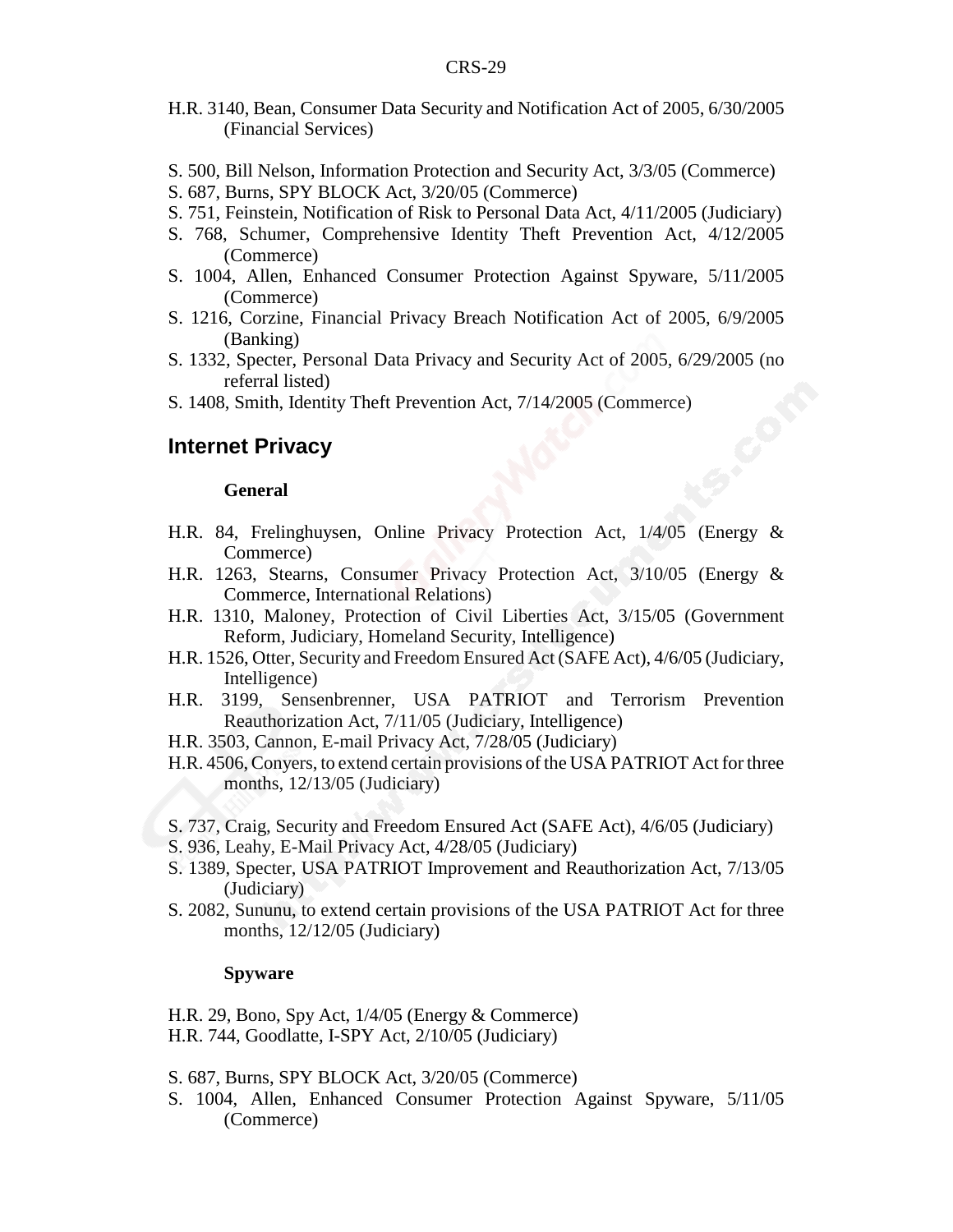H.R. 3140, Bean, Consumer Data Security and Notification Act of 2005, 6/30/2005 (Financial Services)

S. 500, Bill Nelson, Information Protection and Security Act, 3/3/05 (Commerce)
S. 687, Burns, SPY BLOCK Act, 3/20/05 (Commerce)
S. 751, Feinstein, Notification of Risk to Personal Data Act, 4/11/2005 (Judiciary)
S. 768, Schumer, Comprehensive Identity Theft Prevention Act, 4/12/2005 (Commerce)
S. 1004, Allen, Enhanced Consumer Protection Against Spyware, 5/11/2005 (Commerce)
S. 1216, Corzine, Financial Privacy Breach Notification Act of 2005, 6/9/2005 (Banking)
S. 1332, Specter, Personal Data Privacy and Security Act of 2005, 6/29/2005 (no referral listed)
S. 1408, Smith, Identity Theft Prevention Act, 7/14/2005 (Commerce)

## Internet Privacy

### General

H.R. 84, Frelinghuysen, Online Privacy Protection Act, 1/4/05 (Energy & Commerce)
H.R. 1263, Stearns, Consumer Privacy Protection Act, 3/10/05 (Energy & Commerce, International Relations)
H.R. 1310, Maloney, Protection of Civil Liberties Act, 3/15/05 (Government Reform, Judiciary, Homeland Security, Intelligence)
H.R. 1526, Otter, Security and Freedom Ensured Act (SAFE Act), 4/6/05 (Judiciary, Intelligence)
H.R. 3199, Sensenbrenner, USA PATRIOT and Terrorism Prevention Reauthorization Act, 7/11/05 (Judiciary, Intelligence)
H.R. 3503, Cannon, E-mail Privacy Act, 7/28/05 (Judiciary)
H.R. 4506, Conyers, to extend certain provisions of the USA PATRIOT Act for three months, 12/13/05 (Judiciary)

S. 737, Craig, Security and Freedom Ensured Act (SAFE Act), 4/6/05 (Judiciary)
S. 936, Leahy, E-Mail Privacy Act, 4/28/05 (Judiciary)
S. 1389, Specter, USA PATRIOT Improvement and Reauthorization Act, 7/13/05 (Judiciary)
S. 2082, Sununu, to extend certain provisions of the USA PATRIOT Act for three months, 12/12/05 (Judiciary)

### Spyware

H.R. 29, Bono, Spy Act, 1/4/05 (Energy & Commerce)
H.R. 744, Goodlatte, I-SPY Act, 2/10/05 (Judiciary)

S. 687, Burns, SPY BLOCK Act, 3/20/05 (Commerce)
S. 1004, Allen, Enhanced Consumer Protection Against Spyware, 5/11/05 (Commerce)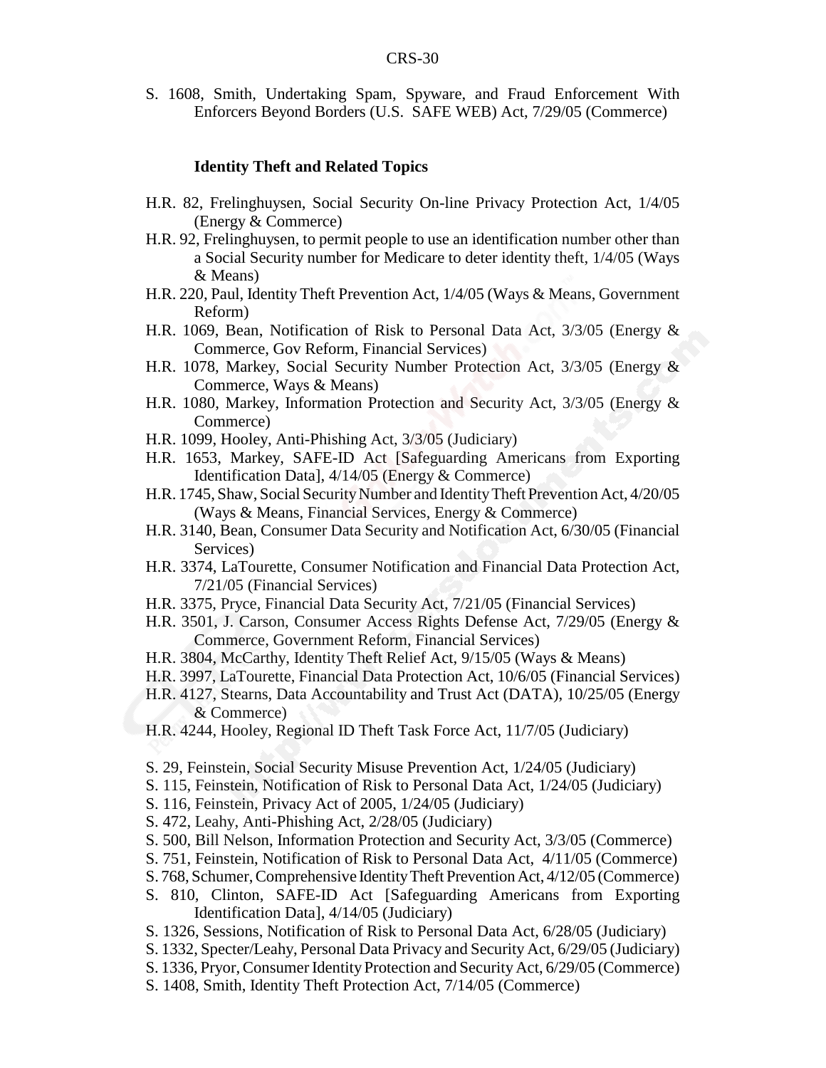S. 1608, Smith, Undertaking Spam, Spyware, and Fraud Enforcement With Enforcers Beyond Borders (U.S. SAFE WEB) Act, 7/29/05 (Commerce)

### Identity Theft and Related Topics

H.R. 82, Frelinghuysen, Social Security On-line Privacy Protection Act, 1/4/05 (Energy & Commerce)

H.R. 92, Frelinghuysen, to permit people to use an identification number other than a Social Security number for Medicare to deter identity theft, 1/4/05 (Ways & Means)

H.R. 220, Paul, Identity Theft Prevention Act, 1/4/05 (Ways & Means, Government Reform)

H.R. 1069, Bean, Notification of Risk to Personal Data Act, 3/3/05 (Energy & Commerce, Gov Reform, Financial Services)

H.R. 1078, Markey, Social Security Number Protection Act, 3/3/05 (Energy & Commerce, Ways & Means)

H.R. 1080, Markey, Information Protection and Security Act, 3/3/05 (Energy & Commerce)

H.R. 1099, Hooley, Anti-Phishing Act, 3/3/05 (Judiciary)

H.R. 1653, Markey, SAFE-ID Act [Safeguarding Americans from Exporting Identification Data], 4/14/05 (Energy & Commerce)

H.R. 1745, Shaw, Social Security Number and Identity Theft Prevention Act, 4/20/05 (Ways & Means, Financial Services, Energy & Commerce)

H.R. 3140, Bean, Consumer Data Security and Notification Act, 6/30/05 (Financial Services)

H.R. 3374, LaTourette, Consumer Notification and Financial Data Protection Act, 7/21/05 (Financial Services)

H.R. 3375, Pryce, Financial Data Security Act, 7/21/05 (Financial Services)

H.R. 3501, J. Carson, Consumer Access Rights Defense Act, 7/29/05 (Energy & Commerce, Government Reform, Financial Services)

H.R. 3804, McCarthy, Identity Theft Relief Act, 9/15/05 (Ways & Means)

H.R. 3997, LaTourette, Financial Data Protection Act, 10/6/05 (Financial Services)

H.R. 4127, Stearns, Data Accountability and Trust Act (DATA), 10/25/05 (Energy & Commerce)

H.R. 4244, Hooley, Regional ID Theft Task Force Act, 11/7/05 (Judiciary)

S. 29, Feinstein, Social Security Misuse Prevention Act, 1/24/05 (Judiciary)

S. 115, Feinstein, Notification of Risk to Personal Data Act, 1/24/05 (Judiciary)

S. 116, Feinstein, Privacy Act of 2005, 1/24/05 (Judiciary)

S. 472, Leahy, Anti-Phishing Act, 2/28/05 (Judiciary)

S. 500, Bill Nelson, Information Protection and Security Act, 3/3/05 (Commerce)

S. 751, Feinstein, Notification of Risk to Personal Data Act, 4/11/05 (Commerce)

S. 768, Schumer, Comprehensive Identity Theft Prevention Act, 4/12/05 (Commerce)

S. 810, Clinton, SAFE-ID Act [Safeguarding Americans from Exporting Identification Data], 4/14/05 (Judiciary)

S. 1326, Sessions, Notification of Risk to Personal Data Act, 6/28/05 (Judiciary)

S. 1332, Specter/Leahy, Personal Data Privacy and Security Act, 6/29/05 (Judiciary)

S. 1336, Pryor, Consumer Identity Protection and Security Act, 6/29/05 (Commerce)

S. 1408, Smith, Identity Theft Protection Act, 7/14/05 (Commerce)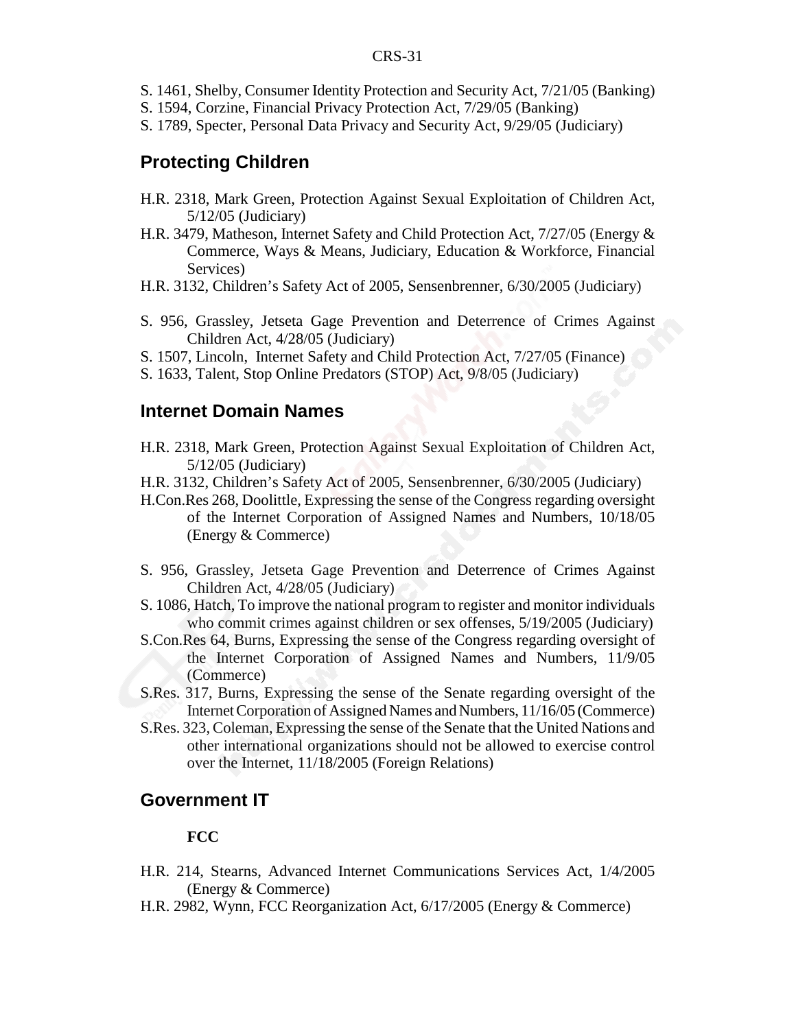S. 1461, Shelby, Consumer Identity Protection and Security Act, 7/21/05 (Banking)
S. 1594, Corzine, Financial Privacy Protection Act, 7/29/05 (Banking)
S. 1789, Specter, Personal Data Privacy and Security Act, 9/29/05 (Judiciary)

## Protecting Children

H.R. 2318, Mark Green, Protection Against Sexual Exploitation of Children Act, 5/12/05 (Judiciary)
H.R. 3479, Matheson, Internet Safety and Child Protection Act, 7/27/05 (Energy & Commerce, Ways & Means, Judiciary, Education & Workforce, Financial Services)
H.R. 3132, Children's Safety Act of 2005, Sensenbrenner, 6/30/2005 (Judiciary)

S. 956, Grassley, Jetseta Gage Prevention and Deterrence of Crimes Against Children Act, 4/28/05 (Judiciary)
S. 1507, Lincoln, Internet Safety and Child Protection Act, 7/27/05 (Finance)
S. 1633, Talent, Stop Online Predators (STOP) Act, 9/8/05 (Judiciary)

## Internet Domain Names

H.R. 2318, Mark Green, Protection Against Sexual Exploitation of Children Act, 5/12/05 (Judiciary)
H.R. 3132, Children's Safety Act of 2005, Sensenbrenner, 6/30/2005 (Judiciary)
H.Con.Res 268, Doolittle, Expressing the sense of the Congress regarding oversight of the Internet Corporation of Assigned Names and Numbers, 10/18/05 (Energy & Commerce)

S. 956, Grassley, Jetseta Gage Prevention and Deterrence of Crimes Against Children Act, 4/28/05 (Judiciary)
S. 1086, Hatch, To improve the national program to register and monitor individuals who commit crimes against children or sex offenses, 5/19/2005 (Judiciary)
S.Con.Res 64, Burns, Expressing the sense of the Congress regarding oversight of the Internet Corporation of Assigned Names and Numbers, 11/9/05 (Commerce)
S.Res. 317, Burns, Expressing the sense of the Senate regarding oversight of the Internet Corporation of Assigned Names and Numbers, 11/16/05 (Commerce)
S.Res. 323, Coleman, Expressing the sense of the Senate that the United Nations and other international organizations should not be allowed to exercise control over the Internet, 11/18/2005 (Foreign Relations)

## Government IT

**FCC**

H.R. 214, Stearns, Advanced Internet Communications Services Act, 1/4/2005 (Energy & Commerce)
H.R. 2982, Wynn, FCC Reorganization Act, 6/17/2005 (Energy & Commerce)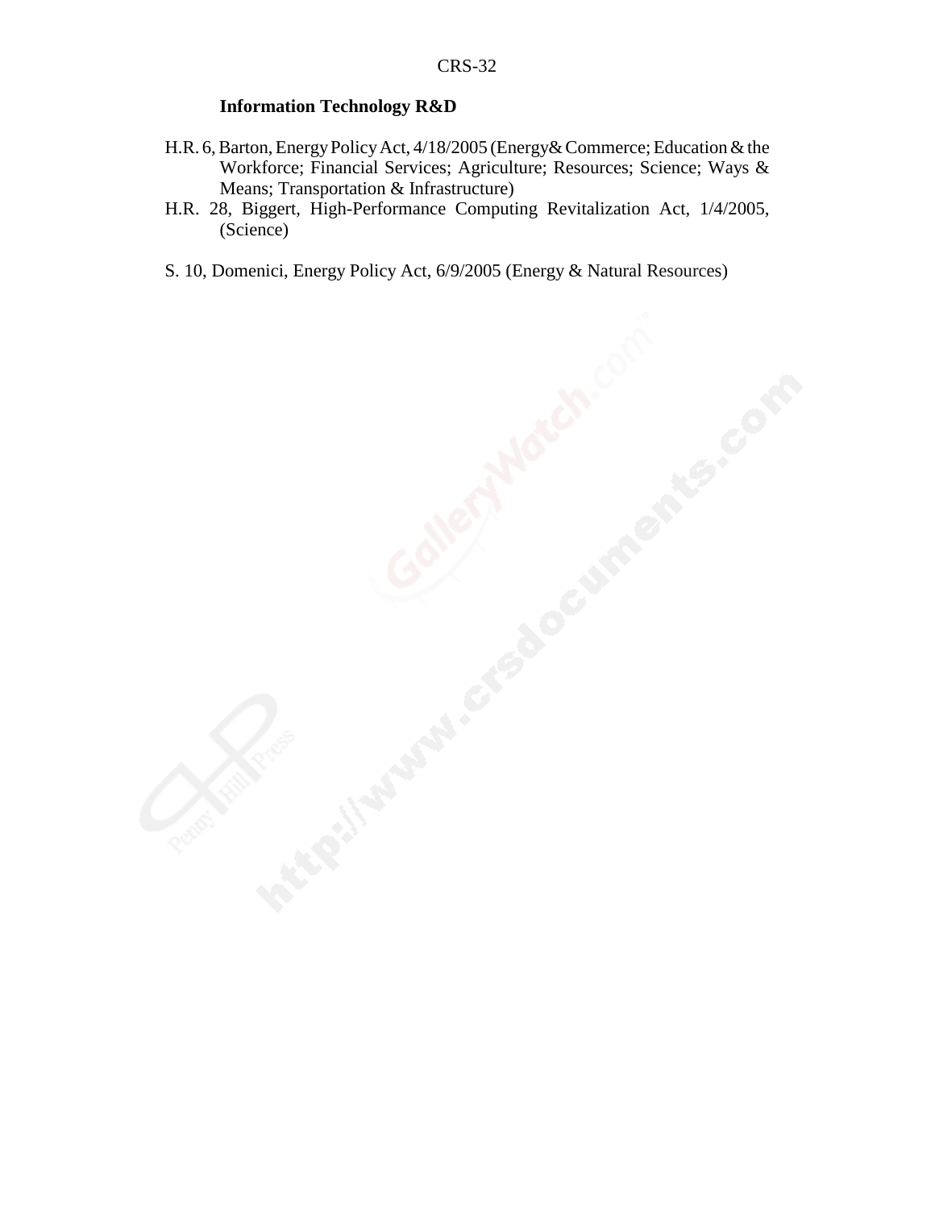### Information Technology R&D

H.R. 6, Barton, Energy Policy Act, 4/18/2005 (Energy& Commerce; Education & the Workforce; Financial Services; Agriculture; Resources; Science; Ways & Means; Transportation & Infrastructure)

H.R. 28, Biggert, High-Performance Computing Revitalization Act, 1/4/2005, (Science)

S. 10, Domenici, Energy Policy Act, 6/9/2005 (Energy & Natural Resources)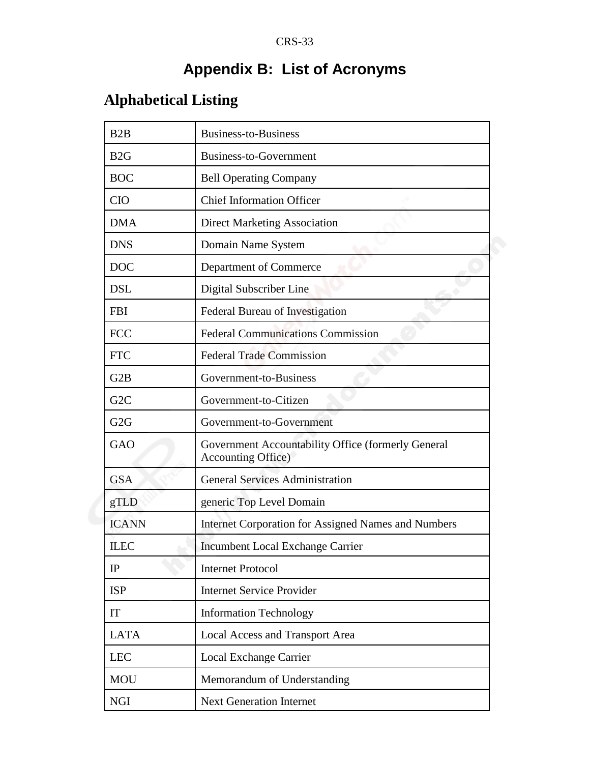# Appendix B: List of Acronyms

## Alphabetical Listing

| | |
|---|---|
| B2B | Business-to-Business |
| B2G | Business-to-Government |
| BOC | Bell Operating Company |
| CIO | Chief Information Officer |
| DMA | Direct Marketing Association |
| DNS | Domain Name System |
| DOC | Department of Commerce |
| DSL | Digital Subscriber Line |
| FBI | Federal Bureau of Investigation |
| FCC | Federal Communications Commission |
| FTC | Federal Trade Commission |
| G2B | Government-to-Business |
| G2C | Government-to-Citizen |
| G2G | Government-to-Government |
| GAO | Government Accountability Office (formerly General Accounting Office) |
| GSA | General Services Administration |
| gTLD | generic Top Level Domain |
| ICANN | Internet Corporation for Assigned Names and Numbers |
| ILEC | Incumbent Local Exchange Carrier |
| IP | Internet Protocol |
| ISP | Internet Service Provider |
| IT | Information Technology |
| LATA | Local Access and Transport Area |
| LEC | Local Exchange Carrier |
| MOU | Memorandum of Understanding |
| NGI | Next Generation Internet |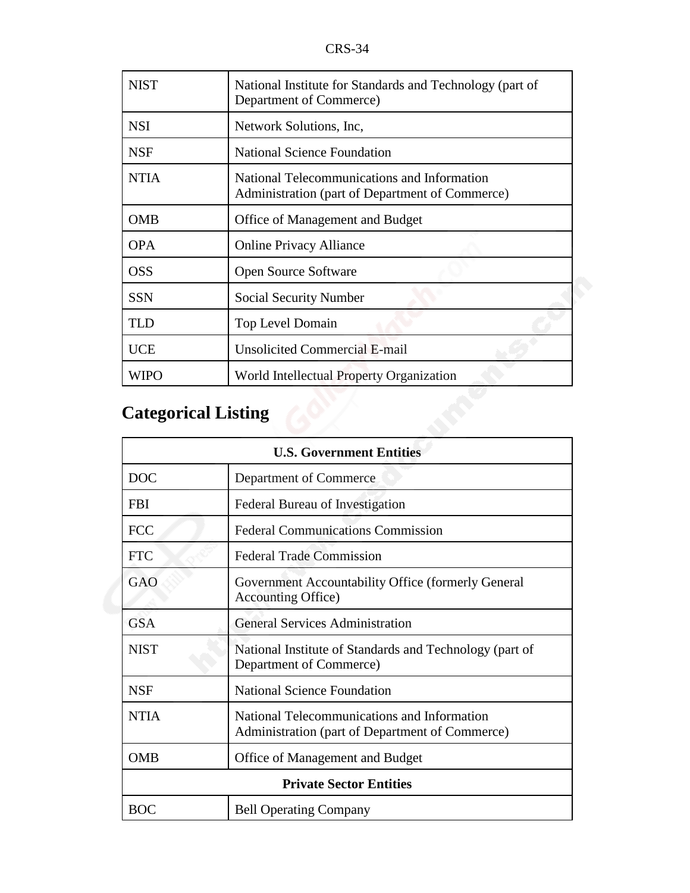| | |
|---|---|
| NIST | National Institute for Standards and Technology (part of Department of Commerce) |
| NSI | Network Solutions, Inc, |
| NSF | National Science Foundation |
| NTIA | National Telecommunications and Information Administration (part of Department of Commerce) |
| OMB | Office of Management and Budget |
| OPA | Online Privacy Alliance |
| OSS | Open Source Software |
| SSN | Social Security Number |
| TLD | Top Level Domain |
| UCE | Unsolicited Commercial E-mail |
| WIPO | World Intellectual Property Organization |

## Categorical Listing

| **U.S. Government Entities** | |
|---|---|
| DOC | Department of Commerce |
| FBI | Federal Bureau of Investigation |
| FCC | Federal Communications Commission |
| FTC | Federal Trade Commission |
| GAO | Government Accountability Office (formerly General Accounting Office) |
| GSA | General Services Administration |
| NIST | National Institute of Standards and Technology (part of Department of Commerce) |
| NSF | National Science Foundation |
| NTIA | National Telecommunications and Information Administration (part of Department of Commerce) |
| OMB | Office of Management and Budget |
| **Private Sector Entities** | |
| BOC | Bell Operating Company |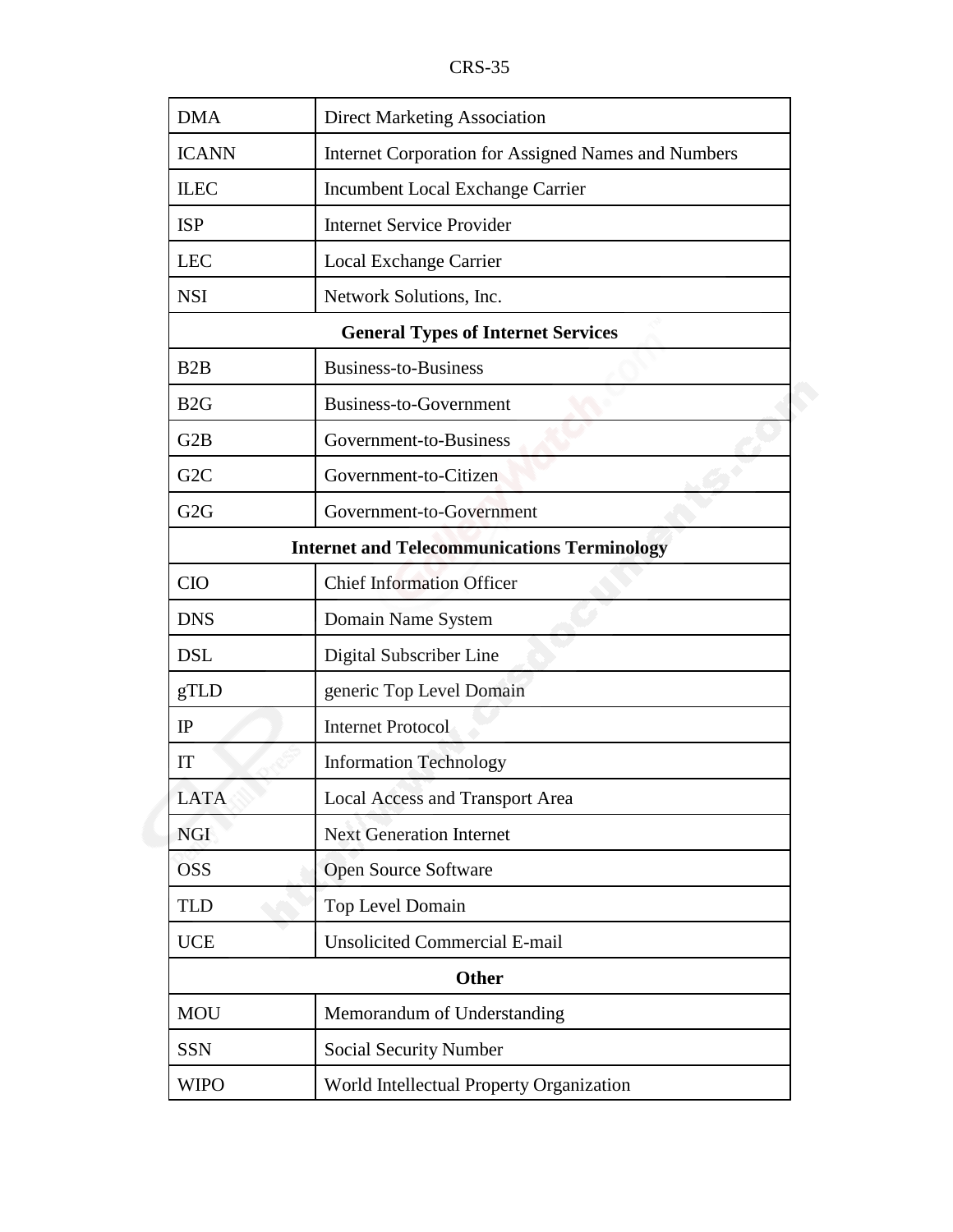| | |
|---|---|
| DMA | Direct Marketing Association |
| ICANN | Internet Corporation for Assigned Names and Numbers |
| ILEC | Incumbent Local Exchange Carrier |
| ISP | Internet Service Provider |
| LEC | Local Exchange Carrier |
| NSI | Network Solutions, Inc. |
| **General Types of Internet Services** | |
| B2B | Business-to-Business |
| B2G | Business-to-Government |
| G2B | Government-to-Business |
| G2C | Government-to-Citizen |
| G2G | Government-to-Government |
| **Internet and Telecommunications Terminology** | |
| CIO | Chief Information Officer |
| DNS | Domain Name System |
| DSL | Digital Subscriber Line |
| gTLD | generic Top Level Domain |
| IP | Internet Protocol |
| IT | Information Technology |
| LATA | Local Access and Transport Area |
| NGI | Next Generation Internet |
| OSS | Open Source Software |
| TLD | Top Level Domain |
| UCE | Unsolicited Commercial E-mail |
| **Other** | |
| MOU | Memorandum of Understanding |
| SSN | Social Security Number |
| WIPO | World Intellectual Property Organization |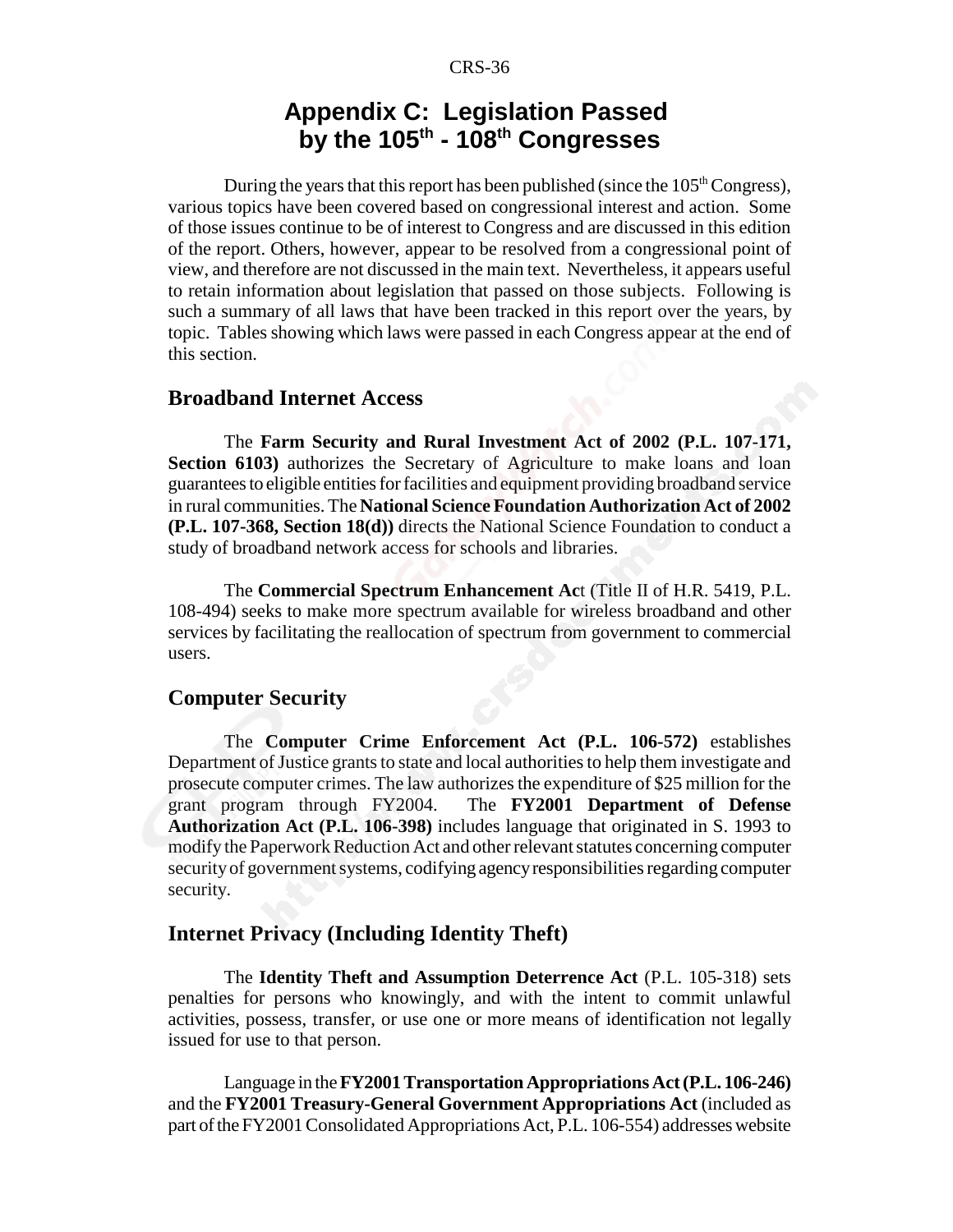# Appendix C: Legislation Passed by the 105th - 108th Congresses

During the years that this report has been published (since the 105th Congress), various topics have been covered based on congressional interest and action. Some of those issues continue to be of interest to Congress and are discussed in this edition of the report. Others, however, appear to be resolved from a congressional point of view, and therefore are not discussed in the main text. Nevertheless, it appears useful to retain information about legislation that passed on those subjects. Following is such a summary of all laws that have been tracked in this report over the years, by topic. Tables showing which laws were passed in each Congress appear at the end of this section.

## Broadband Internet Access

The **Farm Security and Rural Investment Act of 2002 (P.L. 107-171, Section 6103)** authorizes the Secretary of Agriculture to make loans and loan guarantees to eligible entities for facilities and equipment providing broadband service in rural communities. The **National Science Foundation Authorization Act of 2002 (P.L. 107-368, Section 18(d))** directs the National Science Foundation to conduct a study of broadband network access for schools and libraries.

The **Commercial Spectrum Enhancement Ac**t (Title II of H.R. 5419, P.L. 108-494) seeks to make more spectrum available for wireless broadband and other services by facilitating the reallocation of spectrum from government to commercial users.

## Computer Security

The **Computer Crime Enforcement Act (P.L. 106-572)** establishes Department of Justice grants to state and local authorities to help them investigate and prosecute computer crimes. The law authorizes the expenditure of $25 million for the grant program through FY2004. The **FY2001 Department of Defense Authorization Act (P.L. 106-398)** includes language that originated in S. 1993 to modify the Paperwork Reduction Act and other relevant statutes concerning computer security of government systems, codifying agency responsibilities regarding computer security.

## Internet Privacy (Including Identity Theft)

The **Identity Theft and Assumption Deterrence Act** (P.L. 105-318) sets penalties for persons who knowingly, and with the intent to commit unlawful activities, possess, transfer, or use one or more means of identification not legally issued for use to that person.

Language in the **FY2001 Transportation Appropriations Act (P.L. 106-246)** and the **FY2001 Treasury-General Government Appropriations Act** (included as part of the FY2001 Consolidated Appropriations Act, P.L. 106-554) addresses website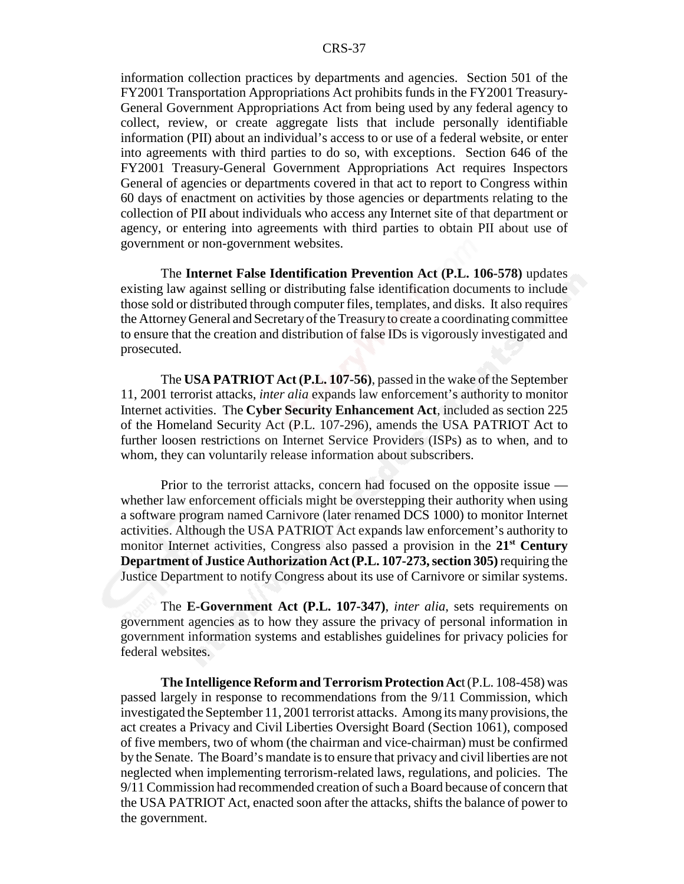information collection practices by departments and agencies. Section 501 of the FY2001 Transportation Appropriations Act prohibits funds in the FY2001 Treasury-General Government Appropriations Act from being used by any federal agency to collect, review, or create aggregate lists that include personally identifiable information (PII) about an individual's access to or use of a federal website, or enter into agreements with third parties to do so, with exceptions. Section 646 of the FY2001 Treasury-General Government Appropriations Act requires Inspectors General of agencies or departments covered in that act to report to Congress within 60 days of enactment on activities by those agencies or departments relating to the collection of PII about individuals who access any Internet site of that department or agency, or entering into agreements with third parties to obtain PII about use of government or non-government websites.

The **Internet False Identification Prevention Act (P.L. 106-578)** updates existing law against selling or distributing false identification documents to include those sold or distributed through computer files, templates, and disks. It also requires the Attorney General and Secretary of the Treasury to create a coordinating committee to ensure that the creation and distribution of false IDs is vigorously investigated and prosecuted.

The **USA PATRIOT Act (P.L. 107-56)**, passed in the wake of the September 11, 2001 terrorist attacks, *inter alia* expands law enforcement's authority to monitor Internet activities. The **Cyber Security Enhancement Act**, included as section 225 of the Homeland Security Act (P.L. 107-296), amends the USA PATRIOT Act to further loosen restrictions on Internet Service Providers (ISPs) as to when, and to whom, they can voluntarily release information about subscribers.

Prior to the terrorist attacks, concern had focused on the opposite issue — whether law enforcement officials might be overstepping their authority when using a software program named Carnivore (later renamed DCS 1000) to monitor Internet activities. Although the USA PATRIOT Act expands law enforcement's authority to monitor Internet activities, Congress also passed a provision in the **21st Century Department of Justice Authorization Act (P.L. 107-273, section 305)** requiring the Justice Department to notify Congress about its use of Carnivore or similar systems.

The **E-Government Act (P.L. 107-347)**, *inter alia*, sets requirements on government agencies as to how they assure the privacy of personal information in government information systems and establishes guidelines for privacy policies for federal websites.

**The Intelligence Reform and Terrorism Protection Ac**t (P.L. 108-458) was passed largely in response to recommendations from the 9/11 Commission, which investigated the September 11, 2001 terrorist attacks. Among its many provisions, the act creates a Privacy and Civil Liberties Oversight Board (Section 1061), composed of five members, two of whom (the chairman and vice-chairman) must be confirmed by the Senate. The Board's mandate is to ensure that privacy and civil liberties are not neglected when implementing terrorism-related laws, regulations, and policies. The 9/11 Commission had recommended creation of such a Board because of concern that the USA PATRIOT Act, enacted soon after the attacks, shifts the balance of power to the government.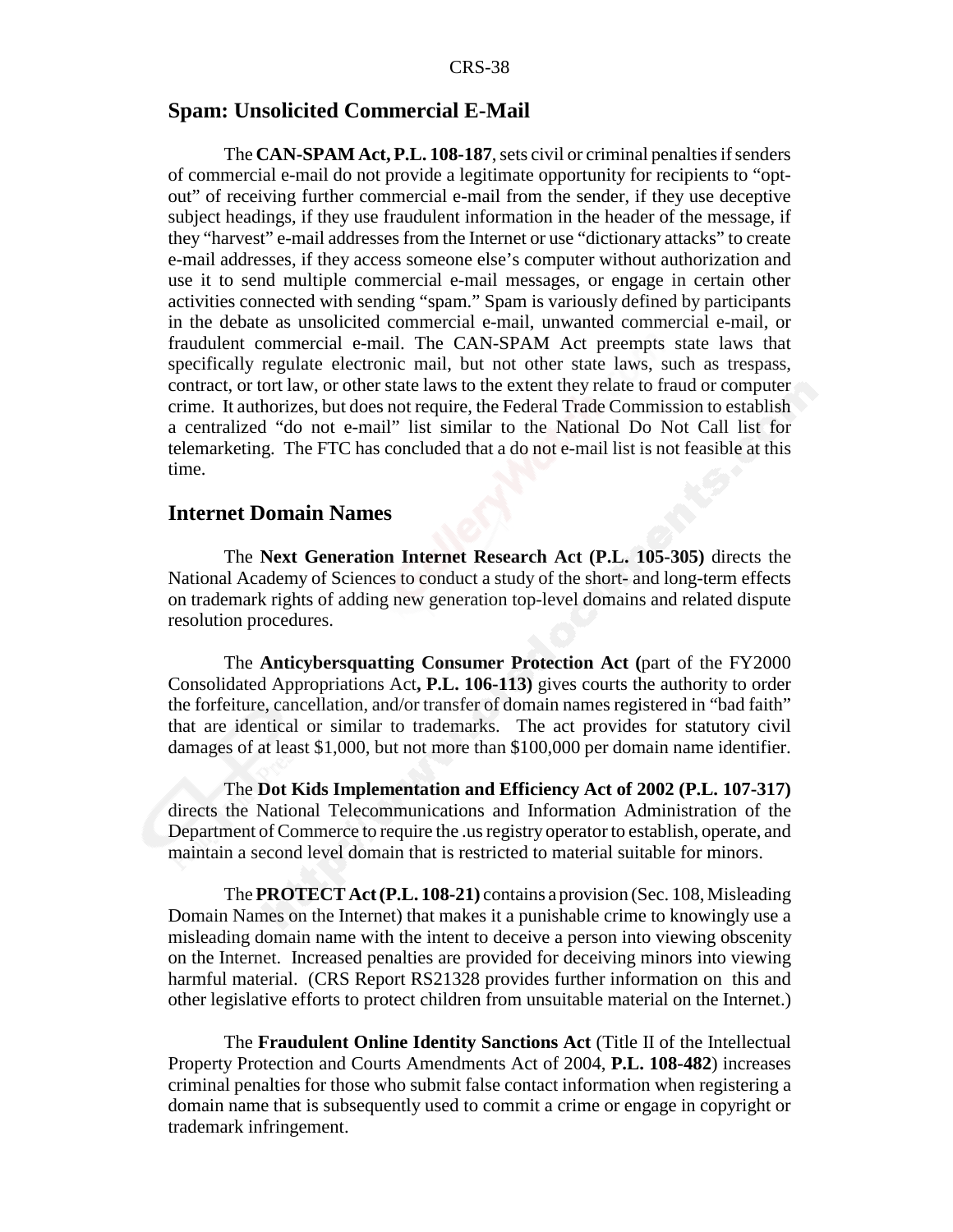## Spam: Unsolicited Commercial E-Mail

The **CAN-SPAM Act, P.L. 108-187**, sets civil or criminal penalties if senders of commercial e-mail do not provide a legitimate opportunity for recipients to "opt-out" of receiving further commercial e-mail from the sender, if they use deceptive subject headings, if they use fraudulent information in the header of the message, if they "harvest" e-mail addresses from the Internet or use "dictionary attacks" to create e-mail addresses, if they access someone else's computer without authorization and use it to send multiple commercial e-mail messages, or engage in certain other activities connected with sending "spam." Spam is variously defined by participants in the debate as unsolicited commercial e-mail, unwanted commercial e-mail, or fraudulent commercial e-mail. The CAN-SPAM Act preempts state laws that specifically regulate electronic mail, but not other state laws, such as trespass, contract, or tort law, or other state laws to the extent they relate to fraud or computer crime. It authorizes, but does not require, the Federal Trade Commission to establish a centralized "do not e-mail" list similar to the National Do Not Call list for telemarketing. The FTC has concluded that a do not e-mail list is not feasible at this time.

## Internet Domain Names

The **Next Generation Internet Research Act (P.L. 105-305)** directs the National Academy of Sciences to conduct a study of the short- and long-term effects on trademark rights of adding new generation top-level domains and related dispute resolution procedures.

The **Anticybersquatting Consumer Protection Act (**part of the FY2000 Consolidated Appropriations Act**, P.L. 106-113)** gives courts the authority to order the forfeiture, cancellation, and/or transfer of domain names registered in "bad faith" that are identical or similar to trademarks. The act provides for statutory civil damages of at least $1,000, but not more than $100,000 per domain name identifier.

The **Dot Kids Implementation and Efficiency Act of 2002 (P.L. 107-317)** directs the National Telecommunications and Information Administration of the Department of Commerce to require the .us registry operator to establish, operate, and maintain a second level domain that is restricted to material suitable for minors.

The **PROTECT Act (P.L. 108-21)** contains a provision (Sec. 108, Misleading Domain Names on the Internet) that makes it a punishable crime to knowingly use a misleading domain name with the intent to deceive a person into viewing obscenity on the Internet. Increased penalties are provided for deceiving minors into viewing harmful material. (CRS Report RS21328 provides further information on this and other legislative efforts to protect children from unsuitable material on the Internet.)

The **Fraudulent Online Identity Sanctions Act** (Title II of the Intellectual Property Protection and Courts Amendments Act of 2004, **P.L. 108-482**) increases criminal penalties for those who submit false contact information when registering a domain name that is subsequently used to commit a crime or engage in copyright or trademark infringement.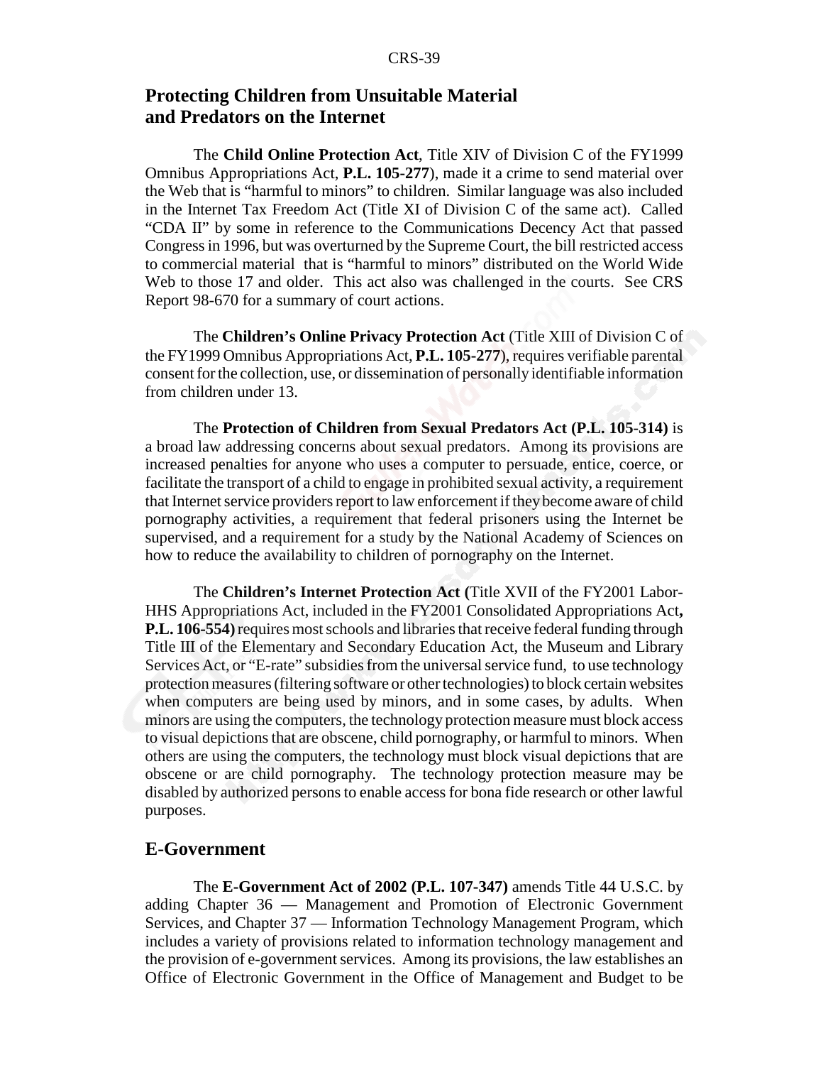## Protecting Children from Unsuitable Material and Predators on the Internet

The **Child Online Protection Act**, Title XIV of Division C of the FY1999 Omnibus Appropriations Act, **P.L. 105-277**), made it a crime to send material over the Web that is "harmful to minors" to children. Similar language was also included in the Internet Tax Freedom Act (Title XI of Division C of the same act). Called "CDA II" by some in reference to the Communications Decency Act that passed Congress in 1996, but was overturned by the Supreme Court, the bill restricted access to commercial material that is "harmful to minors" distributed on the World Wide Web to those 17 and older. This act also was challenged in the courts. See CRS Report 98-670 for a summary of court actions.

The **Children's Online Privacy Protection Act** (Title XIII of Division C of the FY1999 Omnibus Appropriations Act, **P.L. 105-277**), requires verifiable parental consent for the collection, use, or dissemination of personally identifiable information from children under 13.

The **Protection of Children from Sexual Predators Act (P.L. 105-314)** is a broad law addressing concerns about sexual predators. Among its provisions are increased penalties for anyone who uses a computer to persuade, entice, coerce, or facilitate the transport of a child to engage in prohibited sexual activity, a requirement that Internet service providers report to law enforcement if they become aware of child pornography activities, a requirement that federal prisoners using the Internet be supervised, and a requirement for a study by the National Academy of Sciences on how to reduce the availability to children of pornography on the Internet.

The **Children's Internet Protection Act (**Title XVII of the FY2001 Labor-HHS Appropriations Act, included in the FY2001 Consolidated Appropriations Act**, P.L. 106-554)** requires most schools and libraries that receive federal funding through Title III of the Elementary and Secondary Education Act, the Museum and Library Services Act, or "E-rate" subsidies from the universal service fund, to use technology protection measures (filtering software or other technologies) to block certain websites when computers are being used by minors, and in some cases, by adults. When minors are using the computers, the technology protection measure must block access to visual depictions that are obscene, child pornography, or harmful to minors. When others are using the computers, the technology must block visual depictions that are obscene or are child pornography. The technology protection measure may be disabled by authorized persons to enable access for bona fide research or other lawful purposes.

## E-Government

The **E-Government Act of 2002 (P.L. 107-347)** amends Title 44 U.S.C. by adding Chapter 36 — Management and Promotion of Electronic Government Services, and Chapter 37 — Information Technology Management Program, which includes a variety of provisions related to information technology management and the provision of e-government services. Among its provisions, the law establishes an Office of Electronic Government in the Office of Management and Budget to be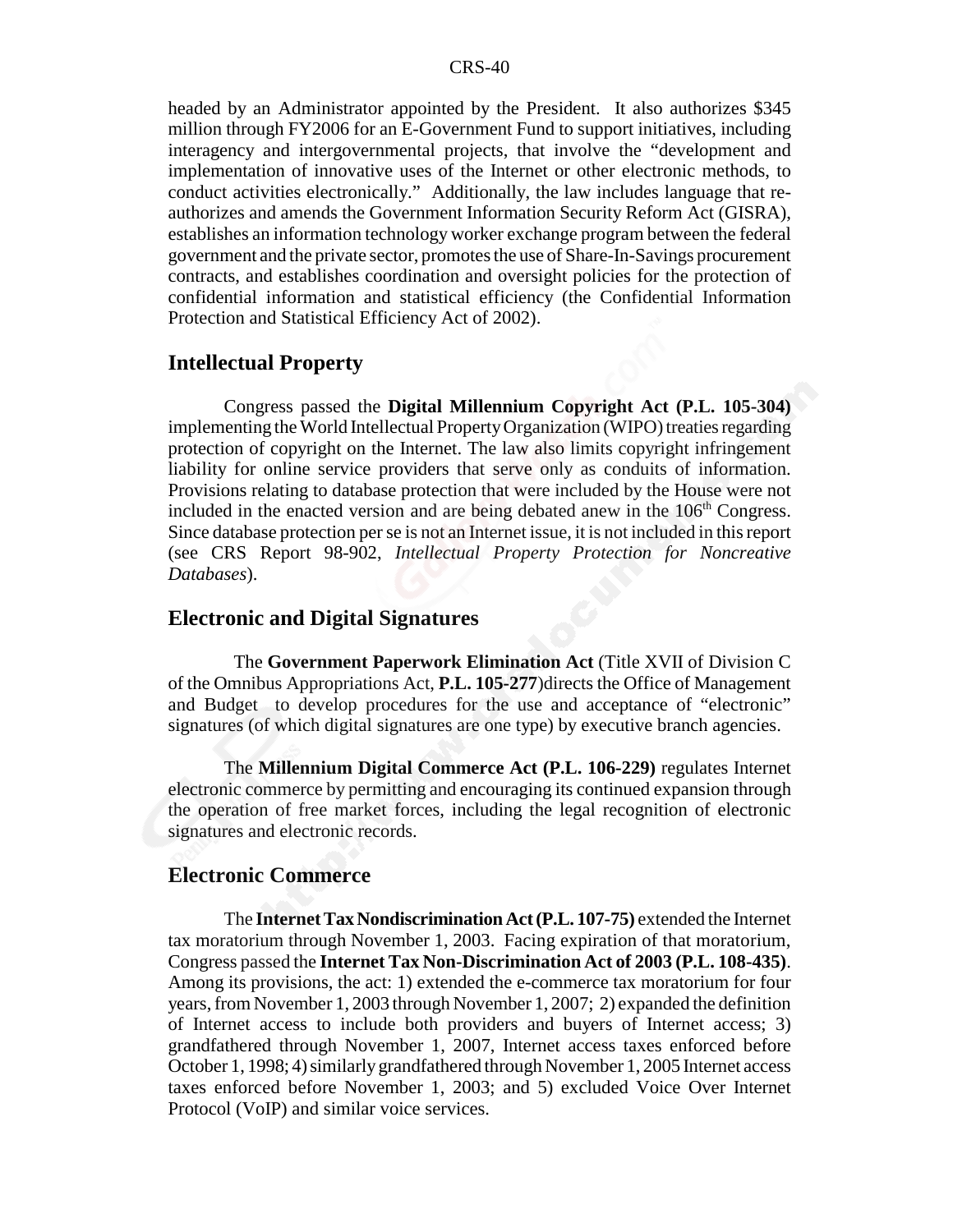headed by an Administrator appointed by the President. It also authorizes $345 million through FY2006 for an E-Government Fund to support initiatives, including interagency and intergovernmental projects, that involve the "development and implementation of innovative uses of the Internet or other electronic methods, to conduct activities electronically." Additionally, the law includes language that re-authorizes and amends the Government Information Security Reform Act (GISRA), establishes an information technology worker exchange program between the federal government and the private sector, promotes the use of Share-In-Savings procurement contracts, and establishes coordination and oversight policies for the protection of confidential information and statistical efficiency (the Confidential Information Protection and Statistical Efficiency Act of 2002).

## Intellectual Property

Congress passed the **Digital Millennium Copyright Act (P.L. 105-304)** implementing the World Intellectual Property Organization (WIPO) treaties regarding protection of copyright on the Internet. The law also limits copyright infringement liability for online service providers that serve only as conduits of information. Provisions relating to database protection that were included by the House were not included in the enacted version and are being debated anew in the 106th Congress. Since database protection per se is not an Internet issue, it is not included in this report (see CRS Report 98-902, *Intellectual Property Protection for Noncreative Databases*).

## Electronic and Digital Signatures

The **Government Paperwork Elimination Act** (Title XVII of Division C of the Omnibus Appropriations Act, **P.L. 105-277**)directs the Office of Management and Budget to develop procedures for the use and acceptance of "electronic" signatures (of which digital signatures are one type) by executive branch agencies.

The **Millennium Digital Commerce Act (P.L. 106-229)** regulates Internet electronic commerce by permitting and encouraging its continued expansion through the operation of free market forces, including the legal recognition of electronic signatures and electronic records.

## Electronic Commerce

The **Internet Tax Nondiscrimination Act (P.L. 107-75)** extended the Internet tax moratorium through November 1, 2003. Facing expiration of that moratorium, Congress passed the **Internet Tax Non-Discrimination Act of 2003 (P.L. 108-435)**. Among its provisions, the act: 1) extended the e-commerce tax moratorium for four years, from November 1, 2003 through November 1, 2007; 2) expanded the definition of Internet access to include both providers and buyers of Internet access; 3) grandfathered through November 1, 2007, Internet access taxes enforced before October 1, 1998; 4) similarly grandfathered through November 1, 2005 Internet access taxes enforced before November 1, 2003; and 5) excluded Voice Over Internet Protocol (VoIP) and similar voice services.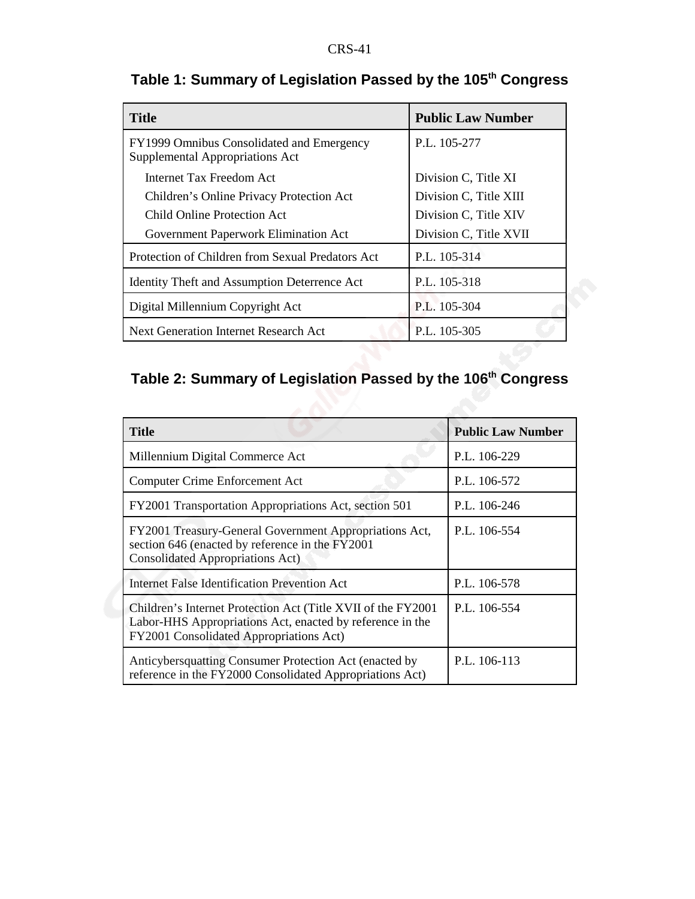**Table 1: Summary of Legislation Passed by the 105th Congress**

| Title | Public Law Number |
|---|---|
| FY1999 Omnibus Consolidated and Emergency Supplemental Appropriations Act | P.L. 105-277 |
| Internet Tax Freedom Act | Division C, Title XI |
| Children's Online Privacy Protection Act | Division C, Title XIII |
| Child Online Protection Act | Division C, Title XIV |
| Government Paperwork Elimination Act | Division C, Title XVII |
| Protection of Children from Sexual Predators Act | P.L. 105-314 |
| Identity Theft and Assumption Deterrence Act | P.L. 105-318 |
| Digital Millennium Copyright Act | P.L. 105-304 |
| Next Generation Internet Research Act | P.L. 105-305 |

**Table 2: Summary of Legislation Passed by the 106th Congress**

| Title | Public Law Number |
|---|---|
| Millennium Digital Commerce Act | P.L. 106-229 |
| Computer Crime Enforcement Act | P.L. 106-572 |
| FY2001 Transportation Appropriations Act, section 501 | P.L. 106-246 |
| FY2001 Treasury-General Government Appropriations Act, section 646 (enacted by reference in the FY2001 Consolidated Appropriations Act) | P.L. 106-554 |
| Internet False Identification Prevention Act | P.L. 106-578 |
| Children's Internet Protection Act (Title XVII of the FY2001 Labor-HHS Appropriations Act, enacted by reference in the FY2001 Consolidated Appropriations Act) | P.L. 106-554 |
| Anticybersquatting Consumer Protection Act (enacted by reference in the FY2000 Consolidated Appropriations Act) | P.L. 106-113 |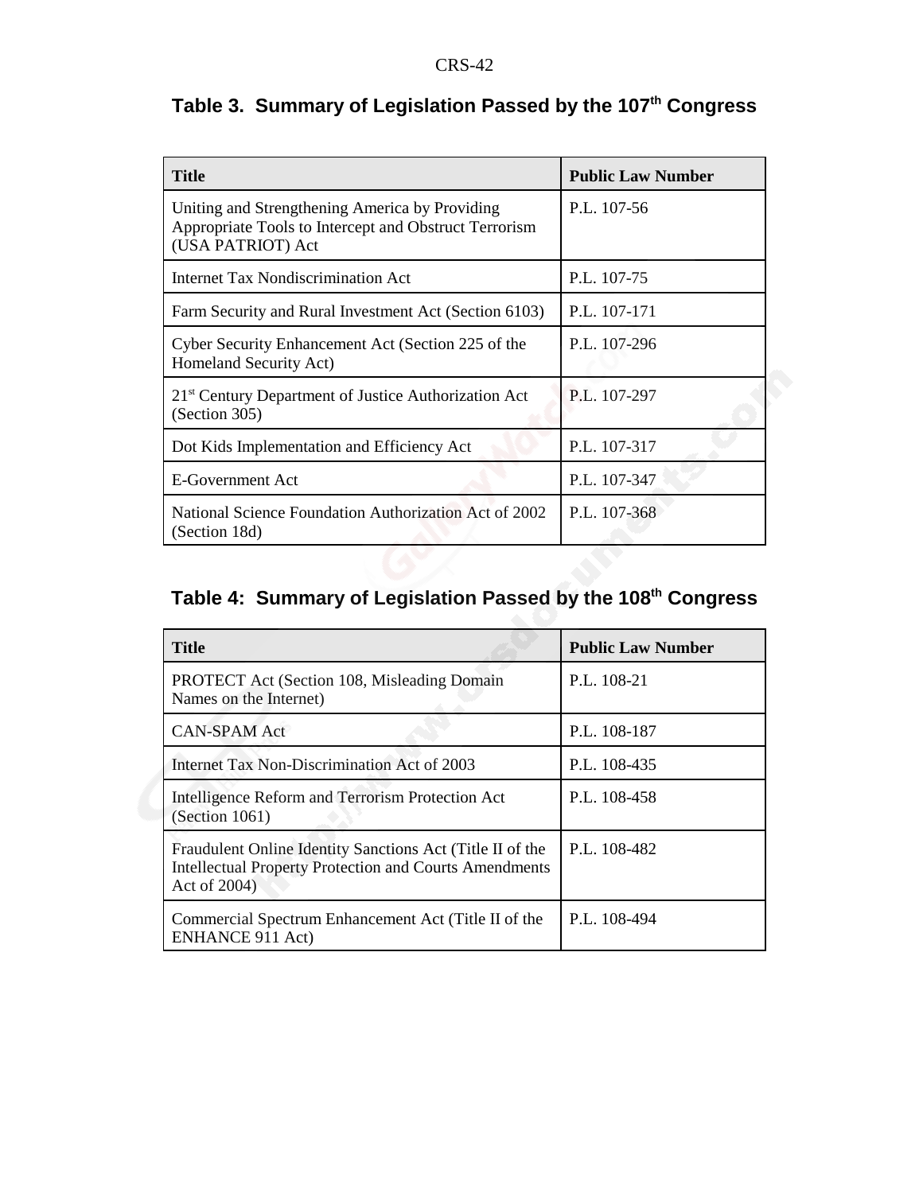## Table 3. Summary of Legislation Passed by the 107th Congress

| Title | Public Law Number |
|---|---|
| Uniting and Strengthening America by Providing Appropriate Tools to Intercept and Obstruct Terrorism (USA PATRIOT) Act | P.L. 107-56 |
| Internet Tax Nondiscrimination Act | P.L. 107-75 |
| Farm Security and Rural Investment Act (Section 6103) | P.L. 107-171 |
| Cyber Security Enhancement Act (Section 225 of the Homeland Security Act) | P.L. 107-296 |
| 21st Century Department of Justice Authorization Act (Section 305) | P.L. 107-297 |
| Dot Kids Implementation and Efficiency Act | P.L. 107-317 |
| E-Government Act | P.L. 107-347 |
| National Science Foundation Authorization Act of 2002 (Section 18d) | P.L. 107-368 |

## Table 4: Summary of Legislation Passed by the 108th Congress

| Title | Public Law Number |
|---|---|
| PROTECT Act (Section 108, Misleading Domain Names on the Internet) | P.L. 108-21 |
| CAN-SPAM Act | P.L. 108-187 |
| Internet Tax Non-Discrimination Act of 2003 | P.L. 108-435 |
| Intelligence Reform and Terrorism Protection Act (Section 1061) | P.L. 108-458 |
| Fraudulent Online Identity Sanctions Act (Title II of the Intellectual Property Protection and Courts Amendments Act of 2004) | P.L. 108-482 |
| Commercial Spectrum Enhancement Act (Title II of the ENHANCE 911 Act) | P.L. 108-494 |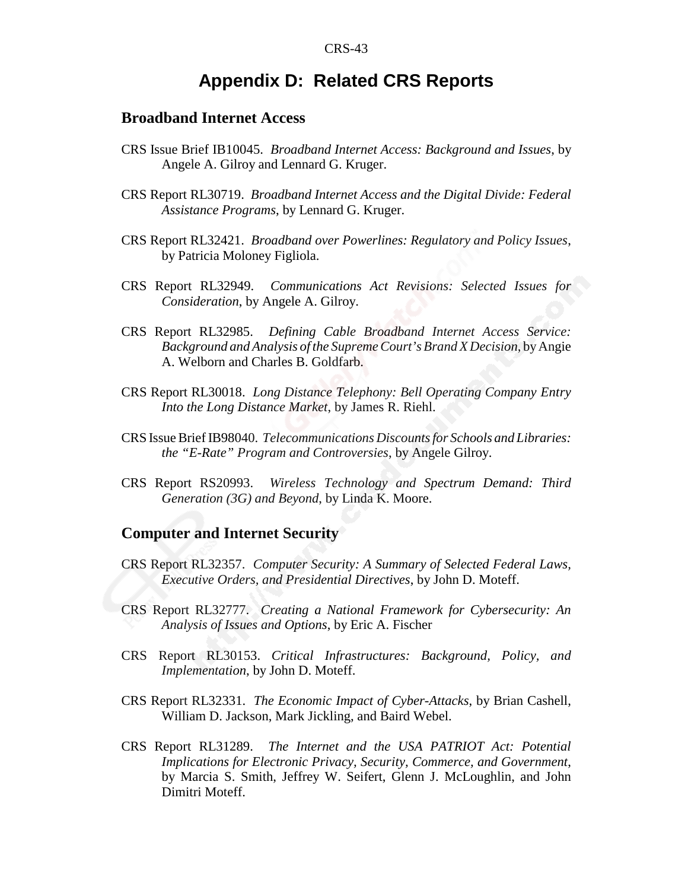# Appendix D: Related CRS Reports

## Broadband Internet Access

CRS Issue Brief IB10045. *Broadband Internet Access: Background and Issues*, by Angele A. Gilroy and Lennard G. Kruger.

CRS Report RL30719. *Broadband Internet Access and the Digital Divide: Federal Assistance Programs*, by Lennard G. Kruger.

CRS Report RL32421. *Broadband over Powerlines: Regulatory and Policy Issues*, by Patricia Moloney Figliola.

CRS Report RL32949. *Communications Act Revisions: Selected Issues for Consideration*, by Angele A. Gilroy.

CRS Report RL32985. *Defining Cable Broadband Internet Access Service: Background and Analysis of the Supreme Court's Brand X Decision*, by Angie A. Welborn and Charles B. Goldfarb.

CRS Report RL30018. *Long Distance Telephony: Bell Operating Company Entry Into the Long Distance Market*, by James R. Riehl.

CRS Issue Brief IB98040. *Telecommunications Discounts for Schools and Libraries: the "E-Rate" Program and Controversies*, by Angele Gilroy.

CRS Report RS20993. *Wireless Technology and Spectrum Demand: Third Generation (3G) and Beyond*, by Linda K. Moore.

## Computer and Internet Security

CRS Report RL32357. *Computer Security: A Summary of Selected Federal Laws, Executive Orders, and Presidential Directives*, by John D. Moteff.

CRS Report RL32777. *Creating a National Framework for Cybersecurity: An Analysis of Issues and Options*, by Eric A. Fischer

CRS Report RL30153. *Critical Infrastructures: Background, Policy, and Implementation*, by John D. Moteff.

CRS Report RL32331. *The Economic Impact of Cyber-Attacks*, by Brian Cashell, William D. Jackson, Mark Jickling, and Baird Webel.

CRS Report RL31289. *The Internet and the USA PATRIOT Act: Potential Implications for Electronic Privacy, Security, Commerce, and Government*, by Marcia S. Smith, Jeffrey W. Seifert, Glenn J. McLoughlin, and John Dimitri Moteff.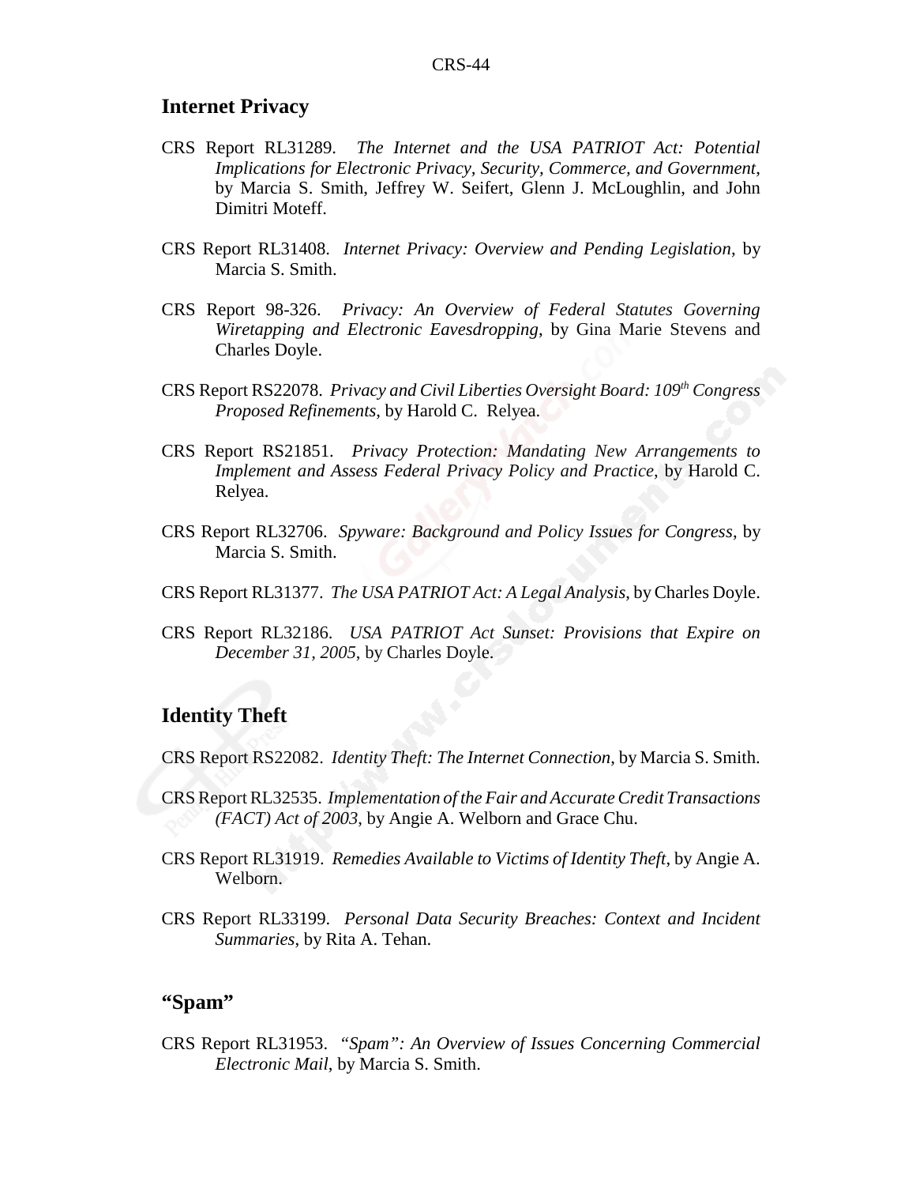## Internet Privacy

CRS Report RL31289. *The Internet and the USA PATRIOT Act: Potential Implications for Electronic Privacy, Security, Commerce, and Government*, by Marcia S. Smith, Jeffrey W. Seifert, Glenn J. McLoughlin, and John Dimitri Moteff.

CRS Report RL31408. *Internet Privacy: Overview and Pending Legislation*, by Marcia S. Smith.

CRS Report 98-326. *Privacy: An Overview of Federal Statutes Governing Wiretapping and Electronic Eavesdropping*, by Gina Marie Stevens and Charles Doyle.

CRS Report RS22078. *Privacy and Civil Liberties Oversight Board: 109th Congress Proposed Refinements*, by Harold C. Relyea.

CRS Report RS21851. *Privacy Protection: Mandating New Arrangements to Implement and Assess Federal Privacy Policy and Practice*, by Harold C. Relyea.

CRS Report RL32706. *Spyware: Background and Policy Issues for Congress*, by Marcia S. Smith.

CRS Report RL31377. *The USA PATRIOT Act: A Legal Analysis*, by Charles Doyle.

CRS Report RL32186. *USA PATRIOT Act Sunset: Provisions that Expire on December 31, 2005*, by Charles Doyle.

## Identity Theft

CRS Report RS22082. *Identity Theft: The Internet Connection*, by Marcia S. Smith.

CRS Report RL32535. *Implementation of the Fair and Accurate Credit Transactions (FACT) Act of 2003*, by Angie A. Welborn and Grace Chu.

CRS Report RL31919. *Remedies Available to Victims of Identity Theft*, by Angie A. Welborn.

CRS Report RL33199. *Personal Data Security Breaches: Context and Incident Summaries*, by Rita A. Tehan.

## "Spam"

CRS Report RL31953. *"Spam": An Overview of Issues Concerning Commercial Electronic Mail*, by Marcia S. Smith.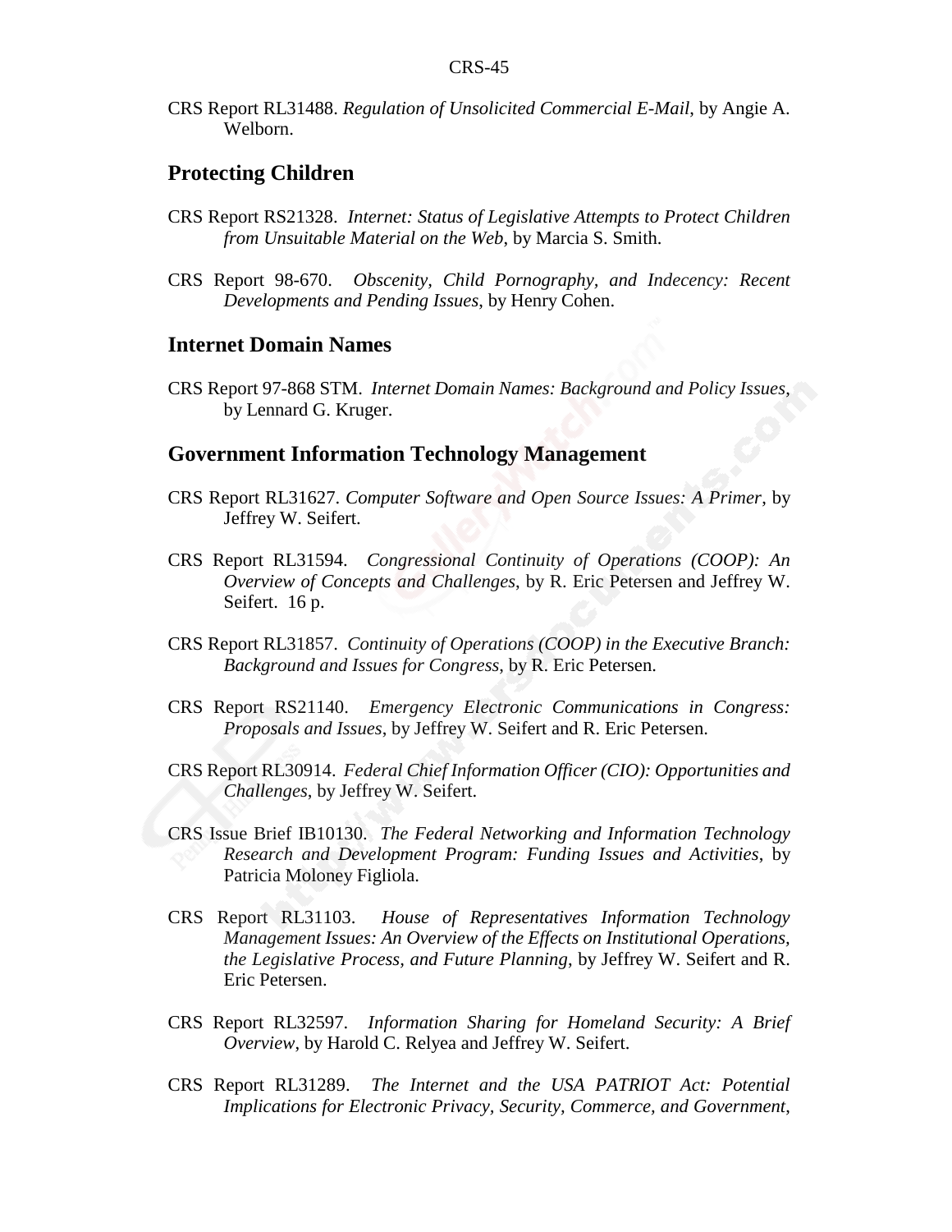CRS Report RL31488. *Regulation of Unsolicited Commercial E-Mail*, by Angie A. Welborn.

## Protecting Children

CRS Report RS21328. *Internet: Status of Legislative Attempts to Protect Children from Unsuitable Material on the Web*, by Marcia S. Smith.

CRS Report 98-670. *Obscenity, Child Pornography, and Indecency: Recent Developments and Pending Issues*, by Henry Cohen.

## Internet Domain Names

CRS Report 97-868 STM. *Internet Domain Names: Background and Policy Issues*, by Lennard G. Kruger.

## Government Information Technology Management

CRS Report RL31627. *Computer Software and Open Source Issues: A Primer*, by Jeffrey W. Seifert.

CRS Report RL31594. *Congressional Continuity of Operations (COOP): An Overview of Concepts and Challenges*, by R. Eric Petersen and Jeffrey W. Seifert. 16 p.

CRS Report RL31857. *Continuity of Operations (COOP) in the Executive Branch: Background and Issues for Congress*, by R. Eric Petersen.

CRS Report RS21140. *Emergency Electronic Communications in Congress: Proposals and Issues*, by Jeffrey W. Seifert and R. Eric Petersen.

CRS Report RL30914. *Federal Chief Information Officer (CIO): Opportunities and Challenges*, by Jeffrey W. Seifert.

CRS Issue Brief IB10130. *The Federal Networking and Information Technology Research and Development Program: Funding Issues and Activities*, by Patricia Moloney Figliola.

CRS Report RL31103. *House of Representatives Information Technology Management Issues: An Overview of the Effects on Institutional Operations, the Legislative Process, and Future Planning*, by Jeffrey W. Seifert and R. Eric Petersen.

CRS Report RL32597. *Information Sharing for Homeland Security: A Brief Overview*, by Harold C. Relyea and Jeffrey W. Seifert.

CRS Report RL31289. *The Internet and the USA PATRIOT Act: Potential Implications for Electronic Privacy, Security, Commerce, and Government*,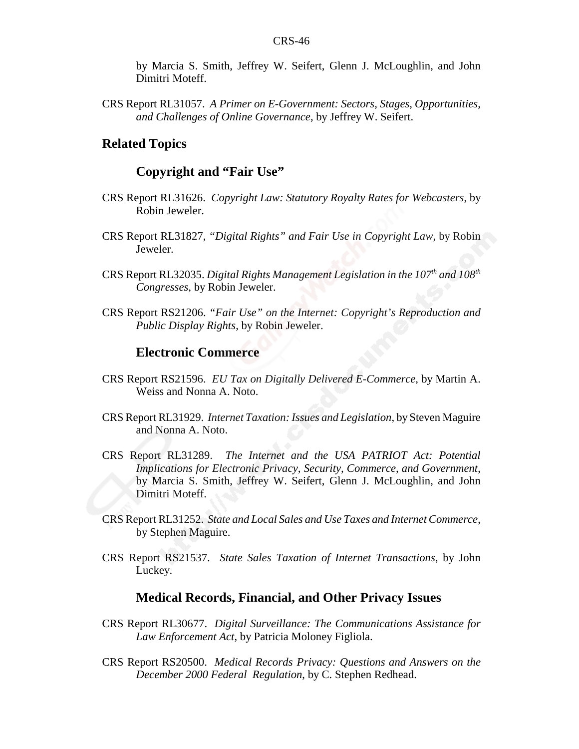by Marcia S. Smith, Jeffrey W. Seifert, Glenn J. McLoughlin, and John Dimitri Moteff.

CRS Report RL31057. *A Primer on E-Government: Sectors, Stages, Opportunities, and Challenges of Online Governance*, by Jeffrey W. Seifert.

## Related Topics

### Copyright and "Fair Use"

CRS Report RL31626. *Copyright Law: Statutory Royalty Rates for Webcasters*, by Robin Jeweler.

CRS Report RL31827, *"Digital Rights" and Fair Use in Copyright Law*, by Robin Jeweler.

CRS Report RL32035. *Digital Rights Management Legislation in the 107th and 108th Congresses*, by Robin Jeweler.

CRS Report RS21206. *"Fair Use" on the Internet: Copyright's Reproduction and Public Display Rights*, by Robin Jeweler.

### Electronic Commerce

CRS Report RS21596. *EU Tax on Digitally Delivered E-Commerce*, by Martin A. Weiss and Nonna A. Noto.

CRS Report RL31929. *Internet Taxation: Issues and Legislation*, by Steven Maguire and Nonna A. Noto.

CRS Report RL31289. *The Internet and the USA PATRIOT Act: Potential Implications for Electronic Privacy, Security, Commerce, and Government*, by Marcia S. Smith, Jeffrey W. Seifert, Glenn J. McLoughlin, and John Dimitri Moteff.

CRS Report RL31252. *State and Local Sales and Use Taxes and Internet Commerce*, by Stephen Maguire.

CRS Report RS21537. *State Sales Taxation of Internet Transactions*, by John Luckey.

### Medical Records, Financial, and Other Privacy Issues

CRS Report RL30677. *Digital Surveillance: The Communications Assistance for Law Enforcement Act*, by Patricia Moloney Figliola.

CRS Report RS20500. *Medical Records Privacy: Questions and Answers on the December 2000 Federal Regulation*, by C. Stephen Redhead.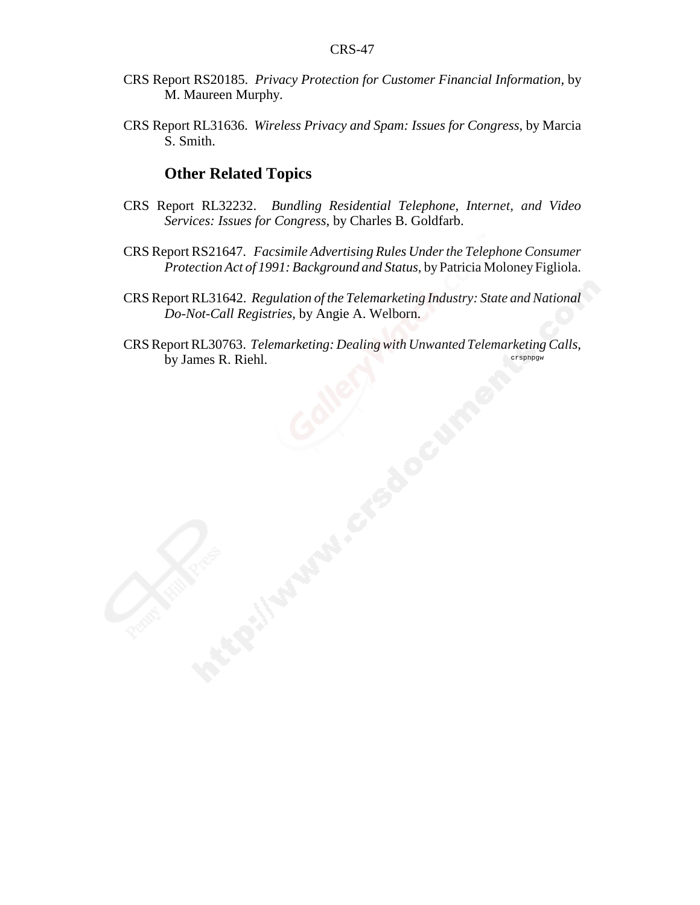CRS Report RS20185. *Privacy Protection for Customer Financial Information*, by M. Maureen Murphy.

CRS Report RL31636. *Wireless Privacy and Spam: Issues for Congress*, by Marcia S. Smith.

### Other Related Topics

CRS Report RL32232. *Bundling Residential Telephone, Internet, and Video Services: Issues for Congress*, by Charles B. Goldfarb.

CRS Report RS21647. *Facsimile Advertising Rules Under the Telephone Consumer Protection Act of 1991: Background and Status*, by Patricia Moloney Figliola.

CRS Report RL31642. *Regulation of the Telemarketing Industry: State and National Do-Not-Call Registries*, by Angie A. Welborn.

CRS Report RL30763. *Telemarketing: Dealing with Unwanted Telemarketing Calls*, by James R. Riehl.